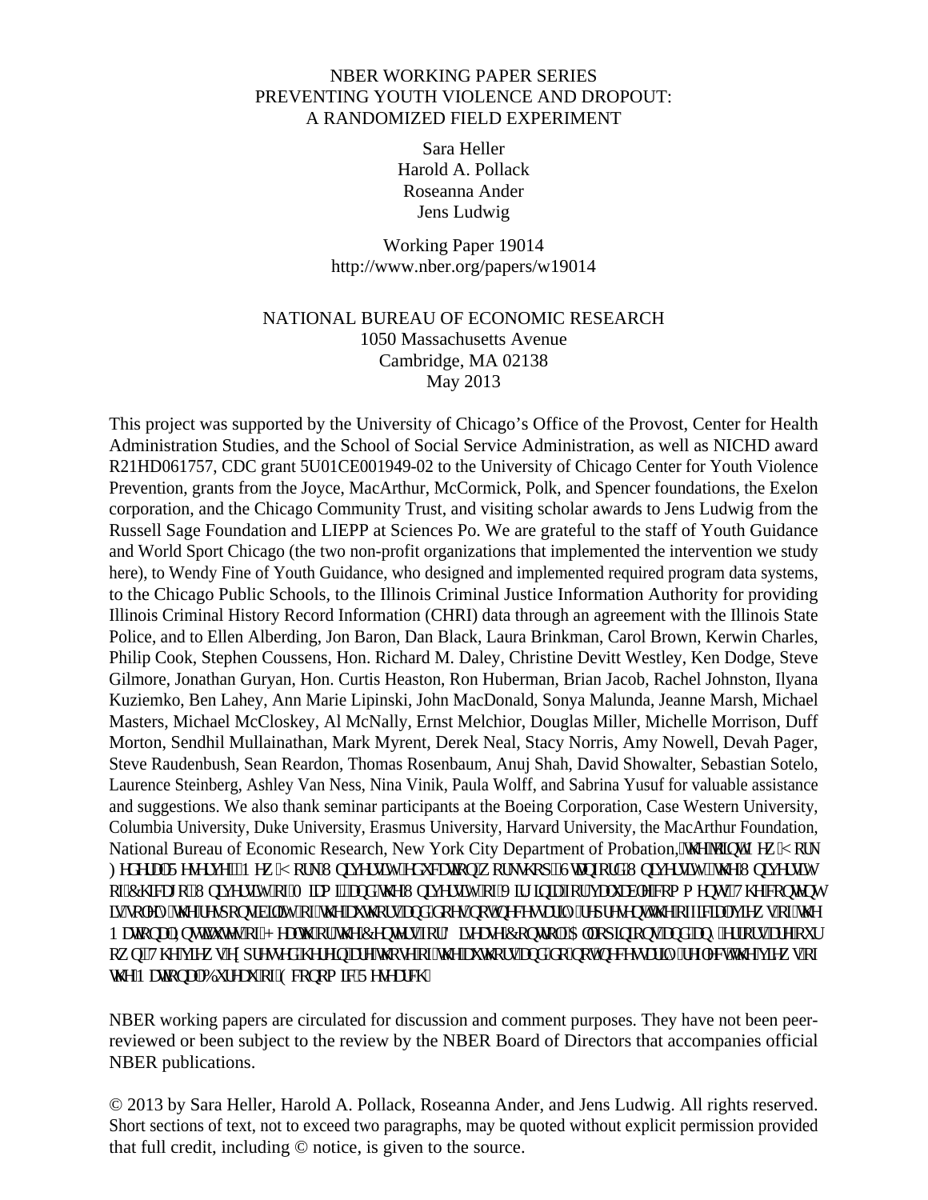NBER WORKING PAPER SERIES

PREVENTING YOUTH VIOLENCE AND DROPOUT:
A RANDOMIZED FIELD EXPERIMENT

Sara Heller
Harold A. Pollack
Roseanna Ander
Jens Ludwig

Working Paper 19014
http://www.nber.org/papers/w19014

NATIONAL BUREAU OF ECONOMIC RESEARCH
1050 Massachusetts Avenue
Cambridge, MA 02138
May 2013

This project was supported by the University of Chicago's Office of the Provost, Center for Health Administration Studies, and the School of Social Service Administration, as well as NICHD award R21HD061757, CDC grant 5U01CE001949-02 to the University of Chicago Center for Youth Violence Prevention, grants from the Joyce, MacArthur, McCormick, Polk, and Spencer foundations, the Exelon corporation, and the Chicago Community Trust, and visiting scholar awards to Jens Ludwig from the Russell Sage Foundation and LIEPP at Sciences Po. We are grateful to the staff of Youth Guidance and World Sport Chicago (the two non-profit organizations that implemented the intervention we study here), to Wendy Fine of Youth Guidance, who designed and implemented required program data systems, to the Chicago Public Schools, to the Illinois Criminal Justice Information Authority for providing Illinois Criminal History Record Information (CHRI) data through an agreement with the Illinois State Police, and to Ellen Alberding, Jon Baron, Dan Black, Laura Brinkman, Carol Brown, Kerwin Charles, Philip Cook, Stephen Coussens, Hon. Richard M. Daley, Christine Devitt Westley, Ken Dodge, Steve Gilmore, Jonathan Guryan, Hon. Curtis Heaston, Ron Huberman, Brian Jacob, Rachel Johnston, Ilyana Kuziemko, Ben Lahey, Ann Marie Lipinski, John MacDonald, Sonya Malunda, Jeanne Marsh, Michael Masters, Michael McCloskey, Al McNally, Ernst Melchior, Douglas Miller, Michelle Morrison, Duff Morton, Sendhil Mullainathan, Mark Myrent, Derek Neal, Stacy Norris, Amy Nowell, Devah Pager, Steve Raudenbush, Sean Reardon, Thomas Rosenbaum, Anuj Shah, David Showalter, Sebastian Sotelo, Laurence Steinberg, Ashley Van Ness, Nina Vinik, Paula Wolff, and Sabrina Yusuf for valuable assistance and suggestions. We also thank seminar participants at the Boeing Corporation, Case Western University, Columbia University, Duke University, Erasmus University, Harvard University, the MacArthur Foundation, National Bureau of Economic Research, New York City Department of Probation, the New York Federal Reserve, New York University education workshop, Stanford University, the University of Chicago, University of Miami, and the University of Virginia for valuable comments. The content is solely the responsibility of the authors and does not necessarily represent the official views of the National Institutes of Health or the Centers for Disease Control. All opinions and any errors are our own. The views expressed herein are those of the authors and do not necessarily reflect the views of the National Bureau of Economic Research.

NBER working papers are circulated for discussion and comment purposes. They have not been peer-reviewed or been subject to the review by the NBER Board of Directors that accompanies official NBER publications.

© 2013 by Sara Heller, Harold A. Pollack, Roseanna Ander, and Jens Ludwig. All rights reserved. Short sections of text, not to exceed two paragraphs, may be quoted without explicit permission provided that full credit, including © notice, is given to the source.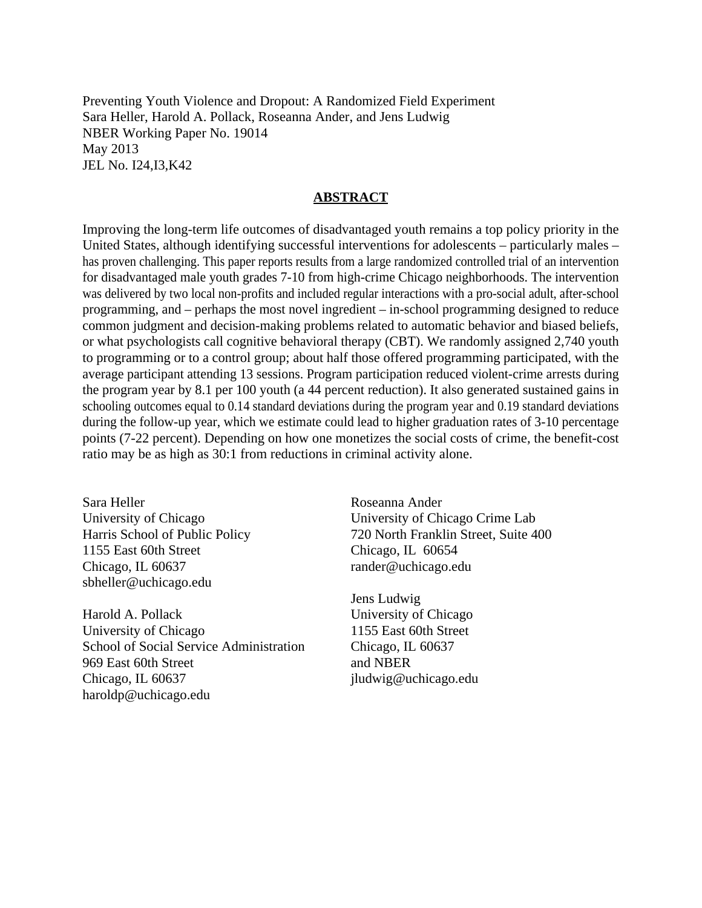Preventing Youth Violence and Dropout: A Randomized Field Experiment
Sara Heller, Harold A. Pollack, Roseanna Ander, and Jens Ludwig
NBER Working Paper No. 19014
May 2013
JEL No. I24,I3,K42

## ABSTRACT

Improving the long-term life outcomes of disadvantaged youth remains a top policy priority in the United States, although identifying successful interventions for adolescents – particularly males – has proven challenging. This paper reports results from a large randomized controlled trial of an intervention for disadvantaged male youth grades 7-10 from high-crime Chicago neighborhoods. The intervention was delivered by two local non-profits and included regular interactions with a pro-social adult, after-school programming, and – perhaps the most novel ingredient – in-school programming designed to reduce common judgment and decision-making problems related to automatic behavior and biased beliefs, or what psychologists call cognitive behavioral therapy (CBT). We randomly assigned 2,740 youth to programming or to a control group; about half those offered programming participated, with the average participant attending 13 sessions. Program participation reduced violent-crime arrests during the program year by 8.1 per 100 youth (a 44 percent reduction). It also generated sustained gains in schooling outcomes equal to 0.14 standard deviations during the program year and 0.19 standard deviations during the follow-up year, which we estimate could lead to higher graduation rates of 3-10 percentage points (7-22 percent). Depending on how one monetizes the social costs of crime, the benefit-cost ratio may be as high as 30:1 from reductions in criminal activity alone.

Sara Heller
University of Chicago
Harris School of Public Policy
1155 East 60th Street
Chicago, IL 60637
sbheller@uchicago.edu

Harold A. Pollack
University of Chicago
School of Social Service Administration
969 East 60th Street
Chicago, IL 60637
haroldp@uchicago.edu

Roseanna Ander
University of Chicago Crime Lab
720 North Franklin Street, Suite 400
Chicago, IL 60654
rander@uchicago.edu

Jens Ludwig
University of Chicago
1155 East 60th Street
Chicago, IL 60637
and NBER
jludwig@uchicago.edu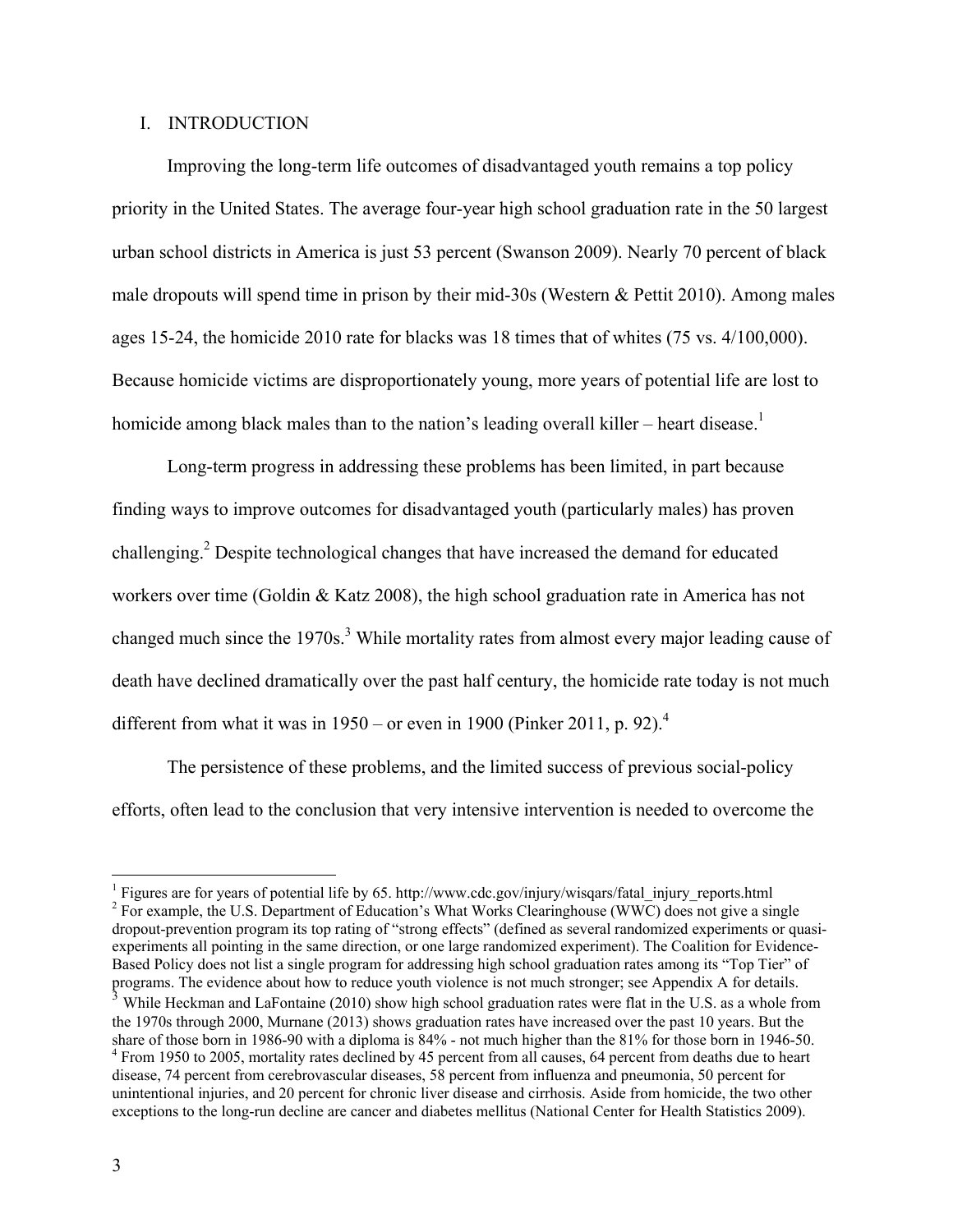## I. INTRODUCTION

Improving the long-term life outcomes of disadvantaged youth remains a top policy priority in the United States. The average four-year high school graduation rate in the 50 largest urban school districts in America is just 53 percent (Swanson 2009). Nearly 70 percent of black male dropouts will spend time in prison by their mid-30s (Western & Pettit 2010). Among males ages 15-24, the homicide 2010 rate for blacks was 18 times that of whites (75 vs. 4/100,000). Because homicide victims are disproportionately young, more years of potential life are lost to homicide among black males than to the nation's leading overall killer – heart disease.[1]

Long-term progress in addressing these problems has been limited, in part because finding ways to improve outcomes for disadvantaged youth (particularly males) has proven challenging.[2] Despite technological changes that have increased the demand for educated workers over time (Goldin & Katz 2008), the high school graduation rate in America has not changed much since the 1970s.[3] While mortality rates from almost every major leading cause of death have declined dramatically over the past half century, the homicide rate today is not much different from what it was in 1950 – or even in 1900 (Pinker 2011, p. 92).[4]

The persistence of these problems, and the limited success of previous social-policy efforts, often lead to the conclusion that very intensive intervention is needed to overcome the

---

[1] Figures are for years of potential life by 65. http://www.cdc.gov/injury/wisqars/fatal_injury_reports.html

[2] For example, the U.S. Department of Education's What Works Clearinghouse (WWC) does not give a single dropout-prevention program its top rating of "strong effects" (defined as several randomized experiments or quasi-experiments all pointing in the same direction, or one large randomized experiment). The Coalition for Evidence-Based Policy does not list a single program for addressing high school graduation rates among its "Top Tier" of programs. The evidence about how to reduce youth violence is not much stronger; see Appendix A for details.

[3] While Heckman and LaFontaine (2010) show high school graduation rates were flat in the U.S. as a whole from the 1970s through 2000, Murnane (2013) shows graduation rates have increased over the past 10 years. But the share of those born in 1986-90 with a diploma is 84% - not much higher than the 81% for those born in 1946-50.

[4] From 1950 to 2005, mortality rates declined by 45 percent from all causes, 64 percent from deaths due to heart disease, 74 percent from cerebrovascular diseases, 58 percent from influenza and pneumonia, 50 percent for unintentional injuries, and 20 percent for chronic liver disease and cirrhosis. Aside from homicide, the two other exceptions to the long-run decline are cancer and diabetes mellitus (National Center for Health Statistics 2009).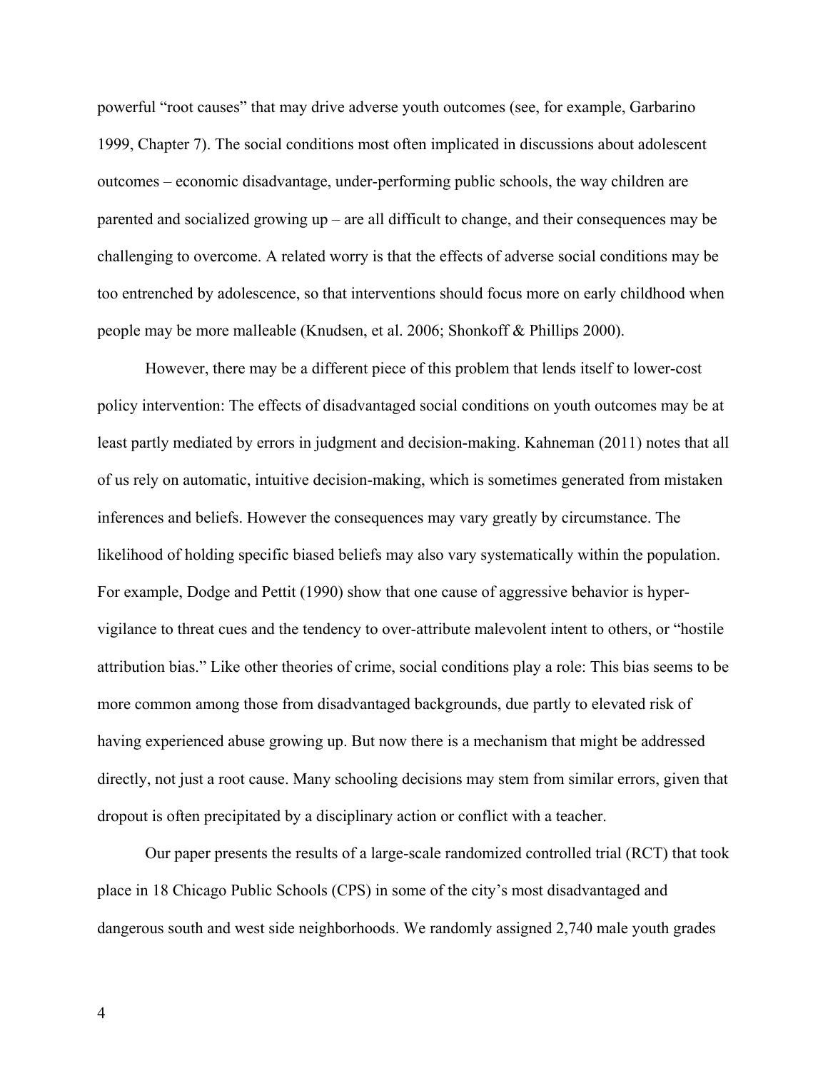powerful "root causes" that may drive adverse youth outcomes (see, for example, Garbarino 1999, Chapter 7). The social conditions most often implicated in discussions about adolescent outcomes – economic disadvantage, under-performing public schools, the way children are parented and socialized growing up – are all difficult to change, and their consequences may be challenging to overcome. A related worry is that the effects of adverse social conditions may be too entrenched by adolescence, so that interventions should focus more on early childhood when people may be more malleable (Knudsen, et al. 2006; Shonkoff & Phillips 2000).

However, there may be a different piece of this problem that lends itself to lower-cost policy intervention: The effects of disadvantaged social conditions on youth outcomes may be at least partly mediated by errors in judgment and decision-making. Kahneman (2011) notes that all of us rely on automatic, intuitive decision-making, which is sometimes generated from mistaken inferences and beliefs. However the consequences may vary greatly by circumstance. The likelihood of holding specific biased beliefs may also vary systematically within the population. For example, Dodge and Pettit (1990) show that one cause of aggressive behavior is hyper-vigilance to threat cues and the tendency to over-attribute malevolent intent to others, or "hostile attribution bias." Like other theories of crime, social conditions play a role: This bias seems to be more common among those from disadvantaged backgrounds, due partly to elevated risk of having experienced abuse growing up. But now there is a mechanism that might be addressed directly, not just a root cause. Many schooling decisions may stem from similar errors, given that dropout is often precipitated by a disciplinary action or conflict with a teacher.

Our paper presents the results of a large-scale randomized controlled trial (RCT) that took place in 18 Chicago Public Schools (CPS) in some of the city's most disadvantaged and dangerous south and west side neighborhoods. We randomly assigned 2,740 male youth grades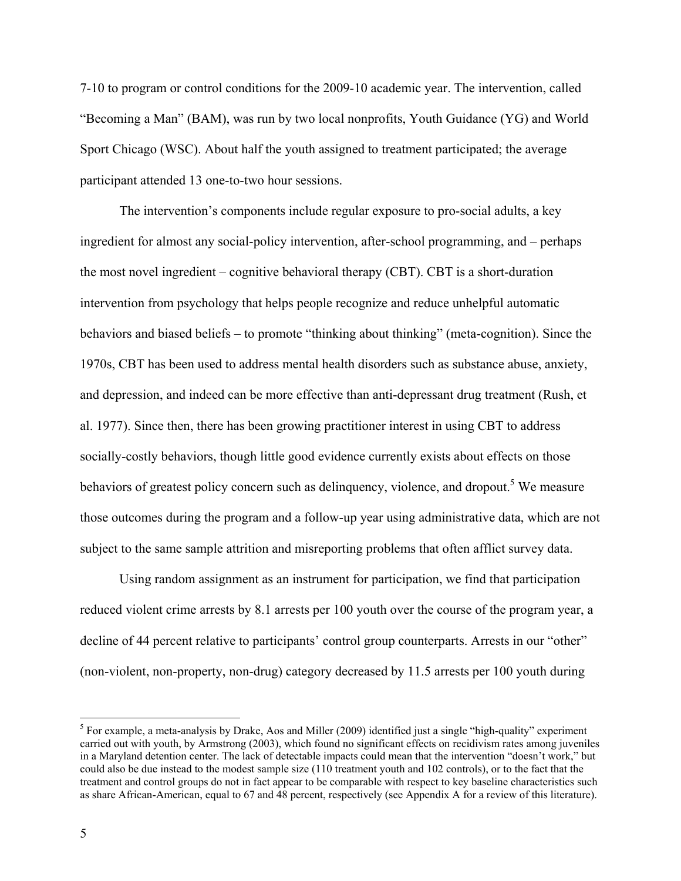7-10 to program or control conditions for the 2009-10 academic year. The intervention, called "Becoming a Man" (BAM), was run by two local nonprofits, Youth Guidance (YG) and World Sport Chicago (WSC). About half the youth assigned to treatment participated; the average participant attended 13 one-to-two hour sessions.

The intervention's components include regular exposure to pro-social adults, a key ingredient for almost any social-policy intervention, after-school programming, and – perhaps the most novel ingredient – cognitive behavioral therapy (CBT). CBT is a short-duration intervention from psychology that helps people recognize and reduce unhelpful automatic behaviors and biased beliefs – to promote "thinking about thinking" (meta-cognition). Since the 1970s, CBT has been used to address mental health disorders such as substance abuse, anxiety, and depression, and indeed can be more effective than anti-depressant drug treatment (Rush, et al. 1977). Since then, there has been growing practitioner interest in using CBT to address socially-costly behaviors, though little good evidence currently exists about effects on those behaviors of greatest policy concern such as delinquency, violence, and dropout.[5] We measure those outcomes during the program and a follow-up year using administrative data, which are not subject to the same sample attrition and misreporting problems that often afflict survey data.

Using random assignment as an instrument for participation, we find that participation reduced violent crime arrests by 8.1 arrests per 100 youth over the course of the program year, a decline of 44 percent relative to participants' control group counterparts. Arrests in our "other" (non-violent, non-property, non-drug) category decreased by 11.5 arrests per 100 youth during

[5] For example, a meta-analysis by Drake, Aos and Miller (2009) identified just a single "high-quality" experiment carried out with youth, by Armstrong (2003), which found no significant effects on recidivism rates among juveniles in a Maryland detention center. The lack of detectable impacts could mean that the intervention "doesn't work," but could also be due instead to the modest sample size (110 treatment youth and 102 controls), or to the fact that the treatment and control groups do not in fact appear to be comparable with respect to key baseline characteristics such as share African-American, equal to 67 and 48 percent, respectively (see Appendix A for a review of this literature).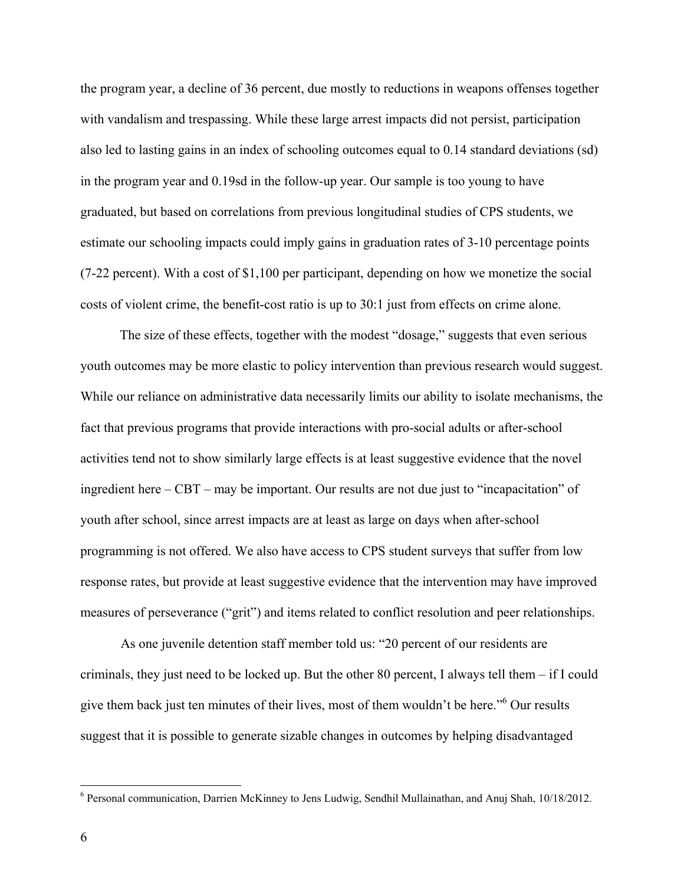the program year, a decline of 36 percent, due mostly to reductions in weapons offenses together with vandalism and trespassing. While these large arrest impacts did not persist, participation also led to lasting gains in an index of schooling outcomes equal to 0.14 standard deviations (sd) in the program year and 0.19sd in the follow-up year. Our sample is too young to have graduated, but based on correlations from previous longitudinal studies of CPS students, we estimate our schooling impacts could imply gains in graduation rates of 3-10 percentage points (7-22 percent). With a cost of $1,100 per participant, depending on how we monetize the social costs of violent crime, the benefit-cost ratio is up to 30:1 just from effects on crime alone.

The size of these effects, together with the modest "dosage," suggests that even serious youth outcomes may be more elastic to policy intervention than previous research would suggest. While our reliance on administrative data necessarily limits our ability to isolate mechanisms, the fact that previous programs that provide interactions with pro-social adults or after-school activities tend not to show similarly large effects is at least suggestive evidence that the novel ingredient here – CBT – may be important. Our results are not due just to "incapacitation" of youth after school, since arrest impacts are at least as large on days when after-school programming is not offered. We also have access to CPS student surveys that suffer from low response rates, but provide at least suggestive evidence that the intervention may have improved measures of perseverance ("grit") and items related to conflict resolution and peer relationships.

As one juvenile detention staff member told us: "20 percent of our residents are criminals, they just need to be locked up. But the other 80 percent, I always tell them – if I could give them back just ten minutes of their lives, most of them wouldn't be here."[6] Our results suggest that it is possible to generate sizable changes in outcomes by helping disadvantaged

---

[6] Personal communication, Darrien McKinney to Jens Ludwig, Sendhil Mullainathan, and Anuj Shah, 10/18/2012.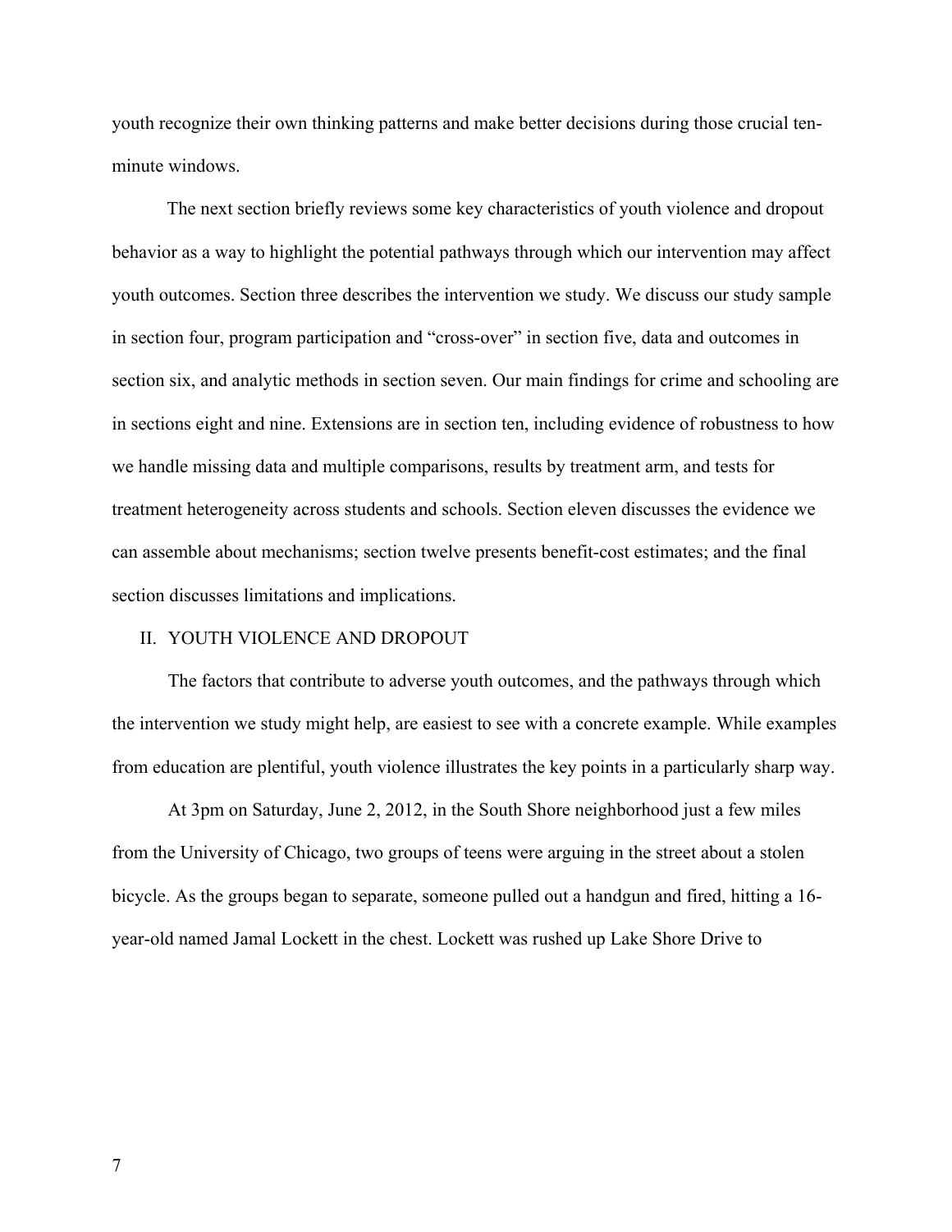youth recognize their own thinking patterns and make better decisions during those crucial ten-minute windows.

The next section briefly reviews some key characteristics of youth violence and dropout behavior as a way to highlight the potential pathways through which our intervention may affect youth outcomes. Section three describes the intervention we study. We discuss our study sample in section four, program participation and "cross-over" in section five, data and outcomes in section six, and analytic methods in section seven. Our main findings for crime and schooling are in sections eight and nine. Extensions are in section ten, including evidence of robustness to how we handle missing data and multiple comparisons, results by treatment arm, and tests for treatment heterogeneity across students and schools. Section eleven discusses the evidence we can assemble about mechanisms; section twelve presents benefit-cost estimates; and the final section discusses limitations and implications.

## II. YOUTH VIOLENCE AND DROPOUT

The factors that contribute to adverse youth outcomes, and the pathways through which the intervention we study might help, are easiest to see with a concrete example. While examples from education are plentiful, youth violence illustrates the key points in a particularly sharp way.

At 3pm on Saturday, June 2, 2012, in the South Shore neighborhood just a few miles from the University of Chicago, two groups of teens were arguing in the street about a stolen bicycle. As the groups began to separate, someone pulled out a handgun and fired, hitting a 16-year-old named Jamal Lockett in the chest. Lockett was rushed up Lake Shore Drive to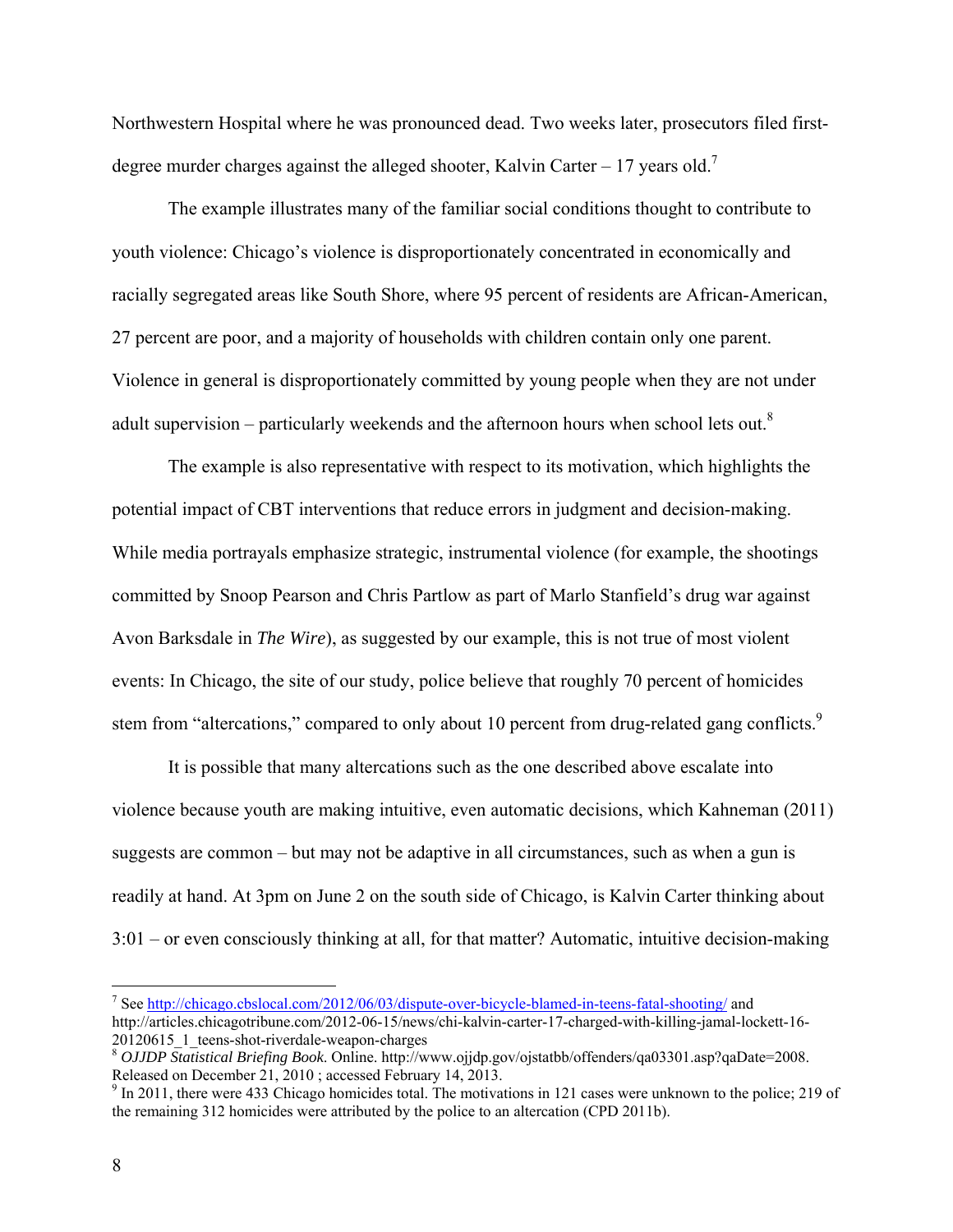Northwestern Hospital where he was pronounced dead. Two weeks later, prosecutors filed first-degree murder charges against the alleged shooter, Kalvin Carter – 17 years old.[7]

The example illustrates many of the familiar social conditions thought to contribute to youth violence: Chicago's violence is disproportionately concentrated in economically and racially segregated areas like South Shore, where 95 percent of residents are African-American, 27 percent are poor, and a majority of households with children contain only one parent. Violence in general is disproportionately committed by young people when they are not under adult supervision – particularly weekends and the afternoon hours when school lets out.[8]

The example is also representative with respect to its motivation, which highlights the potential impact of CBT interventions that reduce errors in judgment and decision-making. While media portrayals emphasize strategic, instrumental violence (for example, the shootings committed by Snoop Pearson and Chris Partlow as part of Marlo Stanfield's drug war against Avon Barksdale in *The Wire*), as suggested by our example, this is not true of most violent events: In Chicago, the site of our study, police believe that roughly 70 percent of homicides stem from "altercations," compared to only about 10 percent from drug-related gang conflicts.[9]

It is possible that many altercations such as the one described above escalate into violence because youth are making intuitive, even automatic decisions, which Kahneman (2011) suggests are common – but may not be adaptive in all circumstances, such as when a gun is readily at hand. At 3pm on June 2 on the south side of Chicago, is Kalvin Carter thinking about 3:01 – or even consciously thinking at all, for that matter? Automatic, intuitive decision-making

---

[7] See http://chicago.cbslocal.com/2012/06/03/dispute-over-bicycle-blamed-in-teens-fatal-shooting/ and http://articles.chicagotribune.com/2012-06-15/news/chi-kalvin-carter-17-charged-with-killing-jamal-lockett-16-20120615_1_teens-shot-riverdale-weapon-charges

[8] *OJJDP Statistical Briefing Book.* Online. http://www.ojjdp.gov/ojstatbb/offenders/qa03301.asp?qaDate=2008. Released on December 21, 2010 ; accessed February 14, 2013.

[9] In 2011, there were 433 Chicago homicides total. The motivations in 121 cases were unknown to the police; 219 of the remaining 312 homicides were attributed by the police to an altercation (CPD 2011b).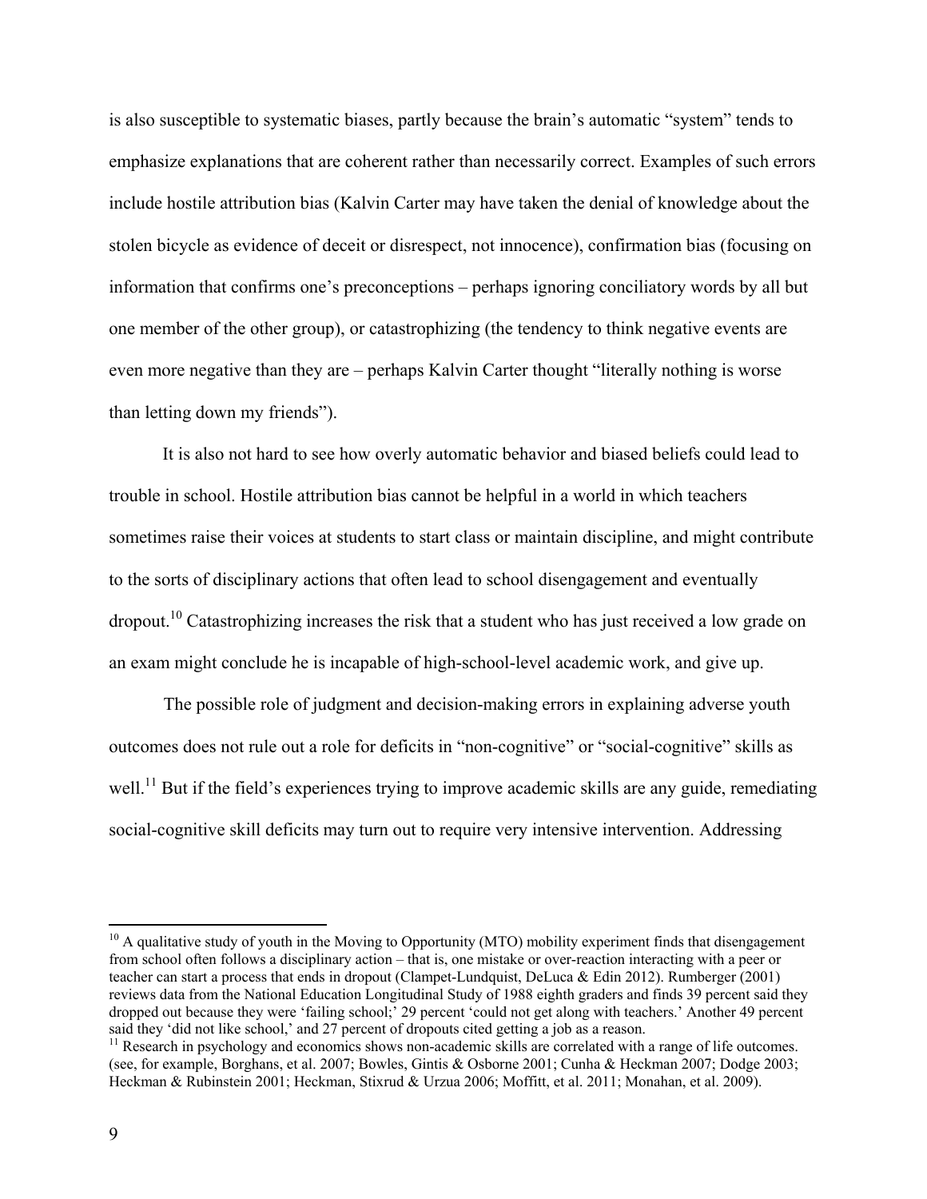is also susceptible to systematic biases, partly because the brain's automatic "system" tends to emphasize explanations that are coherent rather than necessarily correct. Examples of such errors include hostile attribution bias (Kalvin Carter may have taken the denial of knowledge about the stolen bicycle as evidence of deceit or disrespect, not innocence), confirmation bias (focusing on information that confirms one's preconceptions – perhaps ignoring conciliatory words by all but one member of the other group), or catastrophizing (the tendency to think negative events are even more negative than they are – perhaps Kalvin Carter thought "literally nothing is worse than letting down my friends").

It is also not hard to see how overly automatic behavior and biased beliefs could lead to trouble in school. Hostile attribution bias cannot be helpful in a world in which teachers sometimes raise their voices at students to start class or maintain discipline, and might contribute to the sorts of disciplinary actions that often lead to school disengagement and eventually dropout.[10] Catastrophizing increases the risk that a student who has just received a low grade on an exam might conclude he is incapable of high-school-level academic work, and give up.

The possible role of judgment and decision-making errors in explaining adverse youth outcomes does not rule out a role for deficits in "non-cognitive" or "social-cognitive" skills as well.[11] But if the field's experiences trying to improve academic skills are any guide, remediating social-cognitive skill deficits may turn out to require very intensive intervention. Addressing

---

[10] A qualitative study of youth in the Moving to Opportunity (MTO) mobility experiment finds that disengagement from school often follows a disciplinary action – that is, one mistake or over-reaction interacting with a peer or teacher can start a process that ends in dropout (Clampet-Lundquist, DeLuca & Edin 2012). Rumberger (2001) reviews data from the National Education Longitudinal Study of 1988 eighth graders and finds 39 percent said they dropped out because they were 'failing school;' 29 percent 'could not get along with teachers.' Another 49 percent said they 'did not like school,' and 27 percent of dropouts cited getting a job as a reason.

[11] Research in psychology and economics shows non-academic skills are correlated with a range of life outcomes. (see, for example, Borghans, et al. 2007; Bowles, Gintis & Osborne 2001; Cunha & Heckman 2007; Dodge 2003; Heckman & Rubinstein 2001; Heckman, Stixrud & Urzua 2006; Moffitt, et al. 2011; Monahan, et al. 2009).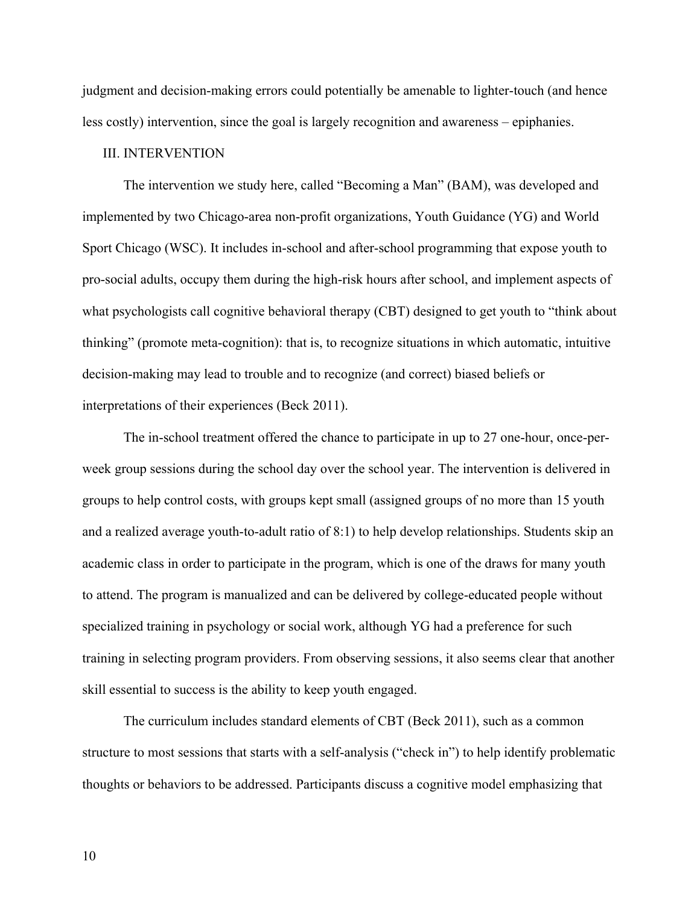judgment and decision-making errors could potentially be amenable to lighter-touch (and hence less costly) intervention, since the goal is largely recognition and awareness – epiphanies.

## III. INTERVENTION

The intervention we study here, called "Becoming a Man" (BAM), was developed and implemented by two Chicago-area non-profit organizations, Youth Guidance (YG) and World Sport Chicago (WSC). It includes in-school and after-school programming that expose youth to pro-social adults, occupy them during the high-risk hours after school, and implement aspects of what psychologists call cognitive behavioral therapy (CBT) designed to get youth to "think about thinking" (promote meta-cognition): that is, to recognize situations in which automatic, intuitive decision-making may lead to trouble and to recognize (and correct) biased beliefs or interpretations of their experiences (Beck 2011).

The in-school treatment offered the chance to participate in up to 27 one-hour, once-per-week group sessions during the school day over the school year. The intervention is delivered in groups to help control costs, with groups kept small (assigned groups of no more than 15 youth and a realized average youth-to-adult ratio of 8:1) to help develop relationships. Students skip an academic class in order to participate in the program, which is one of the draws for many youth to attend. The program is manualized and can be delivered by college-educated people without specialized training in psychology or social work, although YG had a preference for such training in selecting program providers. From observing sessions, it also seems clear that another skill essential to success is the ability to keep youth engaged.

The curriculum includes standard elements of CBT (Beck 2011), such as a common structure to most sessions that starts with a self-analysis ("check in") to help identify problematic thoughts or behaviors to be addressed. Participants discuss a cognitive model emphasizing that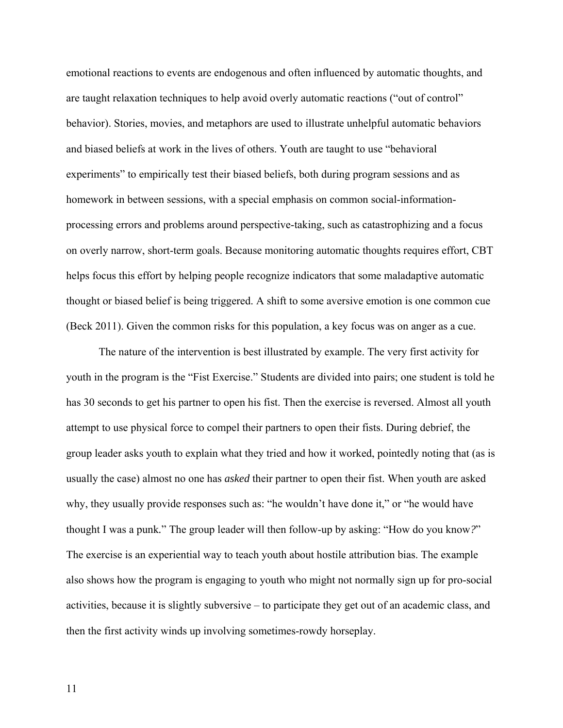emotional reactions to events are endogenous and often influenced by automatic thoughts, and are taught relaxation techniques to help avoid overly automatic reactions ("out of control" behavior). Stories, movies, and metaphors are used to illustrate unhelpful automatic behaviors and biased beliefs at work in the lives of others. Youth are taught to use "behavioral experiments" to empirically test their biased beliefs, both during program sessions and as homework in between sessions, with a special emphasis on common social-information-processing errors and problems around perspective-taking, such as catastrophizing and a focus on overly narrow, short-term goals. Because monitoring automatic thoughts requires effort, CBT helps focus this effort by helping people recognize indicators that some maladaptive automatic thought or biased belief is being triggered. A shift to some aversive emotion is one common cue (Beck 2011). Given the common risks for this population, a key focus was on anger as a cue.

The nature of the intervention is best illustrated by example. The very first activity for youth in the program is the "Fist Exercise." Students are divided into pairs; one student is told he has 30 seconds to get his partner to open his fist. Then the exercise is reversed. Almost all youth attempt to use physical force to compel their partners to open their fists. During debrief, the group leader asks youth to explain what they tried and how it worked, pointedly noting that (as is usually the case) almost no one has *asked* their partner to open their fist. When youth are asked why, they usually provide responses such as: "he wouldn't have done it," or "he would have thought I was a punk." The group leader will then follow-up by asking: "How do you know*?*" The exercise is an experiential way to teach youth about hostile attribution bias. The example also shows how the program is engaging to youth who might not normally sign up for pro-social activities, because it is slightly subversive – to participate they get out of an academic class, and then the first activity winds up involving sometimes-rowdy horseplay.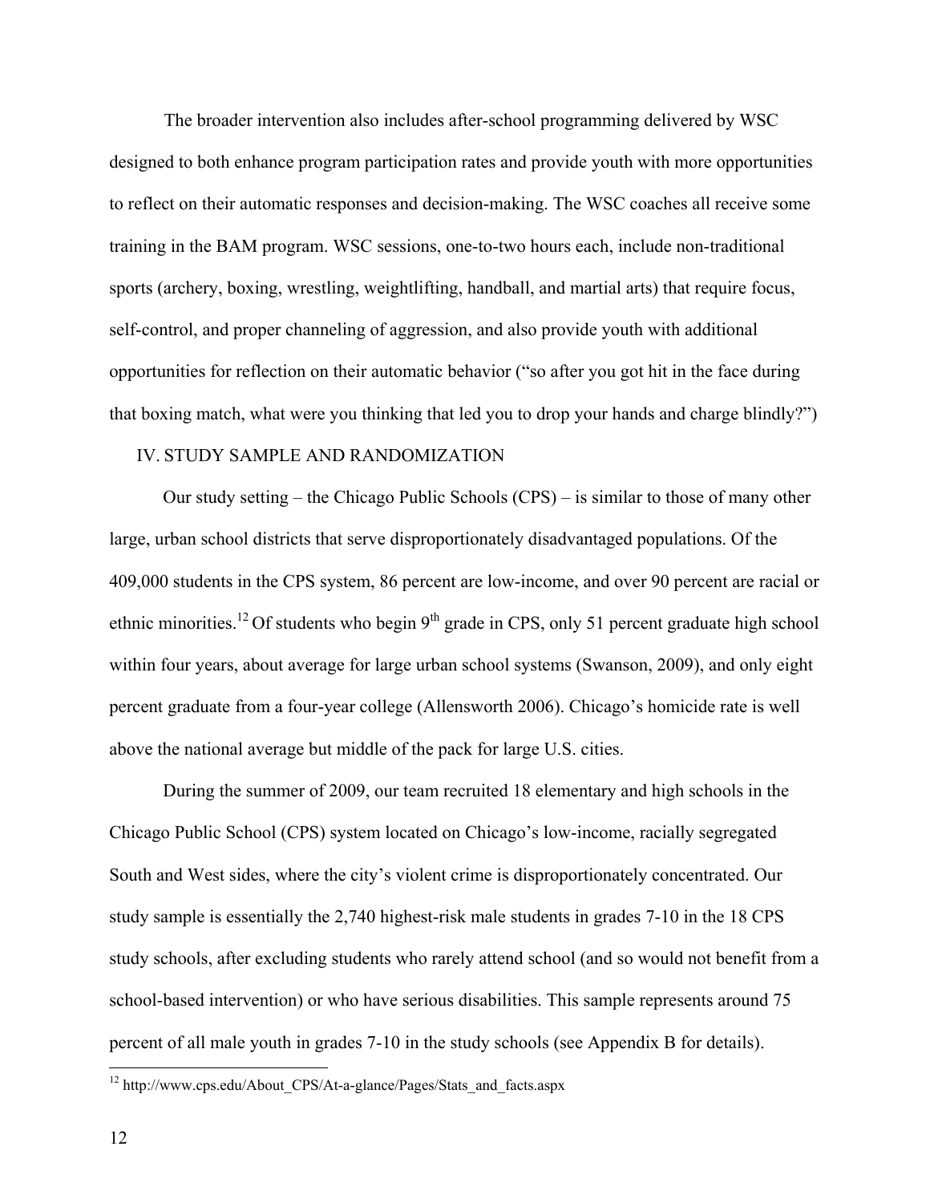The broader intervention also includes after-school programming delivered by WSC designed to both enhance program participation rates and provide youth with more opportunities to reflect on their automatic responses and decision-making. The WSC coaches all receive some training in the BAM program. WSC sessions, one-to-two hours each, include non-traditional sports (archery, boxing, wrestling, weightlifting, handball, and martial arts) that require focus, self-control, and proper channeling of aggression, and also provide youth with additional opportunities for reflection on their automatic behavior ("so after you got hit in the face during that boxing match, what were you thinking that led you to drop your hands and charge blindly?")

## IV. STUDY SAMPLE AND RANDOMIZATION

Our study setting – the Chicago Public Schools (CPS) – is similar to those of many other large, urban school districts that serve disproportionately disadvantaged populations. Of the 409,000 students in the CPS system, 86 percent are low-income, and over 90 percent are racial or ethnic minorities.[12] Of students who begin 9th grade in CPS, only 51 percent graduate high school within four years, about average for large urban school systems (Swanson, 2009), and only eight percent graduate from a four-year college (Allensworth 2006). Chicago's homicide rate is well above the national average but middle of the pack for large U.S. cities.

During the summer of 2009, our team recruited 18 elementary and high schools in the Chicago Public School (CPS) system located on Chicago's low-income, racially segregated South and West sides, where the city's violent crime is disproportionately concentrated. Our study sample is essentially the 2,740 highest-risk male students in grades 7-10 in the 18 CPS study schools, after excluding students who rarely attend school (and so would not benefit from a school-based intervention) or who have serious disabilities. This sample represents around 75 percent of all male youth in grades 7-10 in the study schools (see Appendix B for details).

[12] http://www.cps.edu/About_CPS/At-a-glance/Pages/Stats_and_facts.aspx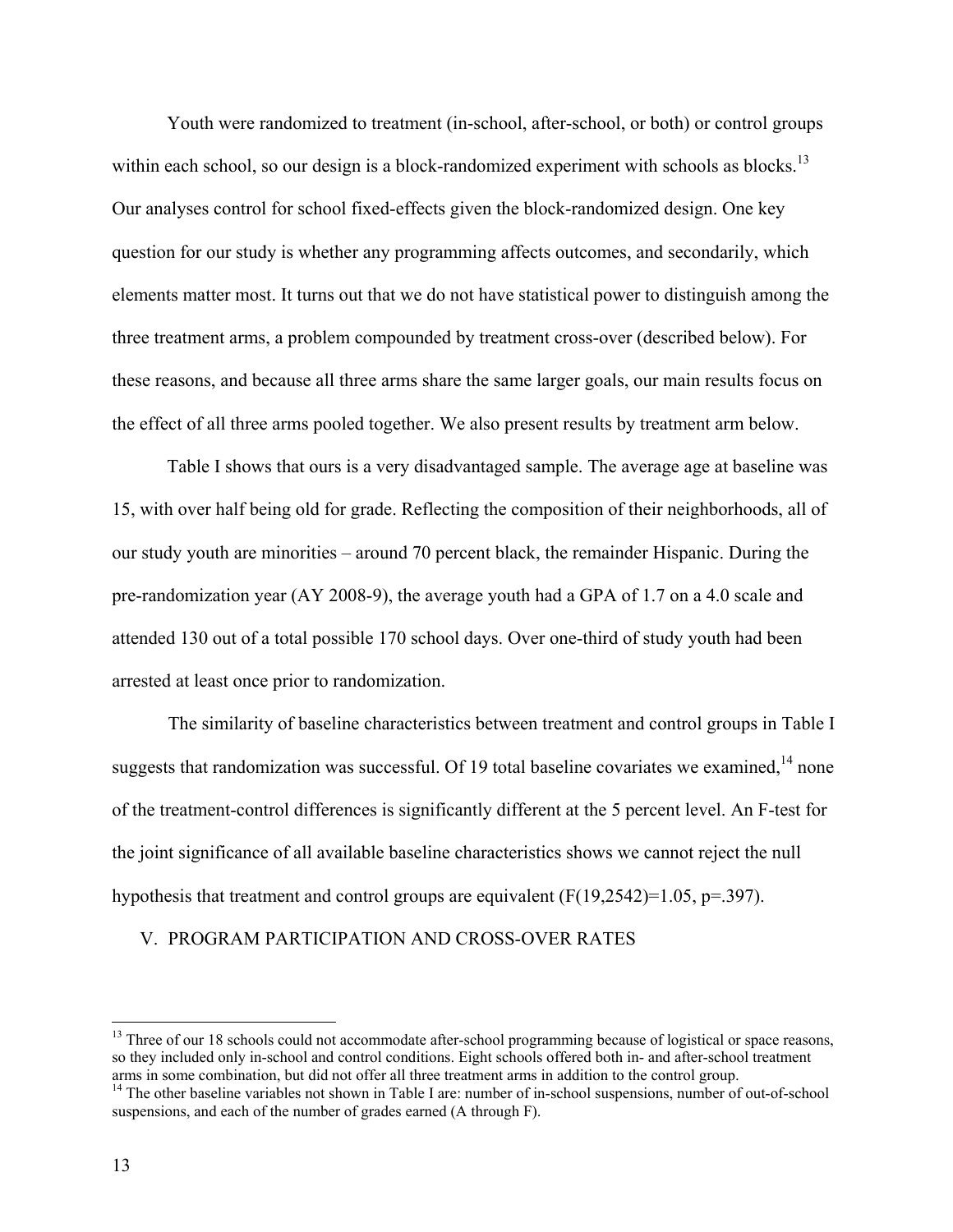Youth were randomized to treatment (in-school, after-school, or both) or control groups within each school, so our design is a block-randomized experiment with schools as blocks.[13] Our analyses control for school fixed-effects given the block-randomized design. One key question for our study is whether any programming affects outcomes, and secondarily, which elements matter most. It turns out that we do not have statistical power to distinguish among the three treatment arms, a problem compounded by treatment cross-over (described below). For these reasons, and because all three arms share the same larger goals, our main results focus on the effect of all three arms pooled together. We also present results by treatment arm below.

Table I shows that ours is a very disadvantaged sample. The average age at baseline was 15, with over half being old for grade. Reflecting the composition of their neighborhoods, all of our study youth are minorities – around 70 percent black, the remainder Hispanic. During the pre-randomization year (AY 2008-9), the average youth had a GPA of 1.7 on a 4.0 scale and attended 130 out of a total possible 170 school days. Over one-third of study youth had been arrested at least once prior to randomization.

The similarity of baseline characteristics between treatment and control groups in Table I suggests that randomization was successful. Of 19 total baseline covariates we examined,[14] none of the treatment-control differences is significantly different at the 5 percent level. An F-test for the joint significance of all available baseline characteristics shows we cannot reject the null hypothesis that treatment and control groups are equivalent ($F(19,2542)=1.05$, $p=.397$).

## V. PROGRAM PARTICIPATION AND CROSS-OVER RATES

---

[13] Three of our 18 schools could not accommodate after-school programming because of logistical or space reasons, so they included only in-school and control conditions. Eight schools offered both in- and after-school treatment arms in some combination, but did not offer all three treatment arms in addition to the control group.

[14] The other baseline variables not shown in Table I are: number of in-school suspensions, number of out-of-school suspensions, and each of the number of grades earned (A through F).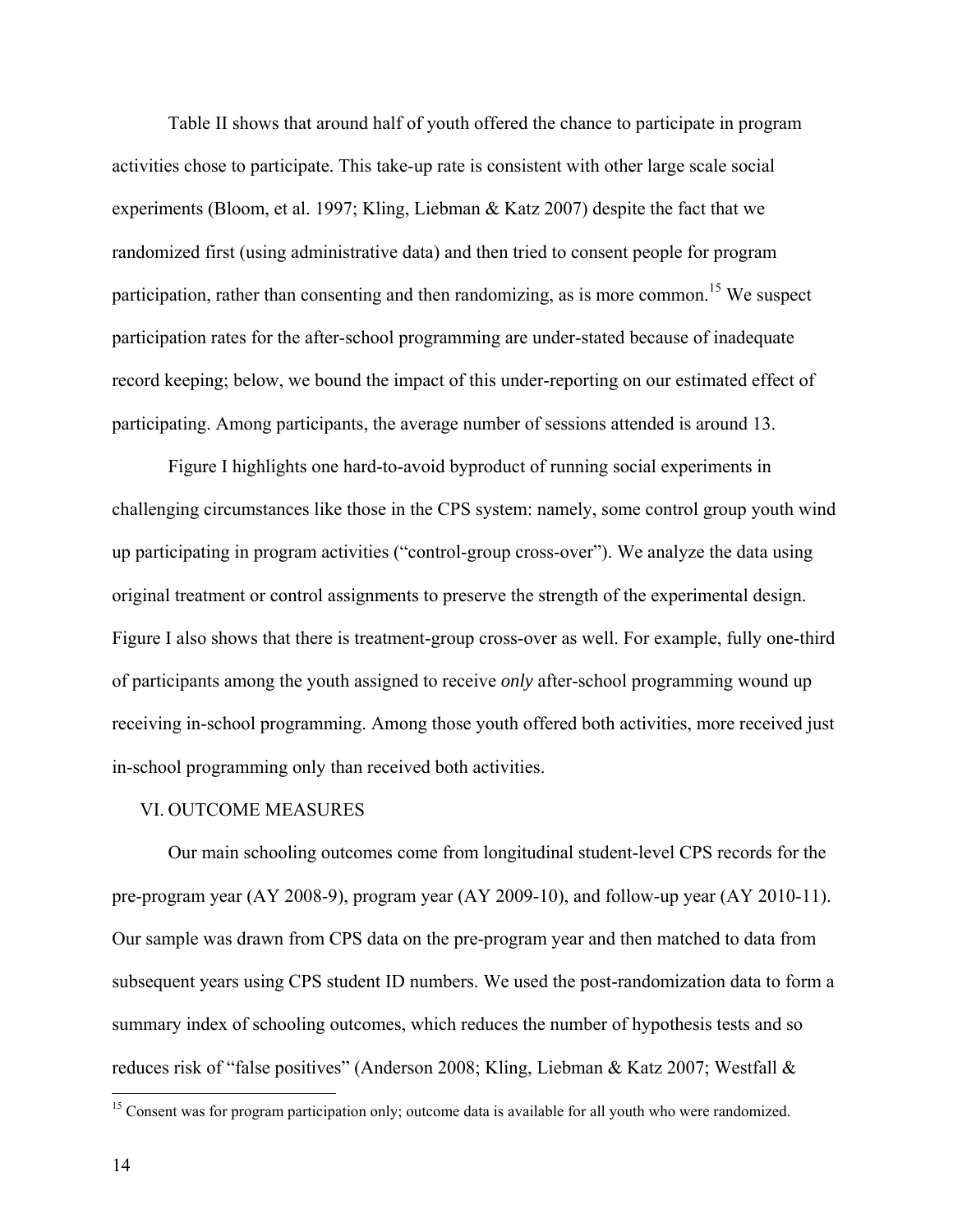Table II shows that around half of youth offered the chance to participate in program activities chose to participate. This take-up rate is consistent with other large scale social experiments (Bloom, et al. 1997; Kling, Liebman & Katz 2007) despite the fact that we randomized first (using administrative data) and then tried to consent people for program participation, rather than consenting and then randomizing, as is more common.[15] We suspect participation rates for the after-school programming are under-stated because of inadequate record keeping; below, we bound the impact of this under-reporting on our estimated effect of participating. Among participants, the average number of sessions attended is around 13.

Figure I highlights one hard-to-avoid byproduct of running social experiments in challenging circumstances like those in the CPS system: namely, some control group youth wind up participating in program activities ("control-group cross-over"). We analyze the data using original treatment or control assignments to preserve the strength of the experimental design. Figure I also shows that there is treatment-group cross-over as well. For example, fully one-third of participants among the youth assigned to receive *only* after-school programming wound up receiving in-school programming. Among those youth offered both activities, more received just in-school programming only than received both activities.

## VI. OUTCOME MEASURES

Our main schooling outcomes come from longitudinal student-level CPS records for the pre-program year (AY 2008-9), program year (AY 2009-10), and follow-up year (AY 2010-11). Our sample was drawn from CPS data on the pre-program year and then matched to data from subsequent years using CPS student ID numbers. We used the post-randomization data to form a summary index of schooling outcomes, which reduces the number of hypothesis tests and so reduces risk of "false positives" (Anderson 2008; Kling, Liebman & Katz 2007; Westfall &

[15] Consent was for program participation only; outcome data is available for all youth who were randomized.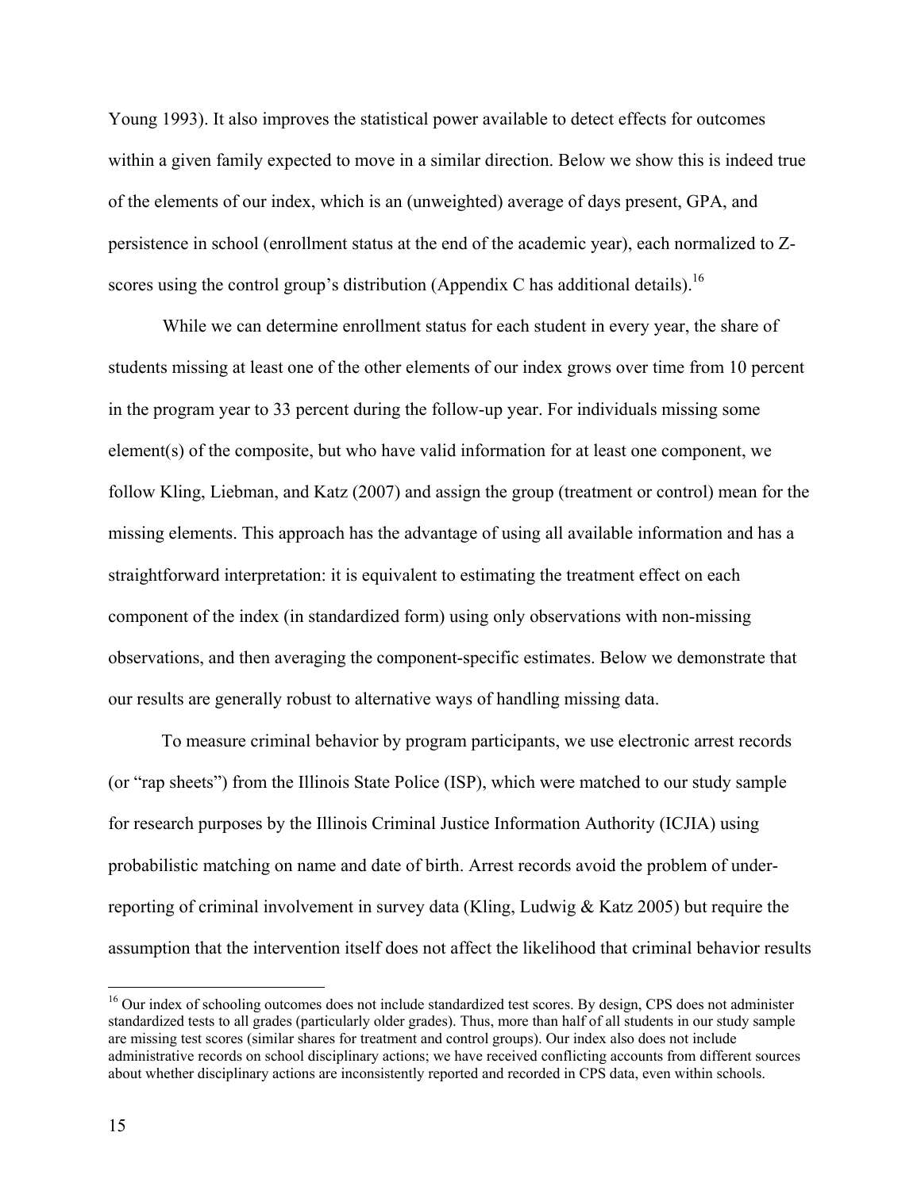Young 1993). It also improves the statistical power available to detect effects for outcomes within a given family expected to move in a similar direction. Below we show this is indeed true of the elements of our index, which is an (unweighted) average of days present, GPA, and persistence in school (enrollment status at the end of the academic year), each normalized to Z-scores using the control group's distribution (Appendix C has additional details).[16]

While we can determine enrollment status for each student in every year, the share of students missing at least one of the other elements of our index grows over time from 10 percent in the program year to 33 percent during the follow-up year. For individuals missing some element(s) of the composite, but who have valid information for at least one component, we follow Kling, Liebman, and Katz (2007) and assign the group (treatment or control) mean for the missing elements. This approach has the advantage of using all available information and has a straightforward interpretation: it is equivalent to estimating the treatment effect on each component of the index (in standardized form) using only observations with non-missing observations, and then averaging the component-specific estimates. Below we demonstrate that our results are generally robust to alternative ways of handling missing data.

To measure criminal behavior by program participants, we use electronic arrest records (or "rap sheets") from the Illinois State Police (ISP), which were matched to our study sample for research purposes by the Illinois Criminal Justice Information Authority (ICJIA) using probabilistic matching on name and date of birth. Arrest records avoid the problem of under-reporting of criminal involvement in survey data (Kling, Ludwig & Katz 2005) but require the assumption that the intervention itself does not affect the likelihood that criminal behavior results

---

[16] Our index of schooling outcomes does not include standardized test scores. By design, CPS does not administer standardized tests to all grades (particularly older grades). Thus, more than half of all students in our study sample are missing test scores (similar shares for treatment and control groups). Our index also does not include administrative records on school disciplinary actions; we have received conflicting accounts from different sources about whether disciplinary actions are inconsistently reported and recorded in CPS data, even within schools.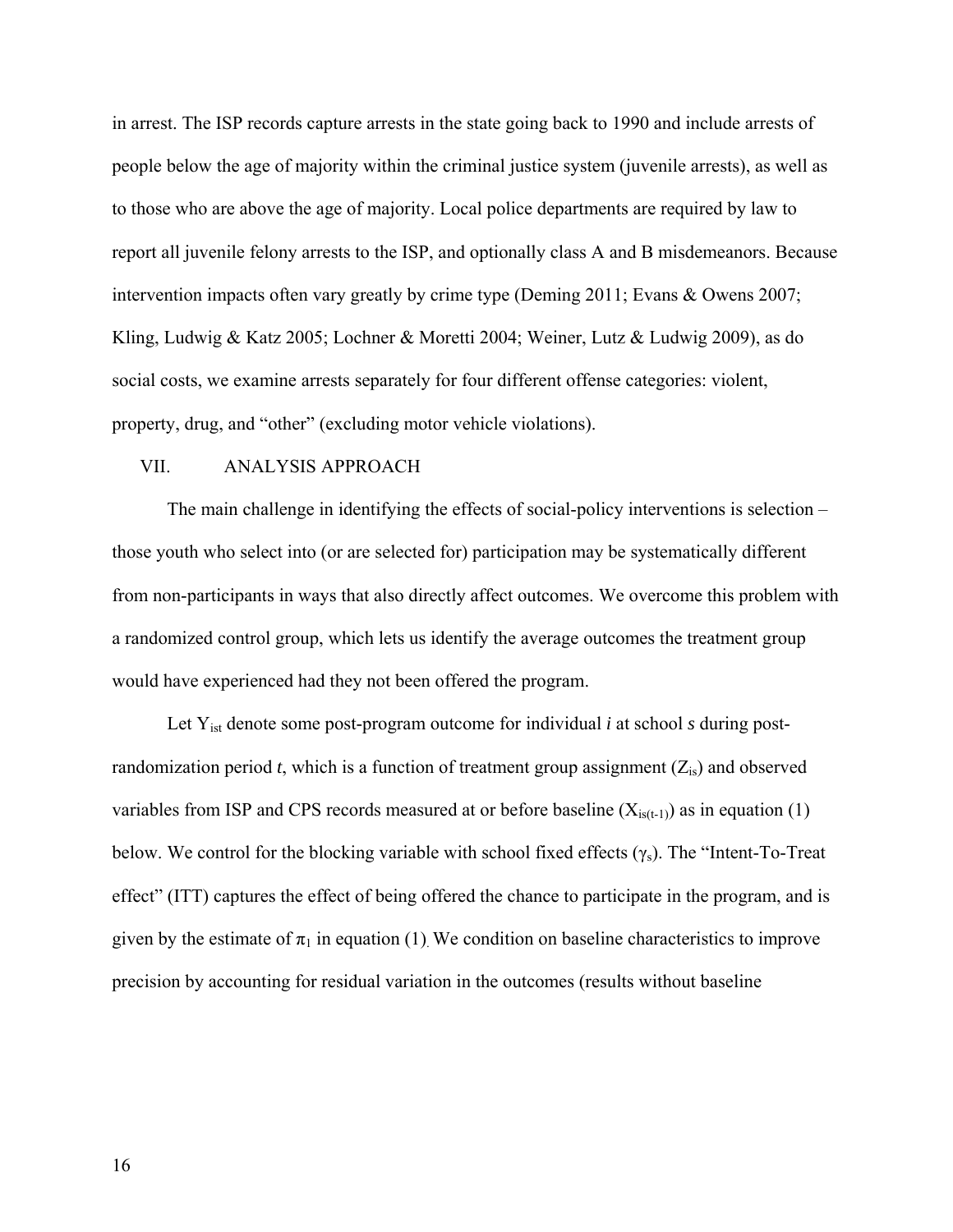in arrest. The ISP records capture arrests in the state going back to 1990 and include arrests of people below the age of majority within the criminal justice system (juvenile arrests), as well as to those who are above the age of majority. Local police departments are required by law to report all juvenile felony arrests to the ISP, and optionally class A and B misdemeanors. Because intervention impacts often vary greatly by crime type (Deming 2011; Evans & Owens 2007; Kling, Ludwig & Katz 2005; Lochner & Moretti 2004; Weiner, Lutz & Ludwig 2009), as do social costs, we examine arrests separately for four different offense categories: violent, property, drug, and "other" (excluding motor vehicle violations).

## VII. ANALYSIS APPROACH

The main challenge in identifying the effects of social-policy interventions is selection – those youth who select into (or are selected for) participation may be systematically different from non-participants in ways that also directly affect outcomes. We overcome this problem with a randomized control group, which lets us identify the average outcomes the treatment group would have experienced had they not been offered the program.

Let $Y_{ist}$ denote some post-program outcome for individual *i* at school *s* during post-randomization period *t*, which is a function of treatment group assignment ($Z_{is}$) and observed variables from ISP and CPS records measured at or before baseline ($X_{is(t-1)}$) as in equation (1) below. We control for the blocking variable with school fixed effects ($\gamma_s$). The "Intent-To-Treat effect" (ITT) captures the effect of being offered the chance to participate in the program, and is given by the estimate of $\pi_1$ in equation (1). We condition on baseline characteristics to improve precision by accounting for residual variation in the outcomes (results without baseline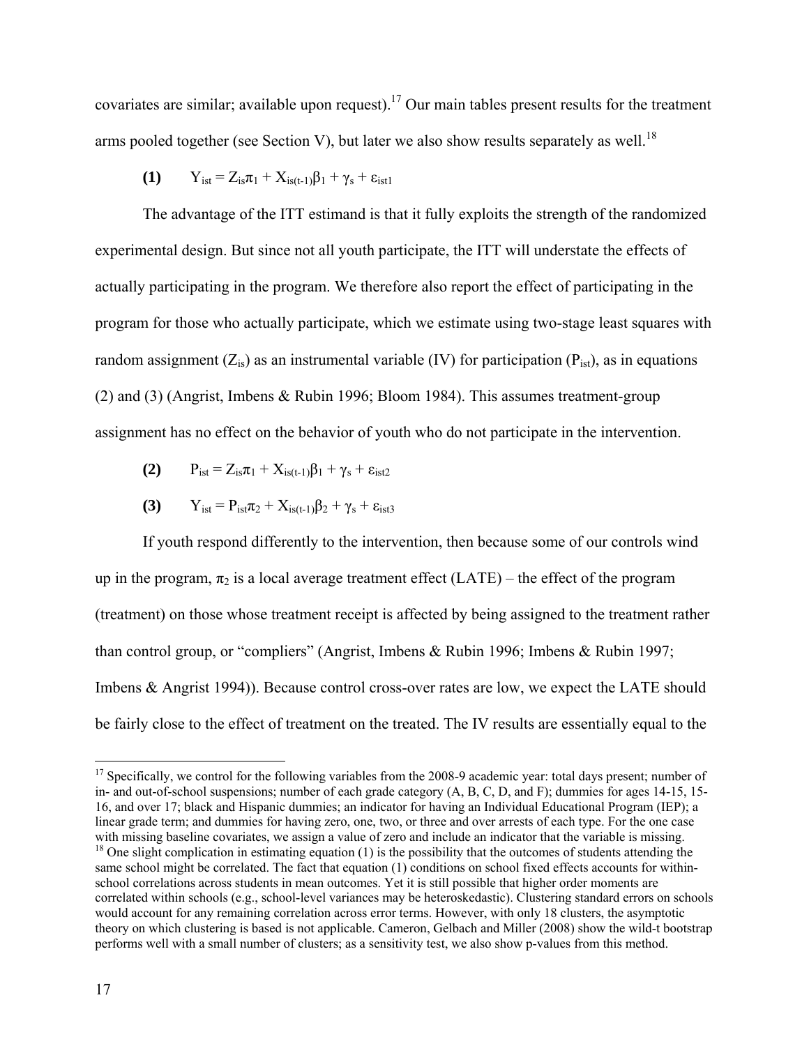covariates are similar; available upon request).[17] Our main tables present results for the treatment arms pooled together (see Section V), but later we also show results separately as well.[18]

$$\textbf{(1)} \qquad Y_{ist} = Z_{is}\pi_1 + X_{is(t-1)}\beta_1 + \gamma_s + \varepsilon_{ist1}$$

The advantage of the ITT estimand is that it fully exploits the strength of the randomized experimental design. But since not all youth participate, the ITT will understate the effects of actually participating in the program. We therefore also report the effect of participating in the program for those who actually participate, which we estimate using two-stage least squares with random assignment ($Z_{is}$) as an instrumental variable (IV) for participation ($P_{ist}$), as in equations (2) and (3) (Angrist, Imbens & Rubin 1996; Bloom 1984). This assumes treatment-group assignment has no effect on the behavior of youth who do not participate in the intervention.

$$\textbf{(2)} \qquad P_{ist} = Z_{is}\pi_1 + X_{is(t-1)}\beta_1 + \gamma_s + \varepsilon_{ist2}$$

$$\textbf{(3)} \qquad Y_{ist} = P_{ist}\pi_2 + X_{is(t-1)}\beta_2 + \gamma_s + \varepsilon_{ist3}$$

If youth respond differently to the intervention, then because some of our controls wind up in the program, $\pi_2$ is a local average treatment effect (LATE) – the effect of the program (treatment) on those whose treatment receipt is affected by being assigned to the treatment rather than control group, or "compliers" (Angrist, Imbens & Rubin 1996; Imbens & Rubin 1997; Imbens & Angrist 1994)). Because control cross-over rates are low, we expect the LATE should be fairly close to the effect of treatment on the treated. The IV results are essentially equal to the

---

[17] Specifically, we control for the following variables from the 2008-9 academic year: total days present; number of in- and out-of-school suspensions; number of each grade category (A, B, C, D, and F); dummies for ages 14-15, 15-16, and over 17; black and Hispanic dummies; an indicator for having an Individual Educational Program (IEP); a linear grade term; and dummies for having zero, one, two, or three and over arrests of each type. For the one case with missing baseline covariates, we assign a value of zero and include an indicator that the variable is missing.

[18] One slight complication in estimating equation (1) is the possibility that the outcomes of students attending the same school might be correlated. The fact that equation (1) conditions on school fixed effects accounts for within-school correlations across students in mean outcomes. Yet it is still possible that higher order moments are correlated within schools (e.g., school-level variances may be heteroskedastic). Clustering standard errors on schools would account for any remaining correlation across error terms. However, with only 18 clusters, the asymptotic theory on which clustering is based is not applicable. Cameron, Gelbach and Miller (2008) show the wild-t bootstrap performs well with a small number of clusters; as a sensitivity test, we also show p-values from this method.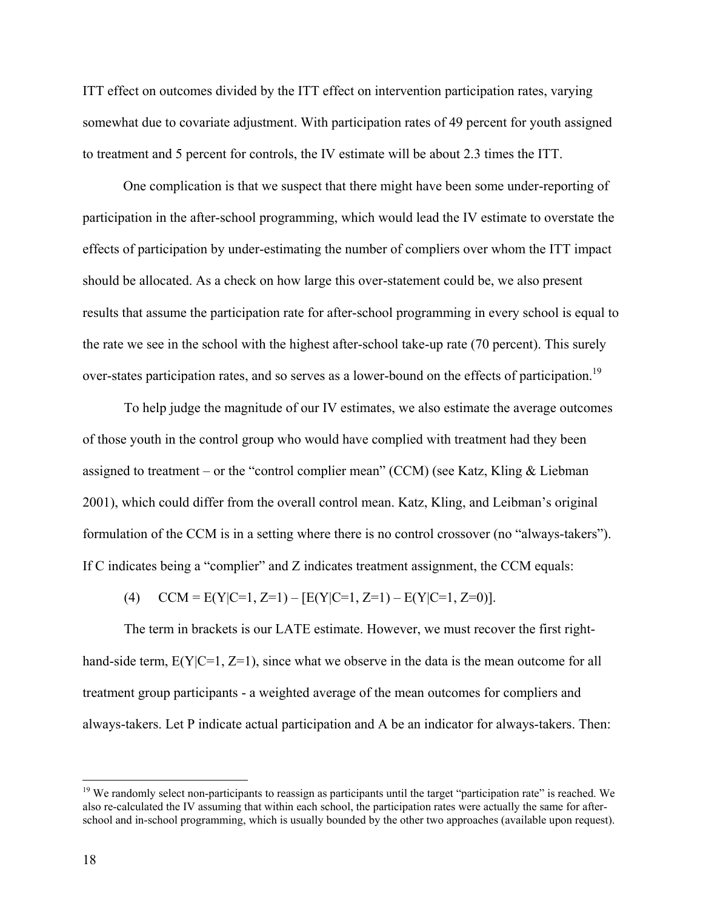ITT effect on outcomes divided by the ITT effect on intervention participation rates, varying somewhat due to covariate adjustment. With participation rates of 49 percent for youth assigned to treatment and 5 percent for controls, the IV estimate will be about 2.3 times the ITT.

One complication is that we suspect that there might have been some under-reporting of participation in the after-school programming, which would lead the IV estimate to overstate the effects of participation by under-estimating the number of compliers over whom the ITT impact should be allocated. As a check on how large this over-statement could be, we also present results that assume the participation rate for after-school programming in every school is equal to the rate we see in the school with the highest after-school take-up rate (70 percent). This surely over-states participation rates, and so serves as a lower-bound on the effects of participation.[19]

To help judge the magnitude of our IV estimates, we also estimate the average outcomes of those youth in the control group who would have complied with treatment had they been assigned to treatment – or the "control complier mean" (CCM) (see Katz, Kling & Liebman 2001), which could differ from the overall control mean. Katz, Kling, and Leibman's original formulation of the CCM is in a setting where there is no control crossover (no "always-takers"). If C indicates being a "complier" and Z indicates treatment assignment, the CCM equals:

$$(4) \qquad CCM = E(Y|C=1, Z=1) - [E(Y|C=1, Z=1) - E(Y|C=1, Z=0)].$$

The term in brackets is our LATE estimate. However, we must recover the first right-hand-side term, $E(Y|C=1, Z=1)$, since what we observe in the data is the mean outcome for all treatment group participants - a weighted average of the mean outcomes for compliers and always-takers. Let P indicate actual participation and A be an indicator for always-takers. Then:

[19] We randomly select non-participants to reassign as participants until the target "participation rate" is reached. We also re-calculated the IV assuming that within each school, the participation rates were actually the same for after-school and in-school programming, which is usually bounded by the other two approaches (available upon request).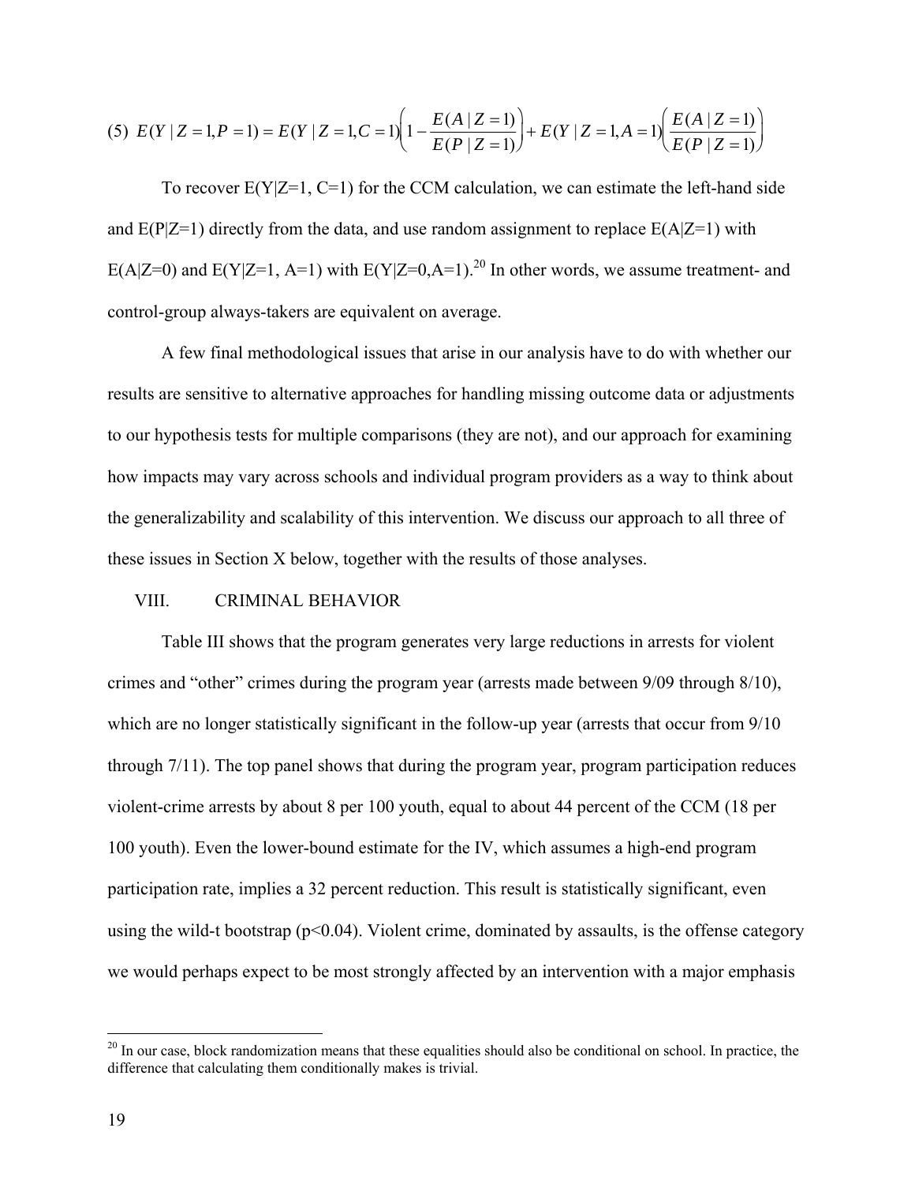$$(5)\ E(Y \mid Z=1, P=1) = E(Y \mid Z=1, C=1)\left(1 - \frac{E(A \mid Z=1)}{E(P \mid Z=1)}\right) + E(Y \mid Z=1, A=1)\left(\frac{E(A \mid Z=1)}{E(P \mid Z=1)}\right)$$

To recover E(Y|Z=1, C=1) for the CCM calculation, we can estimate the left-hand side and E(P|Z=1) directly from the data, and use random assignment to replace E(A|Z=1) with E(A|Z=0) and E(Y|Z=1, A=1) with E(Y|Z=0,A=1).[20] In other words, we assume treatment- and control-group always-takers are equivalent on average.

A few final methodological issues that arise in our analysis have to do with whether our results are sensitive to alternative approaches for handling missing outcome data or adjustments to our hypothesis tests for multiple comparisons (they are not), and our approach for examining how impacts may vary across schools and individual program providers as a way to think about the generalizability and scalability of this intervention. We discuss our approach to all three of these issues in Section X below, together with the results of those analyses.

## VIII. CRIMINAL BEHAVIOR

Table III shows that the program generates very large reductions in arrests for violent crimes and "other" crimes during the program year (arrests made between 9/09 through 8/10), which are no longer statistically significant in the follow-up year (arrests that occur from 9/10 through 7/11). The top panel shows that during the program year, program participation reduces violent-crime arrests by about 8 per 100 youth, equal to about 44 percent of the CCM (18 per 100 youth). Even the lower-bound estimate for the IV, which assumes a high-end program participation rate, implies a 32 percent reduction. This result is statistically significant, even using the wild-t bootstrap ($p<0.04$). Violent crime, dominated by assaults, is the offense category we would perhaps expect to be most strongly affected by an intervention with a major emphasis

[20] In our case, block randomization means that these equalities should also be conditional on school. In practice, the difference that calculating them conditionally makes is trivial.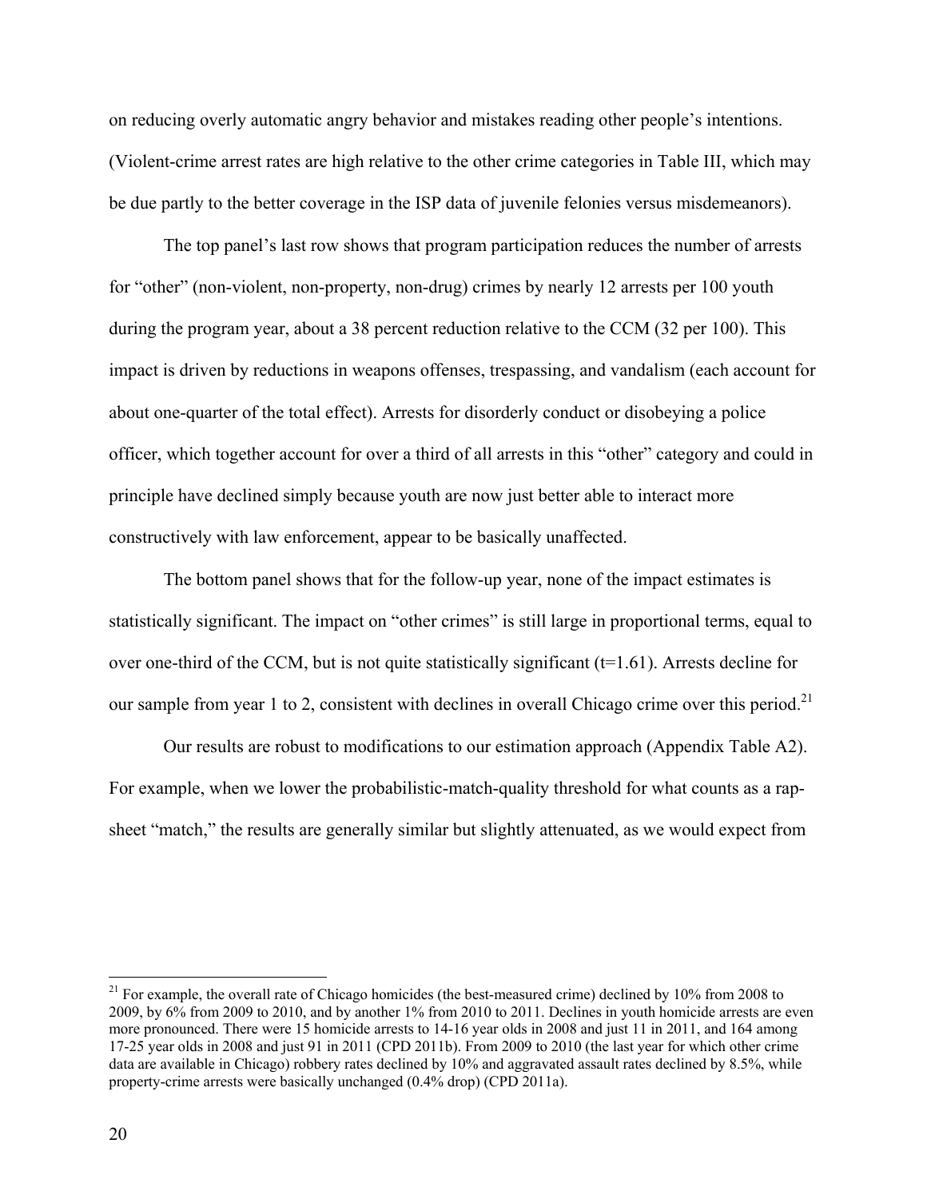on reducing overly automatic angry behavior and mistakes reading other people's intentions. (Violent-crime arrest rates are high relative to the other crime categories in Table III, which may be due partly to the better coverage in the ISP data of juvenile felonies versus misdemeanors).

The top panel's last row shows that program participation reduces the number of arrests for "other" (non-violent, non-property, non-drug) crimes by nearly 12 arrests per 100 youth during the program year, about a 38 percent reduction relative to the CCM (32 per 100). This impact is driven by reductions in weapons offenses, trespassing, and vandalism (each account for about one-quarter of the total effect). Arrests for disorderly conduct or disobeying a police officer, which together account for over a third of all arrests in this "other" category and could in principle have declined simply because youth are now just better able to interact more constructively with law enforcement, appear to be basically unaffected.

The bottom panel shows that for the follow-up year, none of the impact estimates is statistically significant. The impact on "other crimes" is still large in proportional terms, equal to over one-third of the CCM, but is not quite statistically significant (t=1.61). Arrests decline for our sample from year 1 to 2, consistent with declines in overall Chicago crime over this period.[21]

Our results are robust to modifications to our estimation approach (Appendix Table A2). For example, when we lower the probabilistic-match-quality threshold for what counts as a rap-sheet "match," the results are generally similar but slightly attenuated, as we would expect from

[21] For example, the overall rate of Chicago homicides (the best-measured crime) declined by 10% from 2008 to 2009, by 6% from 2009 to 2010, and by another 1% from 2010 to 2011. Declines in youth homicide arrests are even more pronounced. There were 15 homicide arrests to 14-16 year olds in 2008 and just 11 in 2011, and 164 among 17-25 year olds in 2008 and just 91 in 2011 (CPD 2011b). From 2009 to 2010 (the last year for which other crime data are available in Chicago) robbery rates declined by 10% and aggravated assault rates declined by 8.5%, while property-crime arrests were basically unchanged (0.4% drop) (CPD 2011a).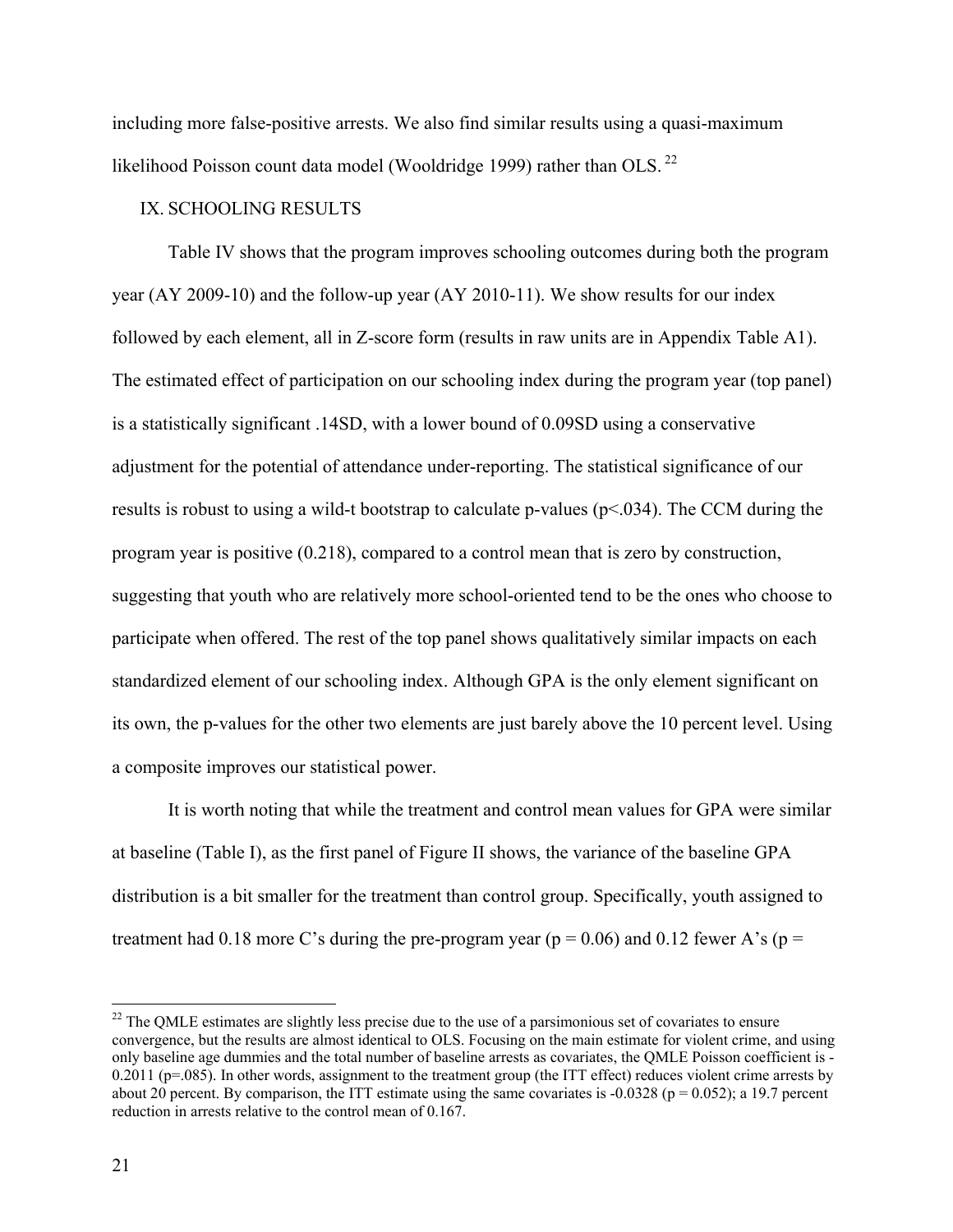including more false-positive arrests. We also find similar results using a quasi-maximum likelihood Poisson count data model (Wooldridge 1999) rather than OLS. [22]

## IX. SCHOOLING RESULTS

Table IV shows that the program improves schooling outcomes during both the program year (AY 2009-10) and the follow-up year (AY 2010-11). We show results for our index followed by each element, all in Z-score form (results in raw units are in Appendix Table A1). The estimated effect of participation on our schooling index during the program year (top panel) is a statistically significant .14SD, with a lower bound of 0.09SD using a conservative adjustment for the potential of attendance under-reporting. The statistical significance of our results is robust to using a wild-t bootstrap to calculate p-values ($p<.034$). The CCM during the program year is positive (0.218), compared to a control mean that is zero by construction, suggesting that youth who are relatively more school-oriented tend to be the ones who choose to participate when offered. The rest of the top panel shows qualitatively similar impacts on each standardized element of our schooling index. Although GPA is the only element significant on its own, the p-values for the other two elements are just barely above the 10 percent level. Using a composite improves our statistical power.

It is worth noting that while the treatment and control mean values for GPA were similar at baseline (Table I), as the first panel of Figure II shows, the variance of the baseline GPA distribution is a bit smaller for the treatment than control group. Specifically, youth assigned to treatment had 0.18 more C's during the pre-program year ($p = 0.06$) and 0.12 fewer A's ($p =$

---

[22] The QMLE estimates are slightly less precise due to the use of a parsimonious set of covariates to ensure convergence, but the results are almost identical to OLS. Focusing on the main estimate for violent crime, and using only baseline age dummies and the total number of baseline arrests as covariates, the QMLE Poisson coefficient is -0.2011 ($p=.085$). In other words, assignment to the treatment group (the ITT effect) reduces violent crime arrests by about 20 percent. By comparison, the ITT estimate using the same covariates is -0.0328 ($p = 0.052$); a 19.7 percent reduction in arrests relative to the control mean of 0.167.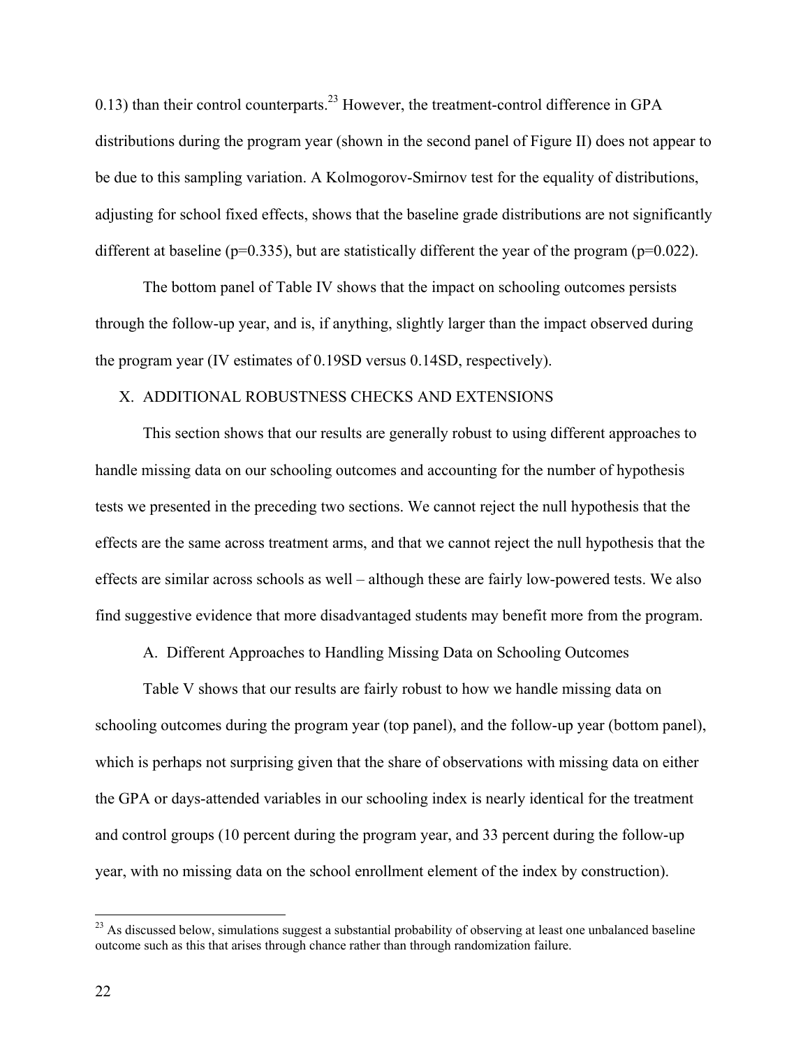0.13) than their control counterparts.[23] However, the treatment-control difference in GPA distributions during the program year (shown in the second panel of Figure II) does not appear to be due to this sampling variation. A Kolmogorov-Smirnov test for the equality of distributions, adjusting for school fixed effects, shows that the baseline grade distributions are not significantly different at baseline (p=0.335), but are statistically different the year of the program (p=0.022).

The bottom panel of Table IV shows that the impact on schooling outcomes persists through the follow-up year, and is, if anything, slightly larger than the impact observed during the program year (IV estimates of 0.19SD versus 0.14SD, respectively).

## X. ADDITIONAL ROBUSTNESS CHECKS AND EXTENSIONS

This section shows that our results are generally robust to using different approaches to handle missing data on our schooling outcomes and accounting for the number of hypothesis tests we presented in the preceding two sections. We cannot reject the null hypothesis that the effects are the same across treatment arms, and that we cannot reject the null hypothesis that the effects are similar across schools as well – although these are fairly low-powered tests. We also find suggestive evidence that more disadvantaged students may benefit more from the program.

### A. Different Approaches to Handling Missing Data on Schooling Outcomes

Table V shows that our results are fairly robust to how we handle missing data on schooling outcomes during the program year (top panel), and the follow-up year (bottom panel), which is perhaps not surprising given that the share of observations with missing data on either the GPA or days-attended variables in our schooling index is nearly identical for the treatment and control groups (10 percent during the program year, and 33 percent during the follow-up year, with no missing data on the school enrollment element of the index by construction).

---

[23] As discussed below, simulations suggest a substantial probability of observing at least one unbalanced baseline outcome such as this that arises through chance rather than through randomization failure.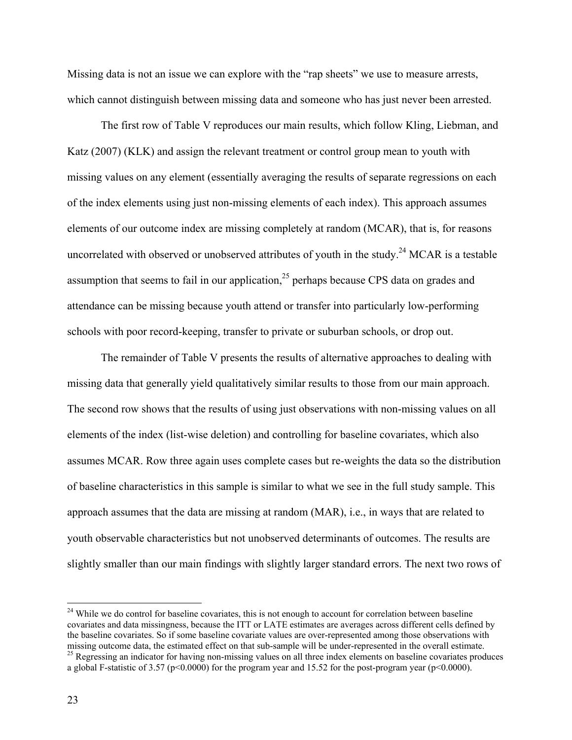Missing data is not an issue we can explore with the "rap sheets" we use to measure arrests, which cannot distinguish between missing data and someone who has just never been arrested.

The first row of Table V reproduces our main results, which follow Kling, Liebman, and Katz (2007) (KLK) and assign the relevant treatment or control group mean to youth with missing values on any element (essentially averaging the results of separate regressions on each of the index elements using just non-missing elements of each index). This approach assumes elements of our outcome index are missing completely at random (MCAR), that is, for reasons uncorrelated with observed or unobserved attributes of youth in the study.[24] MCAR is a testable assumption that seems to fail in our application,[25] perhaps because CPS data on grades and attendance can be missing because youth attend or transfer into particularly low-performing schools with poor record-keeping, transfer to private or suburban schools, or drop out.

The remainder of Table V presents the results of alternative approaches to dealing with missing data that generally yield qualitatively similar results to those from our main approach. The second row shows that the results of using just observations with non-missing values on all elements of the index (list-wise deletion) and controlling for baseline covariates, which also assumes MCAR. Row three again uses complete cases but re-weights the data so the distribution of baseline characteristics in this sample is similar to what we see in the full study sample. This approach assumes that the data are missing at random (MAR), i.e., in ways that are related to youth observable characteristics but not unobserved determinants of outcomes. The results are slightly smaller than our main findings with slightly larger standard errors. The next two rows of

---

[24] While we do control for baseline covariates, this is not enough to account for correlation between baseline covariates and data missingness, because the ITT or LATE estimates are averages across different cells defined by the baseline covariates. So if some baseline covariate values are over-represented among those observations with missing outcome data, the estimated effect on that sub-sample will be under-represented in the overall estimate.

[25] Regressing an indicator for having non-missing values on all three index elements on baseline covariates produces a global F-statistic of 3.57 ($p<0.0000$) for the program year and 15.52 for the post-program year ($p<0.0000$).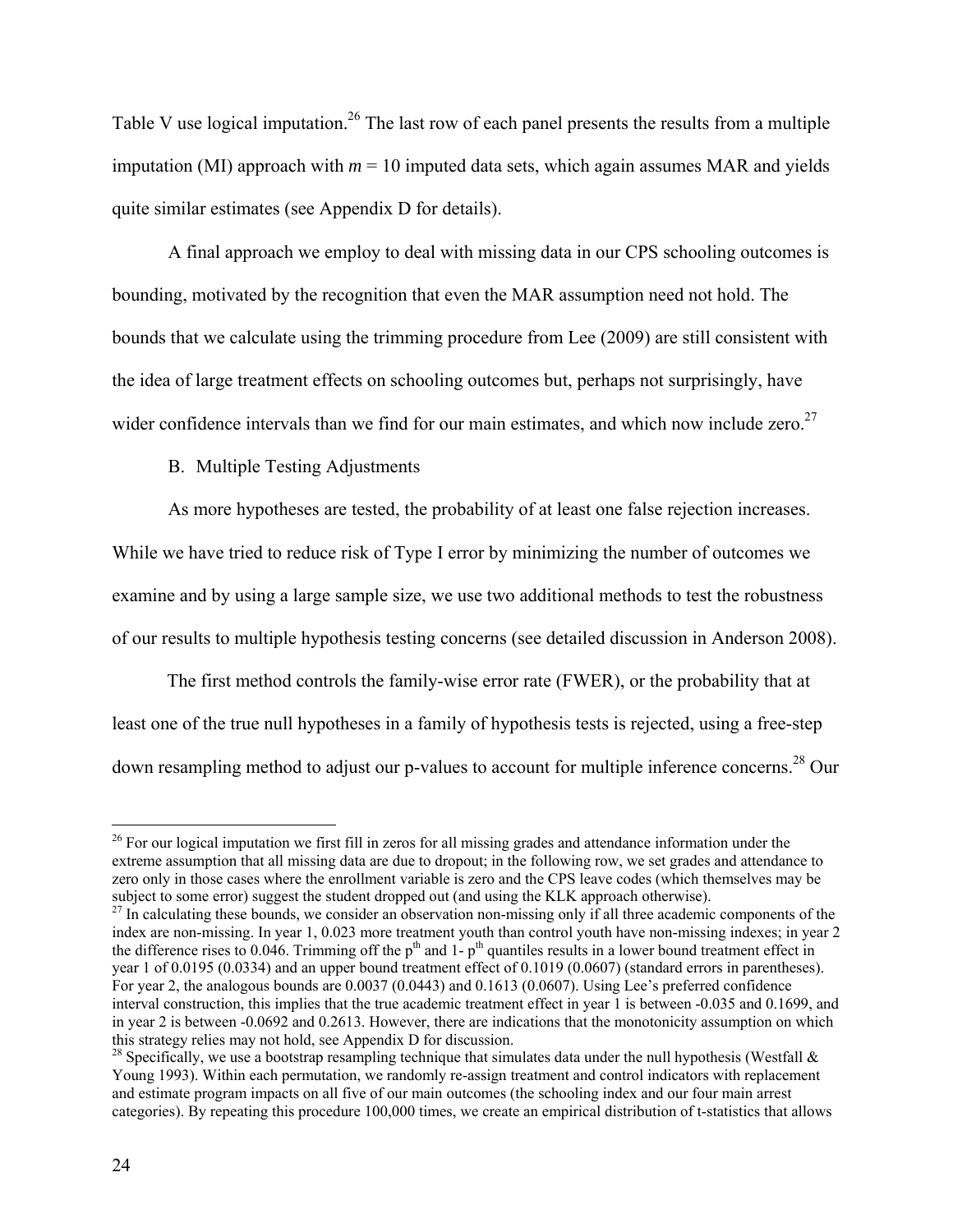Table V use logical imputation.[26] The last row of each panel presents the results from a multiple imputation (MI) approach with $m = 10$ imputed data sets, which again assumes MAR and yields quite similar estimates (see Appendix D for details).

A final approach we employ to deal with missing data in our CPS schooling outcomes is bounding, motivated by the recognition that even the MAR assumption need not hold. The bounds that we calculate using the trimming procedure from Lee (2009) are still consistent with the idea of large treatment effects on schooling outcomes but, perhaps not surprisingly, have wider confidence intervals than we find for our main estimates, and which now include zero.[27]

### B. Multiple Testing Adjustments

As more hypotheses are tested, the probability of at least one false rejection increases. While we have tried to reduce risk of Type I error by minimizing the number of outcomes we examine and by using a large sample size, we use two additional methods to test the robustness of our results to multiple hypothesis testing concerns (see detailed discussion in Anderson 2008).

The first method controls the family-wise error rate (FWER), or the probability that at least one of the true null hypotheses in a family of hypothesis tests is rejected, using a free-step down resampling method to adjust our p-values to account for multiple inference concerns.[28] Our

---

[26] For our logical imputation we first fill in zeros for all missing grades and attendance information under the extreme assumption that all missing data are due to dropout; in the following row, we set grades and attendance to zero only in those cases where the enrollment variable is zero and the CPS leave codes (which themselves may be subject to some error) suggest the student dropped out (and using the KLK approach otherwise).

[27] In calculating these bounds, we consider an observation non-missing only if all three academic components of the index are non-missing. In year 1, 0.023 more treatment youth than control youth have non-missing indexes; in year 2 the difference rises to 0.046. Trimming off the $p^{th}$ and $1- p^{th}$ quantiles results in a lower bound treatment effect in year 1 of 0.0195 (0.0334) and an upper bound treatment effect of 0.1019 (0.0607) (standard errors in parentheses). For year 2, the analogous bounds are 0.0037 (0.0443) and 0.1613 (0.0607). Using Lee's preferred confidence interval construction, this implies that the true academic treatment effect in year 1 is between -0.035 and 0.1699, and in year 2 is between -0.0692 and 0.2613. However, there are indications that the monotonicity assumption on which this strategy relies may not hold, see Appendix D for discussion.

[28] Specifically, we use a bootstrap resampling technique that simulates data under the null hypothesis (Westfall & Young 1993). Within each permutation, we randomly re-assign treatment and control indicators with replacement and estimate program impacts on all five of our main outcomes (the schooling index and our four main arrest categories). By repeating this procedure 100,000 times, we create an empirical distribution of t-statistics that allows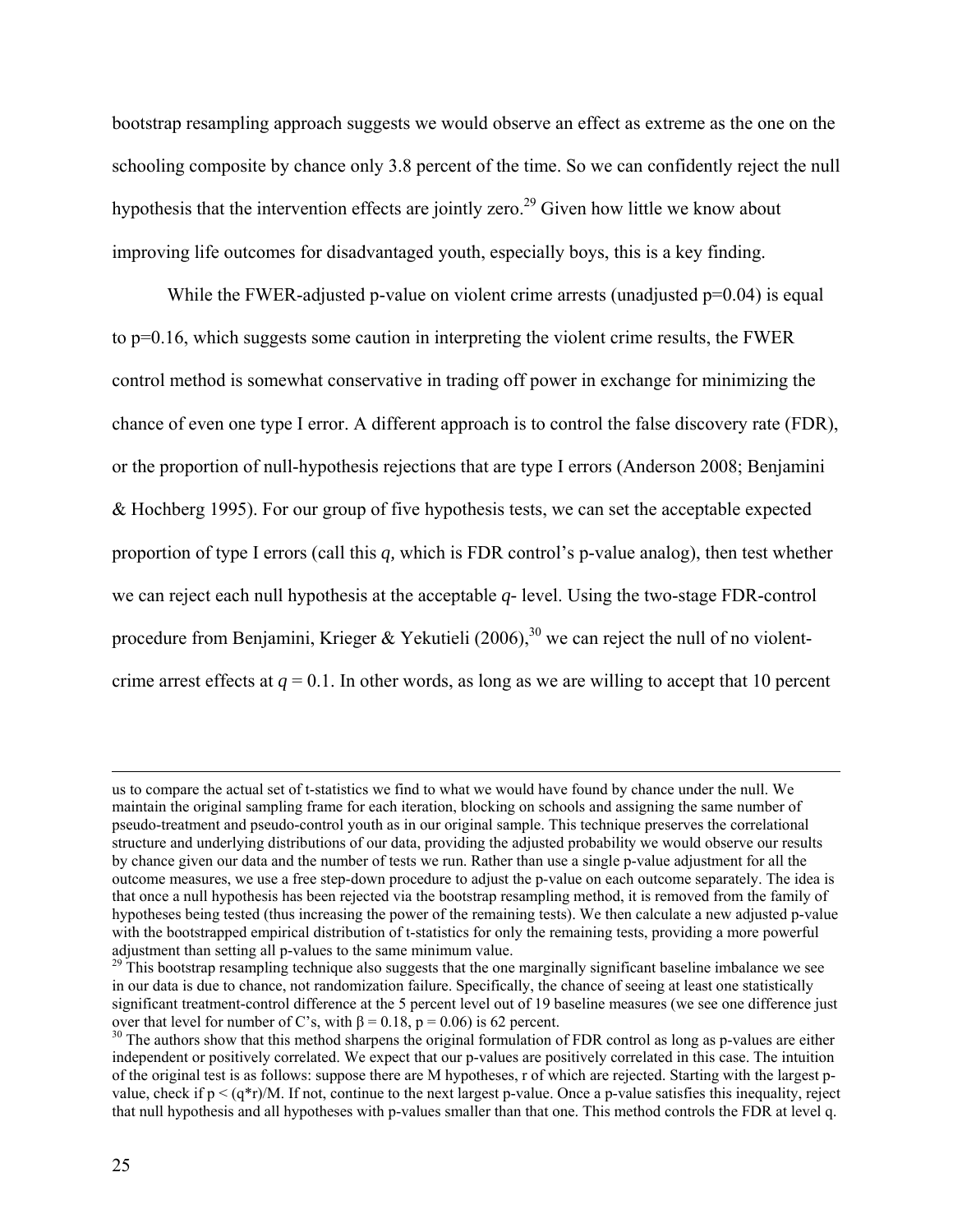bootstrap resampling approach suggests we would observe an effect as extreme as the one on the schooling composite by chance only 3.8 percent of the time. So we can confidently reject the null hypothesis that the intervention effects are jointly zero.[29] Given how little we know about improving life outcomes for disadvantaged youth, especially boys, this is a key finding.

While the FWER-adjusted p-value on violent crime arrests (unadjusted $p=0.04$) is equal to $p=0.16$, which suggests some caution in interpreting the violent crime results, the FWER control method is somewhat conservative in trading off power in exchange for minimizing the chance of even one type I error. A different approach is to control the false discovery rate (FDR), or the proportion of null-hypothesis rejections that are type I errors (Anderson 2008; Benjamini & Hochberg 1995). For our group of five hypothesis tests, we can set the acceptable expected proportion of type I errors (call this *q,* which is FDR control's p-value analog), then test whether we can reject each null hypothesis at the acceptable *q*- level. Using the two-stage FDR-control procedure from Benjamini, Krieger & Yekutieli (2006),[30] we can reject the null of no violent-crime arrest effects at $q = 0.1$. In other words, as long as we are willing to accept that 10 percent

---

us to compare the actual set of t-statistics we find to what we would have found by chance under the null. We maintain the original sampling frame for each iteration, blocking on schools and assigning the same number of pseudo-treatment and pseudo-control youth as in our original sample. This technique preserves the correlational structure and underlying distributions of our data, providing the adjusted probability we would observe our results by chance given our data and the number of tests we run. Rather than use a single p-value adjustment for all the outcome measures, we use a free step-down procedure to adjust the p-value on each outcome separately. The idea is that once a null hypothesis has been rejected via the bootstrap resampling method, it is removed from the family of hypotheses being tested (thus increasing the power of the remaining tests). We then calculate a new adjusted p-value with the bootstrapped empirical distribution of t-statistics for only the remaining tests, providing a more powerful adjustment than setting all p-values to the same minimum value.

[29] This bootstrap resampling technique also suggests that the one marginally significant baseline imbalance we see in our data is due to chance, not randomization failure. Specifically, the chance of seeing at least one statistically significant treatment-control difference at the 5 percent level out of 19 baseline measures (we see one difference just over that level for number of C's, with $\beta = 0.18$, $p = 0.06$) is 62 percent.

[30] The authors show that this method sharpens the original formulation of FDR control as long as p-values are either independent or positively correlated. We expect that our p-values are positively correlated in this case. The intuition of the original test is as follows: suppose there are M hypotheses, r of which are rejected. Starting with the largest p-value, check if $p < (q*r)/M$. If not, continue to the next largest p-value. Once a p-value satisfies this inequality, reject that null hypothesis and all hypotheses with p-values smaller than that one. This method controls the FDR at level q.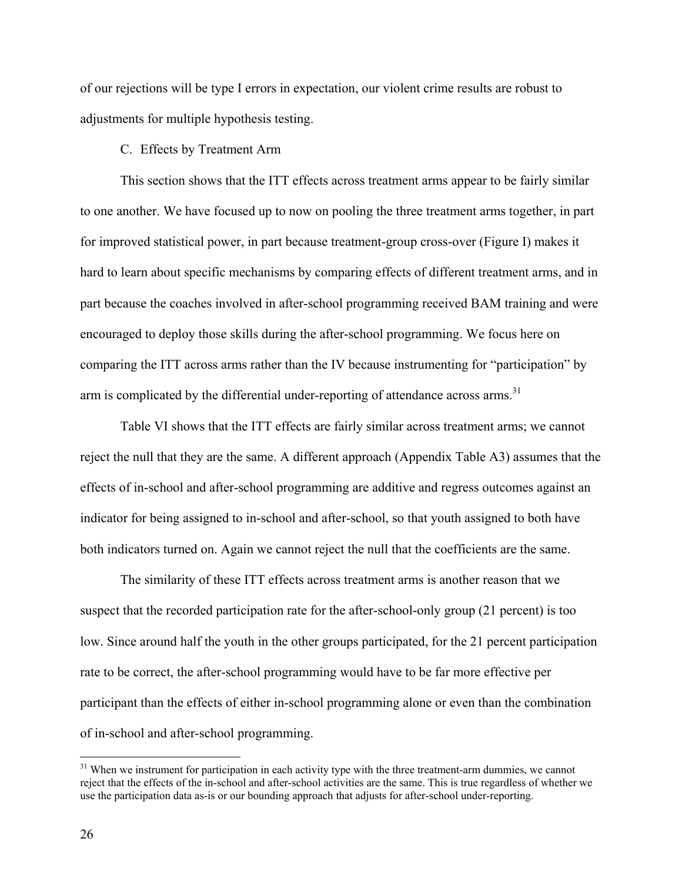of our rejections will be type I errors in expectation, our violent crime results are robust to adjustments for multiple hypothesis testing.

### C. Effects by Treatment Arm

This section shows that the ITT effects across treatment arms appear to be fairly similar to one another. We have focused up to now on pooling the three treatment arms together, in part for improved statistical power, in part because treatment-group cross-over (Figure I) makes it hard to learn about specific mechanisms by comparing effects of different treatment arms, and in part because the coaches involved in after-school programming received BAM training and were encouraged to deploy those skills during the after-school programming. We focus here on comparing the ITT across arms rather than the IV because instrumenting for "participation" by arm is complicated by the differential under-reporting of attendance across arms.[31]

Table VI shows that the ITT effects are fairly similar across treatment arms; we cannot reject the null that they are the same. A different approach (Appendix Table A3) assumes that the effects of in-school and after-school programming are additive and regress outcomes against an indicator for being assigned to in-school and after-school, so that youth assigned to both have both indicators turned on. Again we cannot reject the null that the coefficients are the same.

The similarity of these ITT effects across treatment arms is another reason that we suspect that the recorded participation rate for the after-school-only group (21 percent) is too low. Since around half the youth in the other groups participated, for the 21 percent participation rate to be correct, the after-school programming would have to be far more effective per participant than the effects of either in-school programming alone or even than the combination of in-school and after-school programming.

[31] When we instrument for participation in each activity type with the three treatment-arm dummies, we cannot reject that the effects of the in-school and after-school activities are the same. This is true regardless of whether we use the participation data as-is or our bounding approach that adjusts for after-school under-reporting.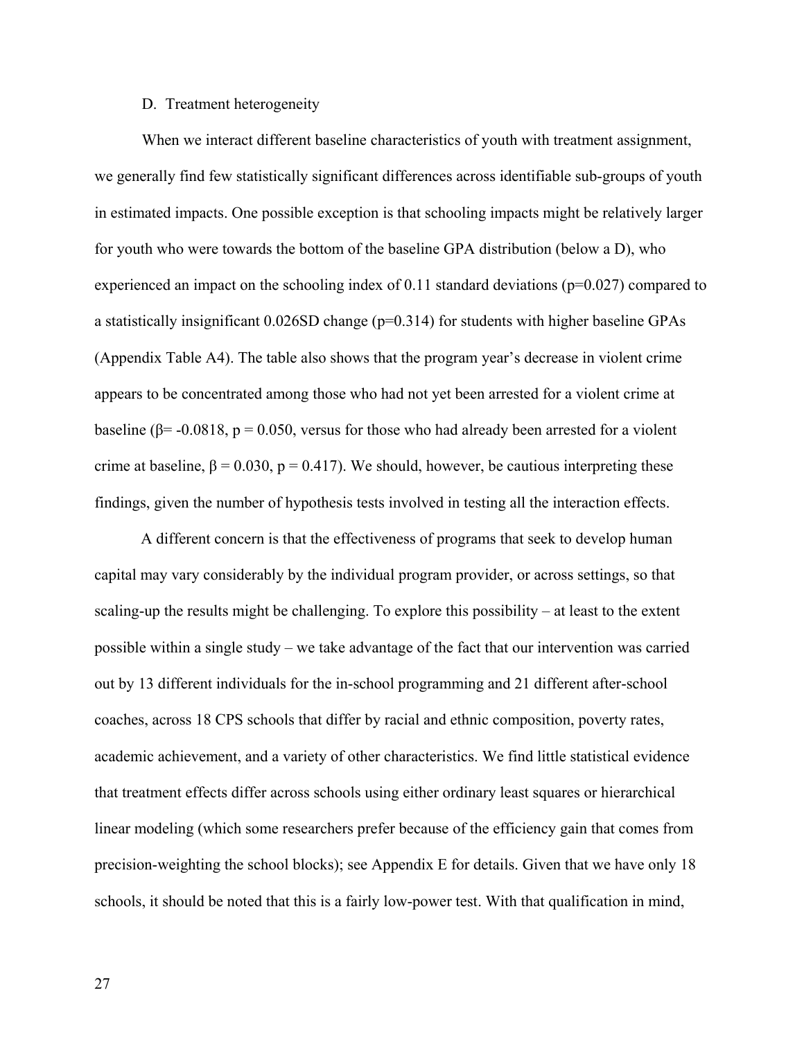### D. Treatment heterogeneity

When we interact different baseline characteristics of youth with treatment assignment, we generally find few statistically significant differences across identifiable sub-groups of youth in estimated impacts. One possible exception is that schooling impacts might be relatively larger for youth who were towards the bottom of the baseline GPA distribution (below a D), who experienced an impact on the schooling index of 0.11 standard deviations ($p=0.027$) compared to a statistically insignificant 0.026SD change ($p=0.314$) for students with higher baseline GPAs (Appendix Table A4). The table also shows that the program year's decrease in violent crime appears to be concentrated among those who had not yet been arrested for a violent crime at baseline ($\beta = -0.0818$, $p = 0.050$, versus for those who had already been arrested for a violent crime at baseline, $\beta = 0.030$, $p = 0.417$). We should, however, be cautious interpreting these findings, given the number of hypothesis tests involved in testing all the interaction effects.

A different concern is that the effectiveness of programs that seek to develop human capital may vary considerably by the individual program provider, or across settings, so that scaling-up the results might be challenging. To explore this possibility – at least to the extent possible within a single study – we take advantage of the fact that our intervention was carried out by 13 different individuals for the in-school programming and 21 different after-school coaches, across 18 CPS schools that differ by racial and ethnic composition, poverty rates, academic achievement, and a variety of other characteristics. We find little statistical evidence that treatment effects differ across schools using either ordinary least squares or hierarchical linear modeling (which some researchers prefer because of the efficiency gain that comes from precision-weighting the school blocks); see Appendix E for details. Given that we have only 18 schools, it should be noted that this is a fairly low-power test. With that qualification in mind,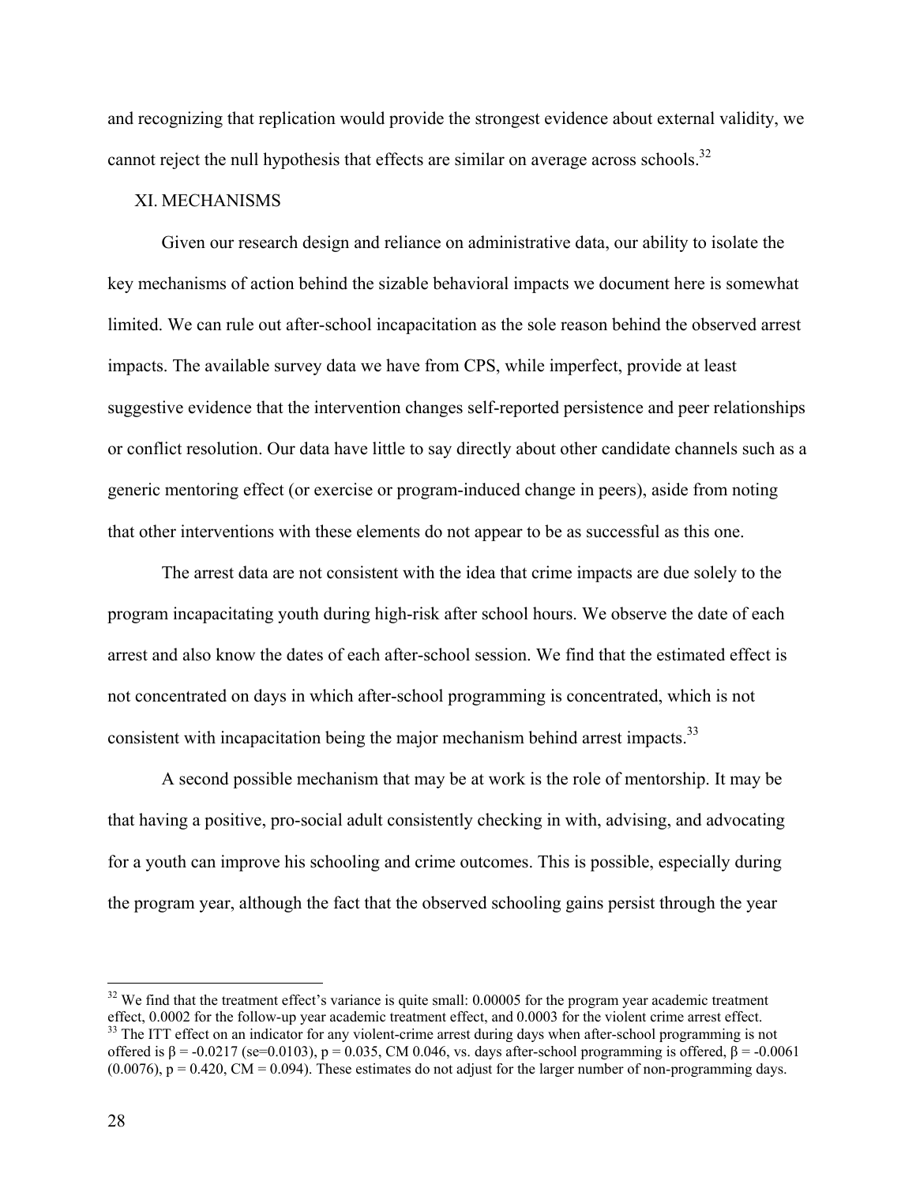and recognizing that replication would provide the strongest evidence about external validity, we cannot reject the null hypothesis that effects are similar on average across schools.[32]

## XI. MECHANISMS

Given our research design and reliance on administrative data, our ability to isolate the key mechanisms of action behind the sizable behavioral impacts we document here is somewhat limited. We can rule out after-school incapacitation as the sole reason behind the observed arrest impacts. The available survey data we have from CPS, while imperfect, provide at least suggestive evidence that the intervention changes self-reported persistence and peer relationships or conflict resolution. Our data have little to say directly about other candidate channels such as a generic mentoring effect (or exercise or program-induced change in peers), aside from noting that other interventions with these elements do not appear to be as successful as this one.

The arrest data are not consistent with the idea that crime impacts are due solely to the program incapacitating youth during high-risk after school hours. We observe the date of each arrest and also know the dates of each after-school session. We find that the estimated effect is not concentrated on days in which after-school programming is concentrated, which is not consistent with incapacitation being the major mechanism behind arrest impacts.[33]

A second possible mechanism that may be at work is the role of mentorship. It may be that having a positive, pro-social adult consistently checking in with, advising, and advocating for a youth can improve his schooling and crime outcomes. This is possible, especially during the program year, although the fact that the observed schooling gains persist through the year

---

[32] We find that the treatment effect's variance is quite small: 0.00005 for the program year academic treatment effect, 0.0002 for the follow-up year academic treatment effect, and 0.0003 for the violent crime arrest effect.

[33] The ITT effect on an indicator for any violent-crime arrest during days when after-school programming is not offered is $\beta = -0.0217$ (se=0.0103), $p = 0.035$, CM 0.046, vs. days after-school programming is offered, $\beta = -0.0061$ (0.0076), $p = 0.420$, CM = 0.094). These estimates do not adjust for the larger number of non-programming days.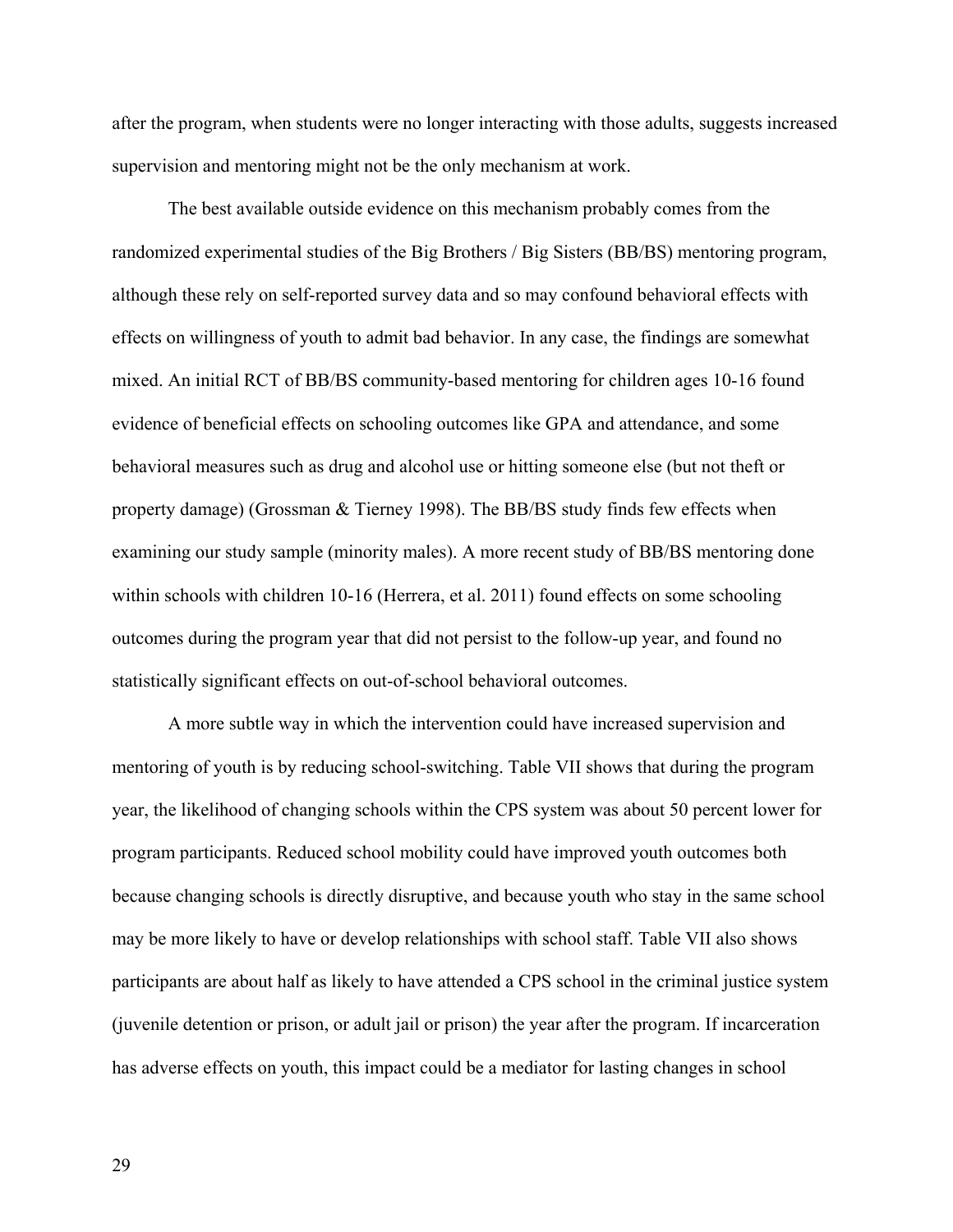after the program, when students were no longer interacting with those adults, suggests increased supervision and mentoring might not be the only mechanism at work.

The best available outside evidence on this mechanism probably comes from the randomized experimental studies of the Big Brothers / Big Sisters (BB/BS) mentoring program, although these rely on self-reported survey data and so may confound behavioral effects with effects on willingness of youth to admit bad behavior. In any case, the findings are somewhat mixed. An initial RCT of BB/BS community-based mentoring for children ages 10-16 found evidence of beneficial effects on schooling outcomes like GPA and attendance, and some behavioral measures such as drug and alcohol use or hitting someone else (but not theft or property damage) (Grossman & Tierney 1998). The BB/BS study finds few effects when examining our study sample (minority males). A more recent study of BB/BS mentoring done within schools with children 10-16 (Herrera, et al. 2011) found effects on some schooling outcomes during the program year that did not persist to the follow-up year, and found no statistically significant effects on out-of-school behavioral outcomes.

A more subtle way in which the intervention could have increased supervision and mentoring of youth is by reducing school-switching. Table VII shows that during the program year, the likelihood of changing schools within the CPS system was about 50 percent lower for program participants. Reduced school mobility could have improved youth outcomes both because changing schools is directly disruptive, and because youth who stay in the same school may be more likely to have or develop relationships with school staff. Table VII also shows participants are about half as likely to have attended a CPS school in the criminal justice system (juvenile detention or prison, or adult jail or prison) the year after the program. If incarceration has adverse effects on youth, this impact could be a mediator for lasting changes in school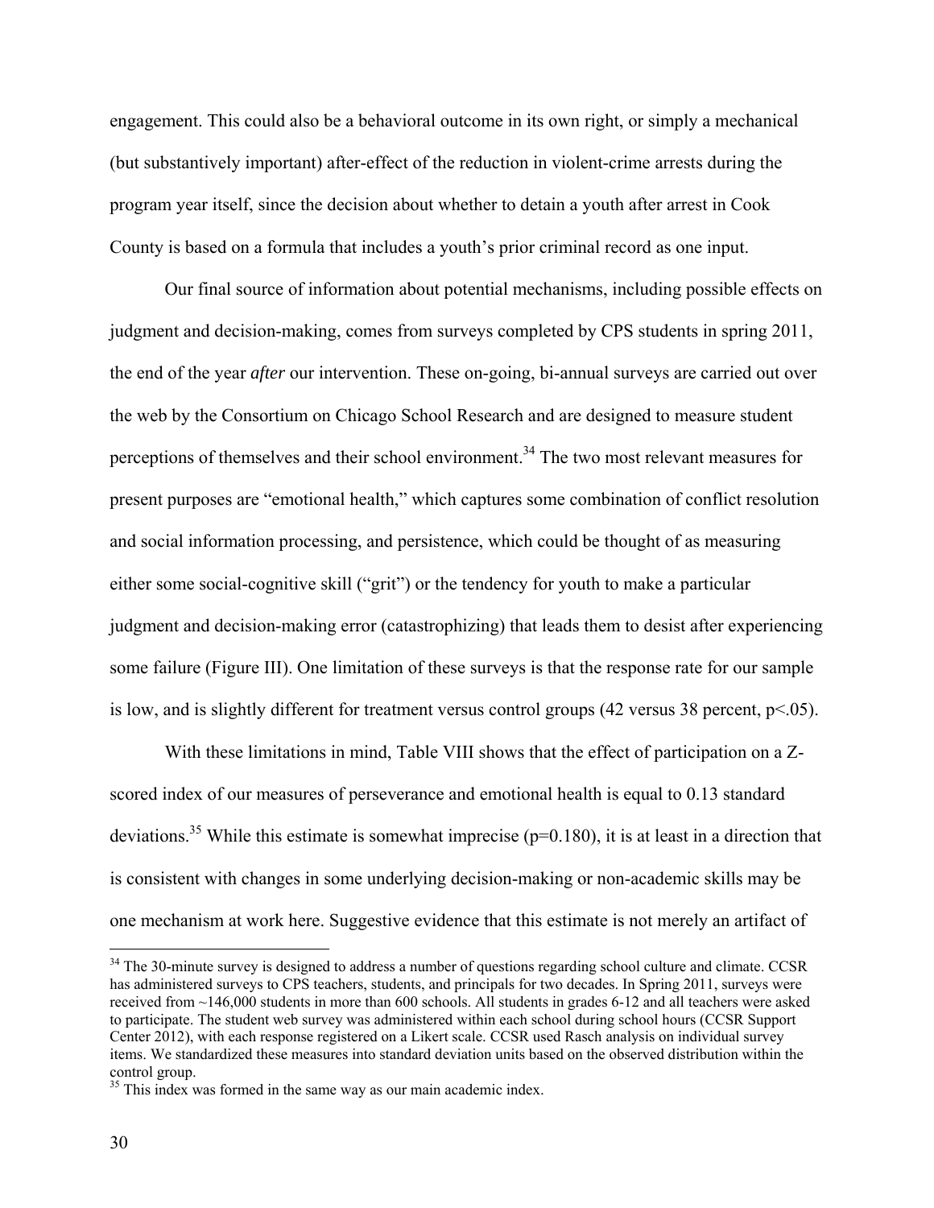engagement. This could also be a behavioral outcome in its own right, or simply a mechanical (but substantively important) after-effect of the reduction in violent-crime arrests during the program year itself, since the decision about whether to detain a youth after arrest in Cook County is based on a formula that includes a youth's prior criminal record as one input.

Our final source of information about potential mechanisms, including possible effects on judgment and decision-making, comes from surveys completed by CPS students in spring 2011, the end of the year *after* our intervention. These on-going, bi-annual surveys are carried out over the web by the Consortium on Chicago School Research and are designed to measure student perceptions of themselves and their school environment.[34] The two most relevant measures for present purposes are "emotional health," which captures some combination of conflict resolution and social information processing, and persistence, which could be thought of as measuring either some social-cognitive skill ("grit") or the tendency for youth to make a particular judgment and decision-making error (catastrophizing) that leads them to desist after experiencing some failure (Figure III). One limitation of these surveys is that the response rate for our sample is low, and is slightly different for treatment versus control groups (42 versus 38 percent, $p<.05$).

With these limitations in mind, Table VIII shows that the effect of participation on a Z-scored index of our measures of perseverance and emotional health is equal to 0.13 standard deviations.[35] While this estimate is somewhat imprecise ($p=0.180$), it is at least in a direction that is consistent with changes in some underlying decision-making or non-academic skills may be one mechanism at work here. Suggestive evidence that this estimate is not merely an artifact of

[34] The 30-minute survey is designed to address a number of questions regarding school culture and climate. CCSR has administered surveys to CPS teachers, students, and principals for two decades. In Spring 2011, surveys were received from ~146,000 students in more than 600 schools. All students in grades 6-12 and all teachers were asked to participate. The student web survey was administered within each school during school hours (CCSR Support Center 2012), with each response registered on a Likert scale. CCSR used Rasch analysis on individual survey items. We standardized these measures into standard deviation units based on the observed distribution within the control group.

[35] This index was formed in the same way as our main academic index.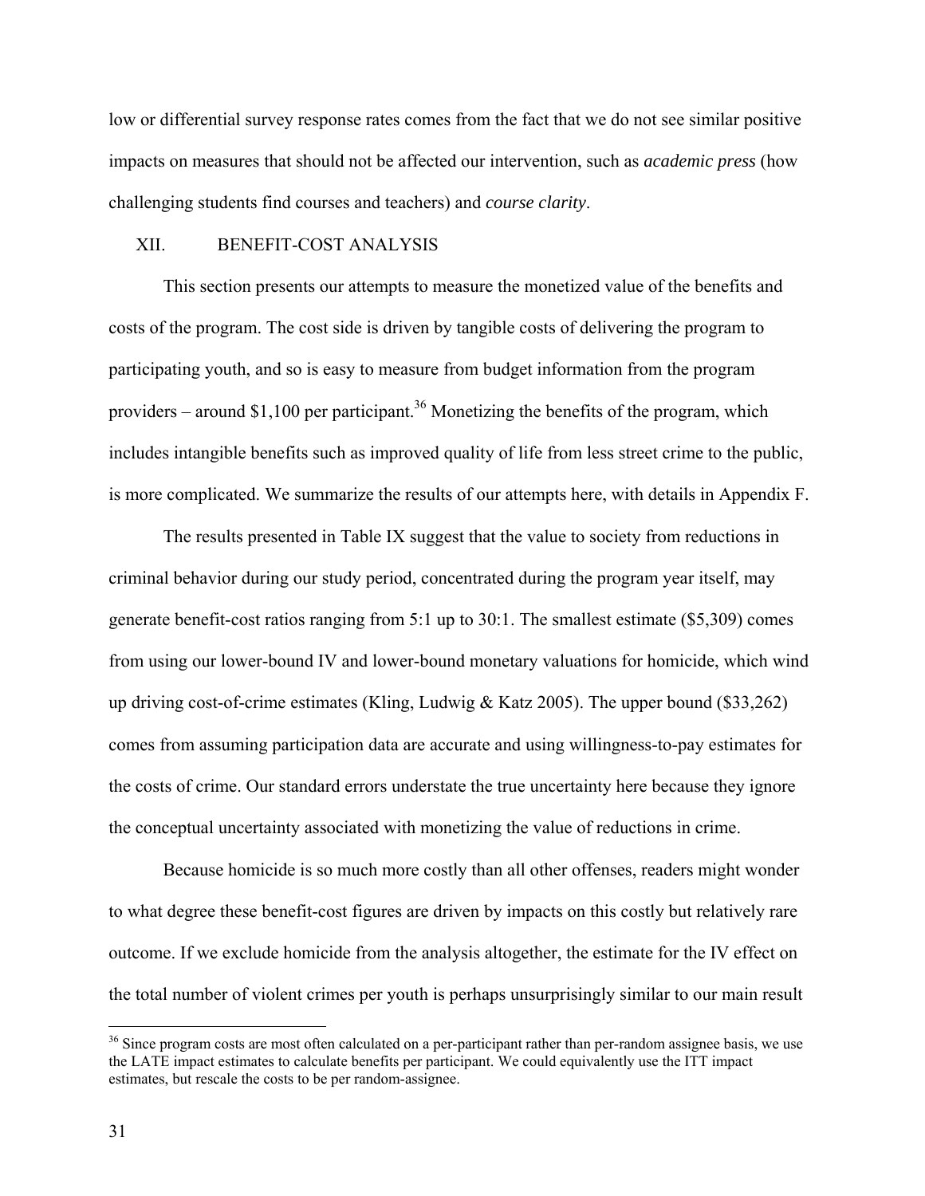low or differential survey response rates comes from the fact that we do not see similar positive impacts on measures that should not be affected our intervention, such as *academic press* (how challenging students find courses and teachers) and *course clarity*.

## XII. BENEFIT-COST ANALYSIS

This section presents our attempts to measure the monetized value of the benefits and costs of the program. The cost side is driven by tangible costs of delivering the program to participating youth, and so is easy to measure from budget information from the program providers – around $1,100 per participant.[36] Monetizing the benefits of the program, which includes intangible benefits such as improved quality of life from less street crime to the public, is more complicated. We summarize the results of our attempts here, with details in Appendix F.

The results presented in Table IX suggest that the value to society from reductions in criminal behavior during our study period, concentrated during the program year itself, may generate benefit-cost ratios ranging from 5:1 up to 30:1. The smallest estimate ($5,309) comes from using our lower-bound IV and lower-bound monetary valuations for homicide, which wind up driving cost-of-crime estimates (Kling, Ludwig & Katz 2005). The upper bound ($33,262) comes from assuming participation data are accurate and using willingness-to-pay estimates for the costs of crime. Our standard errors understate the true uncertainty here because they ignore the conceptual uncertainty associated with monetizing the value of reductions in crime.

Because homicide is so much more costly than all other offenses, readers might wonder to what degree these benefit-cost figures are driven by impacts on this costly but relatively rare outcome. If we exclude homicide from the analysis altogether, the estimate for the IV effect on the total number of violent crimes per youth is perhaps unsurprisingly similar to our main result

[36] Since program costs are most often calculated on a per-participant rather than per-random assignee basis, we use the LATE impact estimates to calculate benefits per participant. We could equivalently use the ITT impact estimates, but rescale the costs to be per random-assignee.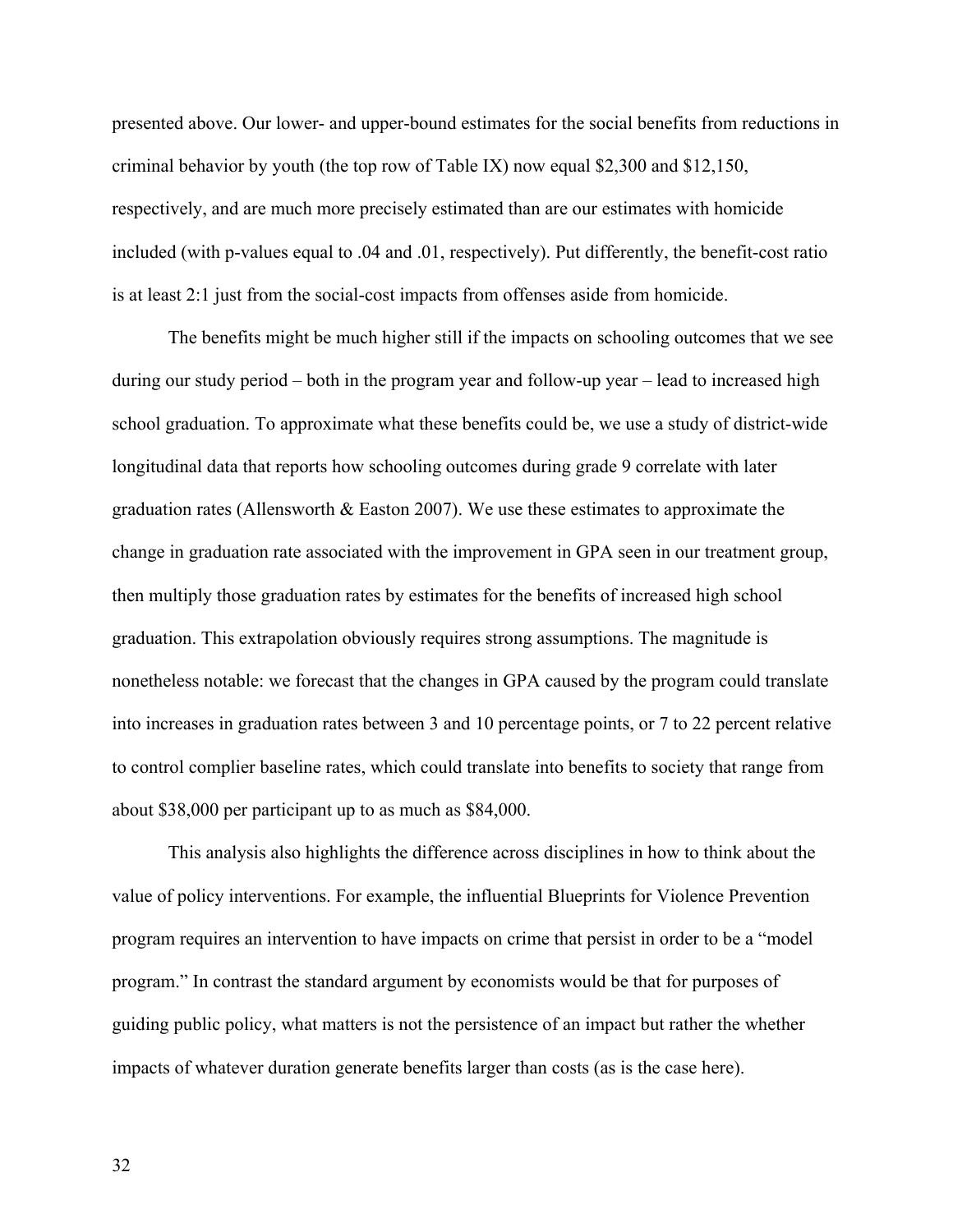presented above. Our lower- and upper-bound estimates for the social benefits from reductions in criminal behavior by youth (the top row of Table IX) now equal $2,300 and $12,150, respectively, and are much more precisely estimated than are our estimates with homicide included (with p-values equal to .04 and .01, respectively). Put differently, the benefit-cost ratio is at least 2:1 just from the social-cost impacts from offenses aside from homicide.

The benefits might be much higher still if the impacts on schooling outcomes that we see during our study period – both in the program year and follow-up year – lead to increased high school graduation. To approximate what these benefits could be, we use a study of district-wide longitudinal data that reports how schooling outcomes during grade 9 correlate with later graduation rates (Allensworth & Easton 2007). We use these estimates to approximate the change in graduation rate associated with the improvement in GPA seen in our treatment group, then multiply those graduation rates by estimates for the benefits of increased high school graduation. This extrapolation obviously requires strong assumptions. The magnitude is nonetheless notable: we forecast that the changes in GPA caused by the program could translate into increases in graduation rates between 3 and 10 percentage points, or 7 to 22 percent relative to control complier baseline rates, which could translate into benefits to society that range from about $38,000 per participant up to as much as $84,000.

This analysis also highlights the difference across disciplines in how to think about the value of policy interventions. For example, the influential Blueprints for Violence Prevention program requires an intervention to have impacts on crime that persist in order to be a "model program." In contrast the standard argument by economists would be that for purposes of guiding public policy, what matters is not the persistence of an impact but rather the whether impacts of whatever duration generate benefits larger than costs (as is the case here).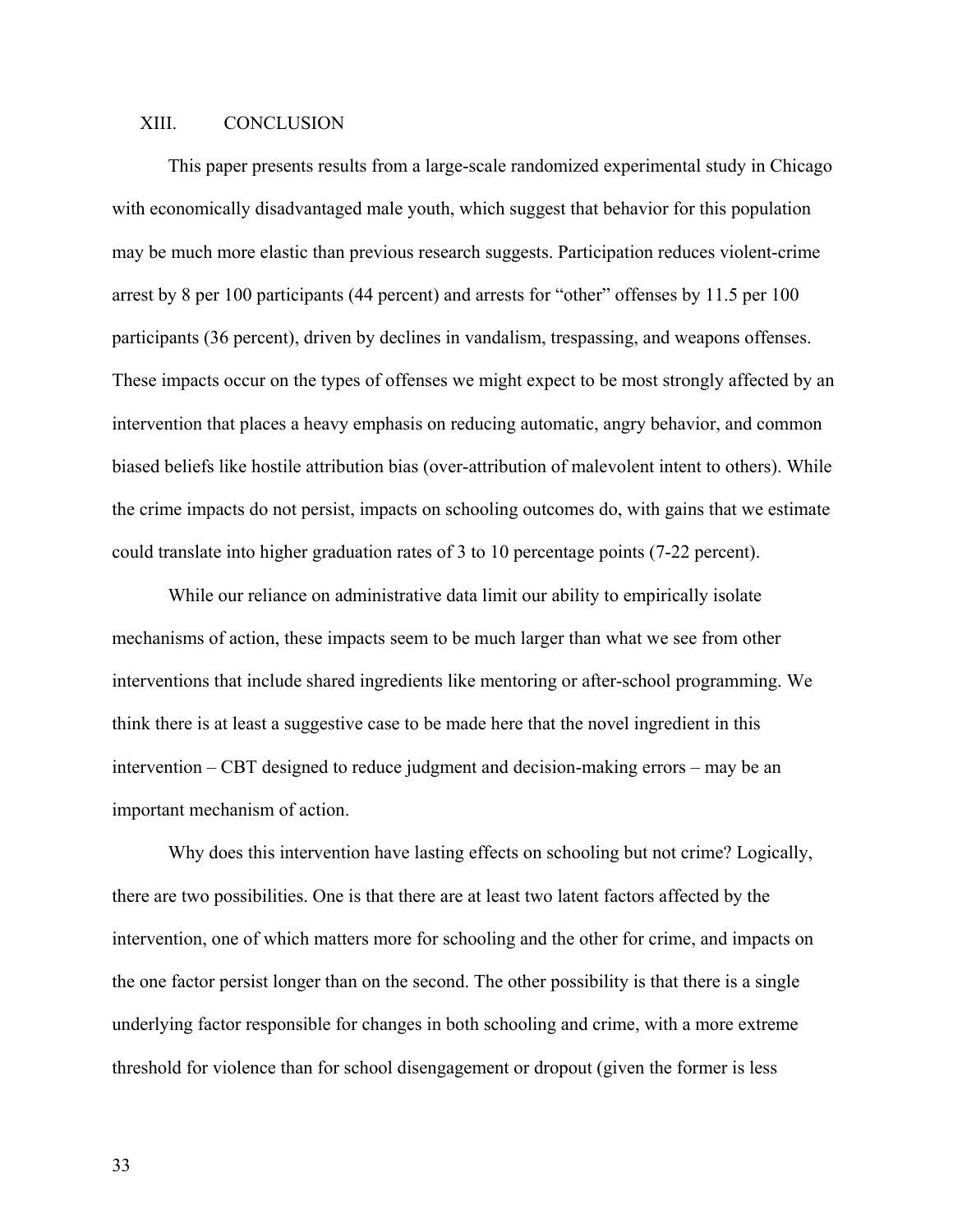## XIII. CONCLUSION

This paper presents results from a large-scale randomized experimental study in Chicago with economically disadvantaged male youth, which suggest that behavior for this population may be much more elastic than previous research suggests. Participation reduces violent-crime arrest by 8 per 100 participants (44 percent) and arrests for "other" offenses by 11.5 per 100 participants (36 percent), driven by declines in vandalism, trespassing, and weapons offenses. These impacts occur on the types of offenses we might expect to be most strongly affected by an intervention that places a heavy emphasis on reducing automatic, angry behavior, and common biased beliefs like hostile attribution bias (over-attribution of malevolent intent to others). While the crime impacts do not persist, impacts on schooling outcomes do, with gains that we estimate could translate into higher graduation rates of 3 to 10 percentage points (7-22 percent).

While our reliance on administrative data limit our ability to empirically isolate mechanisms of action, these impacts seem to be much larger than what we see from other interventions that include shared ingredients like mentoring or after-school programming. We think there is at least a suggestive case to be made here that the novel ingredient in this intervention – CBT designed to reduce judgment and decision-making errors – may be an important mechanism of action.

Why does this intervention have lasting effects on schooling but not crime? Logically, there are two possibilities. One is that there are at least two latent factors affected by the intervention, one of which matters more for schooling and the other for crime, and impacts on the one factor persist longer than on the second. The other possibility is that there is a single underlying factor responsible for changes in both schooling and crime, with a more extreme threshold for violence than for school disengagement or dropout (given the former is less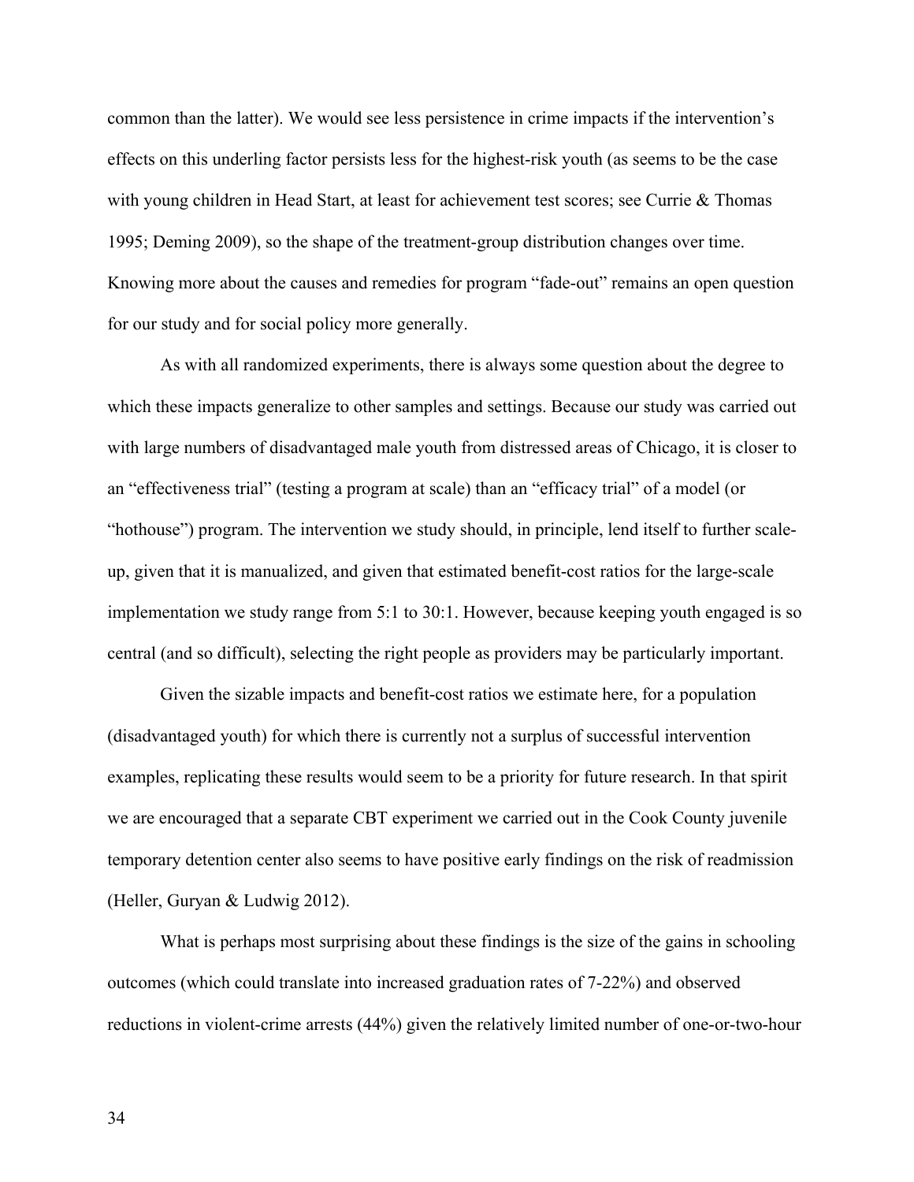common than the latter). We would see less persistence in crime impacts if the intervention's effects on this underling factor persists less for the highest-risk youth (as seems to be the case with young children in Head Start, at least for achievement test scores; see Currie & Thomas 1995; Deming 2009), so the shape of the treatment-group distribution changes over time. Knowing more about the causes and remedies for program "fade-out" remains an open question for our study and for social policy more generally.

As with all randomized experiments, there is always some question about the degree to which these impacts generalize to other samples and settings. Because our study was carried out with large numbers of disadvantaged male youth from distressed areas of Chicago, it is closer to an "effectiveness trial" (testing a program at scale) than an "efficacy trial" of a model (or "hothouse") program. The intervention we study should, in principle, lend itself to further scale-up, given that it is manualized, and given that estimated benefit-cost ratios for the large-scale implementation we study range from 5:1 to 30:1. However, because keeping youth engaged is so central (and so difficult), selecting the right people as providers may be particularly important.

Given the sizable impacts and benefit-cost ratios we estimate here, for a population (disadvantaged youth) for which there is currently not a surplus of successful intervention examples, replicating these results would seem to be a priority for future research. In that spirit we are encouraged that a separate CBT experiment we carried out in the Cook County juvenile temporary detention center also seems to have positive early findings on the risk of readmission (Heller, Guryan & Ludwig 2012).

What is perhaps most surprising about these findings is the size of the gains in schooling outcomes (which could translate into increased graduation rates of 7-22%) and observed reductions in violent-crime arrests (44%) given the relatively limited number of one-or-two-hour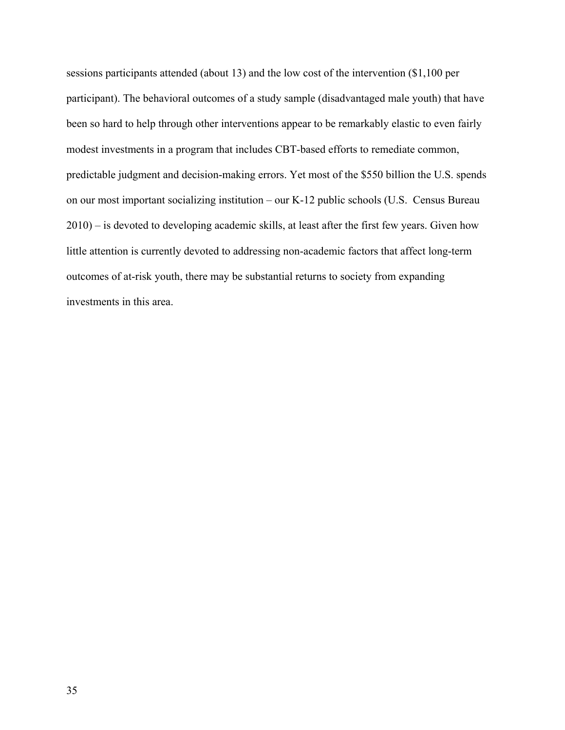sessions participants attended (about 13) and the low cost of the intervention ($1,100 per participant). The behavioral outcomes of a study sample (disadvantaged male youth) that have been so hard to help through other interventions appear to be remarkably elastic to even fairly modest investments in a program that includes CBT-based efforts to remediate common, predictable judgment and decision-making errors. Yet most of the $550 billion the U.S. spends on our most important socializing institution – our K-12 public schools (U.S. Census Bureau 2010) – is devoted to developing academic skills, at least after the first few years. Given how little attention is currently devoted to addressing non-academic factors that affect long-term outcomes of at-risk youth, there may be substantial returns to society from expanding investments in this area.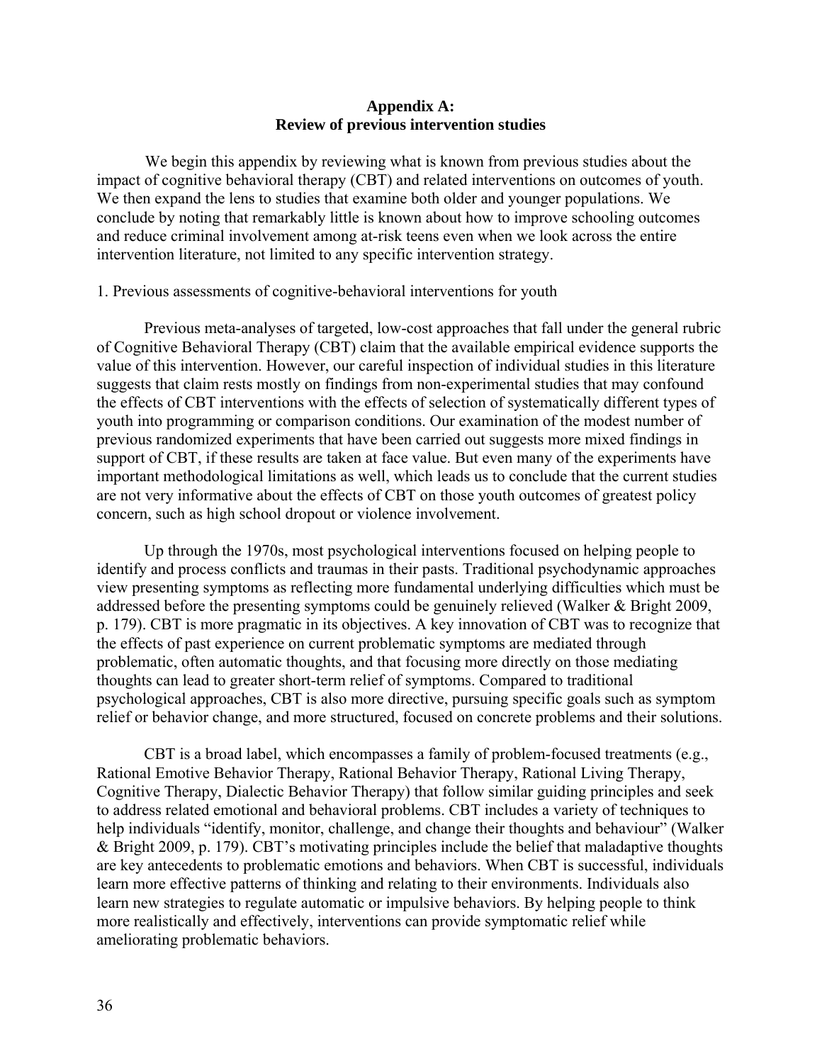## Appendix A: Review of previous intervention studies

We begin this appendix by reviewing what is known from previous studies about the impact of cognitive behavioral therapy (CBT) and related interventions on outcomes of youth. We then expand the lens to studies that examine both older and younger populations. We conclude by noting that remarkably little is known about how to improve schooling outcomes and reduce criminal involvement among at-risk teens even when we look across the entire intervention literature, not limited to any specific intervention strategy.

1. Previous assessments of cognitive-behavioral interventions for youth

Previous meta-analyses of targeted, low-cost approaches that fall under the general rubric of Cognitive Behavioral Therapy (CBT) claim that the available empirical evidence supports the value of this intervention. However, our careful inspection of individual studies in this literature suggests that claim rests mostly on findings from non-experimental studies that may confound the effects of CBT interventions with the effects of selection of systematically different types of youth into programming or comparison conditions. Our examination of the modest number of previous randomized experiments that have been carried out suggests more mixed findings in support of CBT, if these results are taken at face value. But even many of the experiments have important methodological limitations as well, which leads us to conclude that the current studies are not very informative about the effects of CBT on those youth outcomes of greatest policy concern, such as high school dropout or violence involvement.

Up through the 1970s, most psychological interventions focused on helping people to identify and process conflicts and traumas in their pasts. Traditional psychodynamic approaches view presenting symptoms as reflecting more fundamental underlying difficulties which must be addressed before the presenting symptoms could be genuinely relieved (Walker & Bright 2009, p. 179). CBT is more pragmatic in its objectives. A key innovation of CBT was to recognize that the effects of past experience on current problematic symptoms are mediated through problematic, often automatic thoughts, and that focusing more directly on those mediating thoughts can lead to greater short-term relief of symptoms. Compared to traditional psychological approaches, CBT is also more directive, pursuing specific goals such as symptom relief or behavior change, and more structured, focused on concrete problems and their solutions.

CBT is a broad label, which encompasses a family of problem-focused treatments (e.g., Rational Emotive Behavior Therapy, Rational Behavior Therapy, Rational Living Therapy, Cognitive Therapy, Dialectic Behavior Therapy) that follow similar guiding principles and seek to address related emotional and behavioral problems. CBT includes a variety of techniques to help individuals "identify, monitor, challenge, and change their thoughts and behaviour" (Walker & Bright 2009, p. 179). CBT's motivating principles include the belief that maladaptive thoughts are key antecedents to problematic emotions and behaviors. When CBT is successful, individuals learn more effective patterns of thinking and relating to their environments. Individuals also learn new strategies to regulate automatic or impulsive behaviors. By helping people to think more realistically and effectively, interventions can provide symptomatic relief while ameliorating problematic behaviors.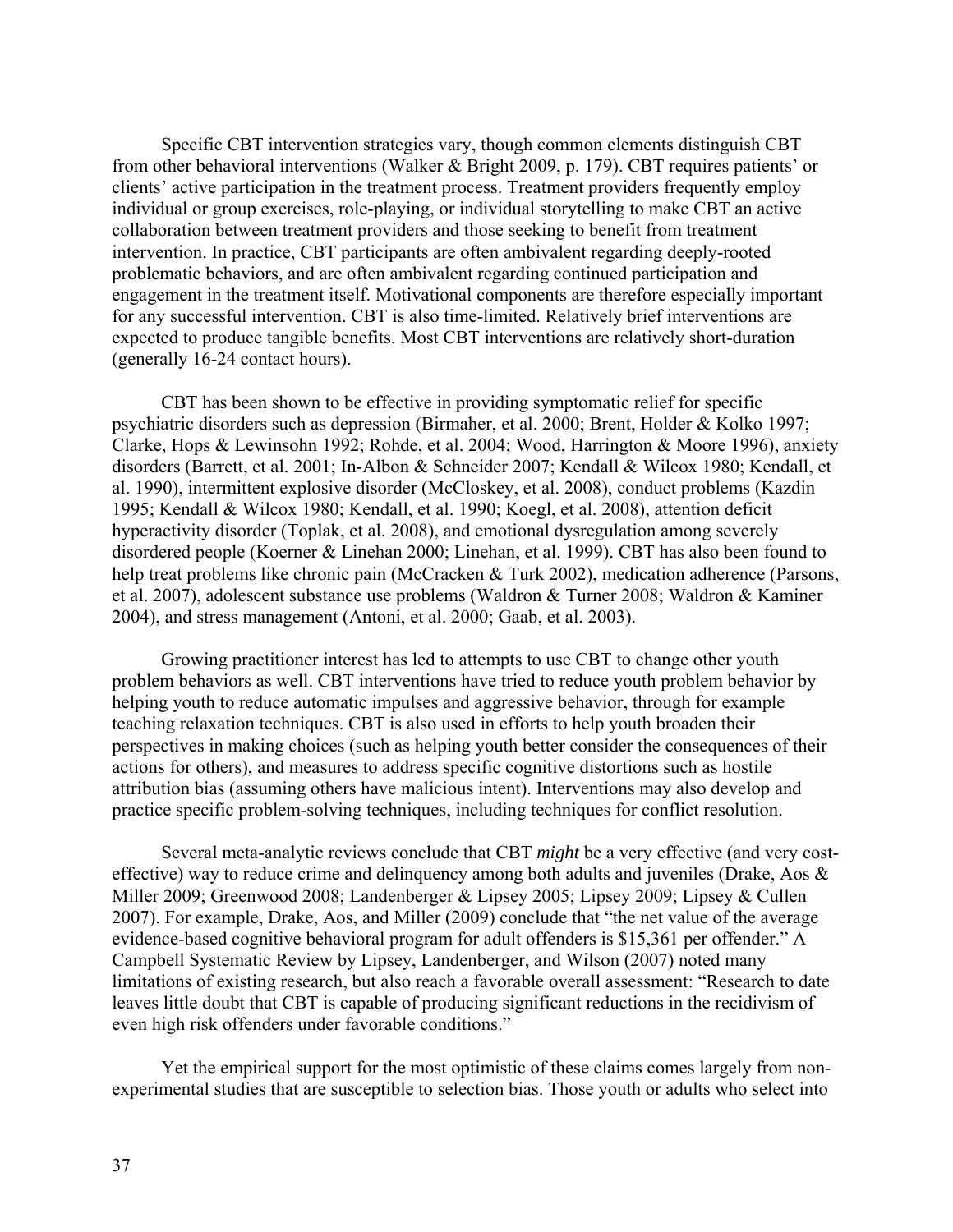Specific CBT intervention strategies vary, though common elements distinguish CBT from other behavioral interventions (Walker & Bright 2009, p. 179). CBT requires patients' or clients' active participation in the treatment process. Treatment providers frequently employ individual or group exercises, role-playing, or individual storytelling to make CBT an active collaboration between treatment providers and those seeking to benefit from treatment intervention. In practice, CBT participants are often ambivalent regarding deeply-rooted problematic behaviors, and are often ambivalent regarding continued participation and engagement in the treatment itself. Motivational components are therefore especially important for any successful intervention. CBT is also time-limited. Relatively brief interventions are expected to produce tangible benefits. Most CBT interventions are relatively short-duration (generally 16-24 contact hours).

CBT has been shown to be effective in providing symptomatic relief for specific psychiatric disorders such as depression (Birmaher, et al. 2000; Brent, Holder & Kolko 1997; Clarke, Hops & Lewinsohn 1992; Rohde, et al. 2004; Wood, Harrington & Moore 1996), anxiety disorders (Barrett, et al. 2001; In-Albon & Schneider 2007; Kendall & Wilcox 1980; Kendall, et al. 1990), intermittent explosive disorder (McCloskey, et al. 2008), conduct problems (Kazdin 1995; Kendall & Wilcox 1980; Kendall, et al. 1990; Koegl, et al. 2008), attention deficit hyperactivity disorder (Toplak, et al. 2008), and emotional dysregulation among severely disordered people (Koerner & Linehan 2000; Linehan, et al. 1999). CBT has also been found to help treat problems like chronic pain (McCracken & Turk 2002), medication adherence (Parsons, et al. 2007), adolescent substance use problems (Waldron & Turner 2008; Waldron & Kaminer 2004), and stress management (Antoni, et al. 2000; Gaab, et al. 2003).

Growing practitioner interest has led to attempts to use CBT to change other youth problem behaviors as well. CBT interventions have tried to reduce youth problem behavior by helping youth to reduce automatic impulses and aggressive behavior, through for example teaching relaxation techniques. CBT is also used in efforts to help youth broaden their perspectives in making choices (such as helping youth better consider the consequences of their actions for others), and measures to address specific cognitive distortions such as hostile attribution bias (assuming others have malicious intent). Interventions may also develop and practice specific problem-solving techniques, including techniques for conflict resolution.

Several meta-analytic reviews conclude that CBT *might* be a very effective (and very cost-effective) way to reduce crime and delinquency among both adults and juveniles (Drake, Aos & Miller 2009; Greenwood 2008; Landenberger & Lipsey 2005; Lipsey 2009; Lipsey & Cullen 2007). For example, Drake, Aos, and Miller (2009) conclude that "the net value of the average evidence-based cognitive behavioral program for adult offenders is $15,361 per offender." A Campbell Systematic Review by Lipsey, Landenberger, and Wilson (2007) noted many limitations of existing research, but also reach a favorable overall assessment: "Research to date leaves little doubt that CBT is capable of producing significant reductions in the recidivism of even high risk offenders under favorable conditions."

Yet the empirical support for the most optimistic of these claims comes largely from non-experimental studies that are susceptible to selection bias. Those youth or adults who select into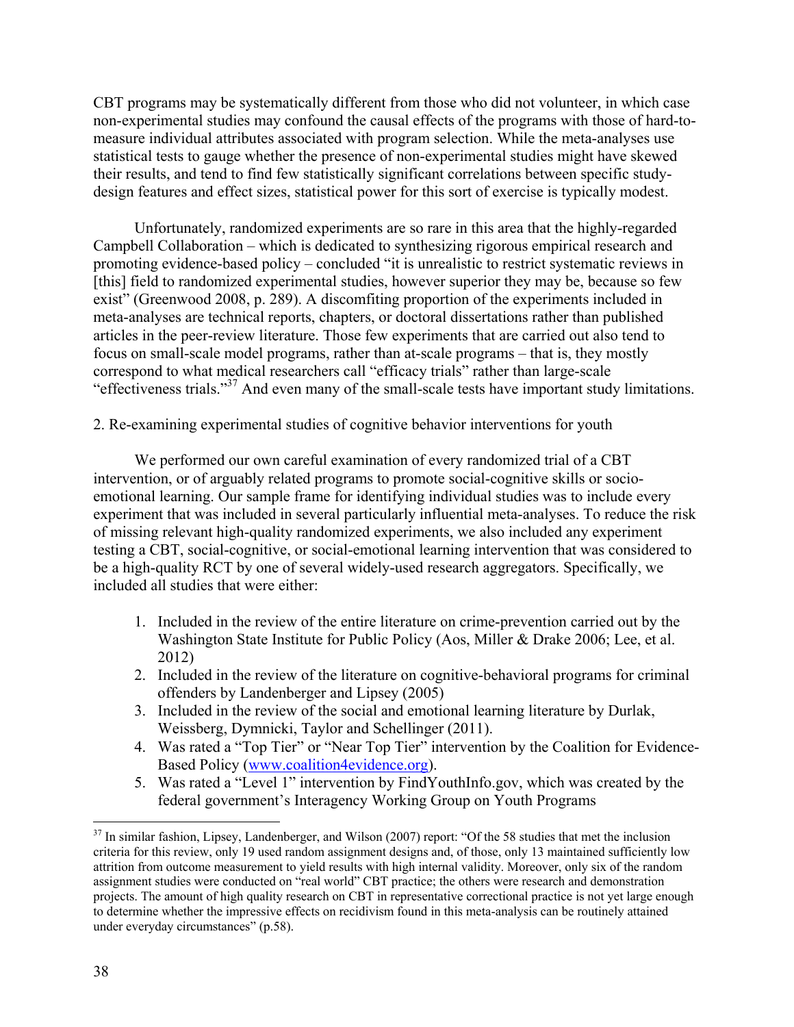CBT programs may be systematically different from those who did not volunteer, in which case non-experimental studies may confound the causal effects of the programs with those of hard-to-measure individual attributes associated with program selection. While the meta-analyses use statistical tests to gauge whether the presence of non-experimental studies might have skewed their results, and tend to find few statistically significant correlations between specific study-design features and effect sizes, statistical power for this sort of exercise is typically modest.

Unfortunately, randomized experiments are so rare in this area that the highly-regarded Campbell Collaboration – which is dedicated to synthesizing rigorous empirical research and promoting evidence-based policy – concluded "it is unrealistic to restrict systematic reviews in [this] field to randomized experimental studies, however superior they may be, because so few exist" (Greenwood 2008, p. 289). A discomfiting proportion of the experiments included in meta-analyses are technical reports, chapters, or doctoral dissertations rather than published articles in the peer-review literature. Those few experiments that are carried out also tend to focus on small-scale model programs, rather than at-scale programs – that is, they mostly correspond to what medical researchers call "efficacy trials" rather than large-scale "effectiveness trials."[37] And even many of the small-scale tests have important study limitations.

## 2. Re-examining experimental studies of cognitive behavior interventions for youth

We performed our own careful examination of every randomized trial of a CBT intervention, or of arguably related programs to promote social-cognitive skills or socio-emotional learning. Our sample frame for identifying individual studies was to include every experiment that was included in several particularly influential meta-analyses. To reduce the risk of missing relevant high-quality randomized experiments, we also included any experiment testing a CBT, social-cognitive, or social-emotional learning intervention that was considered to be a high-quality RCT by one of several widely-used research aggregators. Specifically, we included all studies that were either:

1. Included in the review of the entire literature on crime-prevention carried out by the Washington State Institute for Public Policy (Aos, Miller & Drake 2006; Lee, et al. 2012)
2. Included in the review of the literature on cognitive-behavioral programs for criminal offenders by Landenberger and Lipsey (2005)
3. Included in the review of the social and emotional learning literature by Durlak, Weissberg, Dymnicki, Taylor and Schellinger (2011).
4. Was rated a "Top Tier" or "Near Top Tier" intervention by the Coalition for Evidence-Based Policy (www.coalition4evidence.org).
5. Was rated a "Level 1" intervention by FindYouthInfo.gov, which was created by the federal government's Interagency Working Group on Youth Programs

[37] In similar fashion, Lipsey, Landenberger, and Wilson (2007) report: "Of the 58 studies that met the inclusion criteria for this review, only 19 used random assignment designs and, of those, only 13 maintained sufficiently low attrition from outcome measurement to yield results with high internal validity. Moreover, only six of the random assignment studies were conducted on "real world" CBT practice; the others were research and demonstration projects. The amount of high quality research on CBT in representative correctional practice is not yet large enough to determine whether the impressive effects on recidivism found in this meta-analysis can be routinely attained under everyday circumstances" (p.58).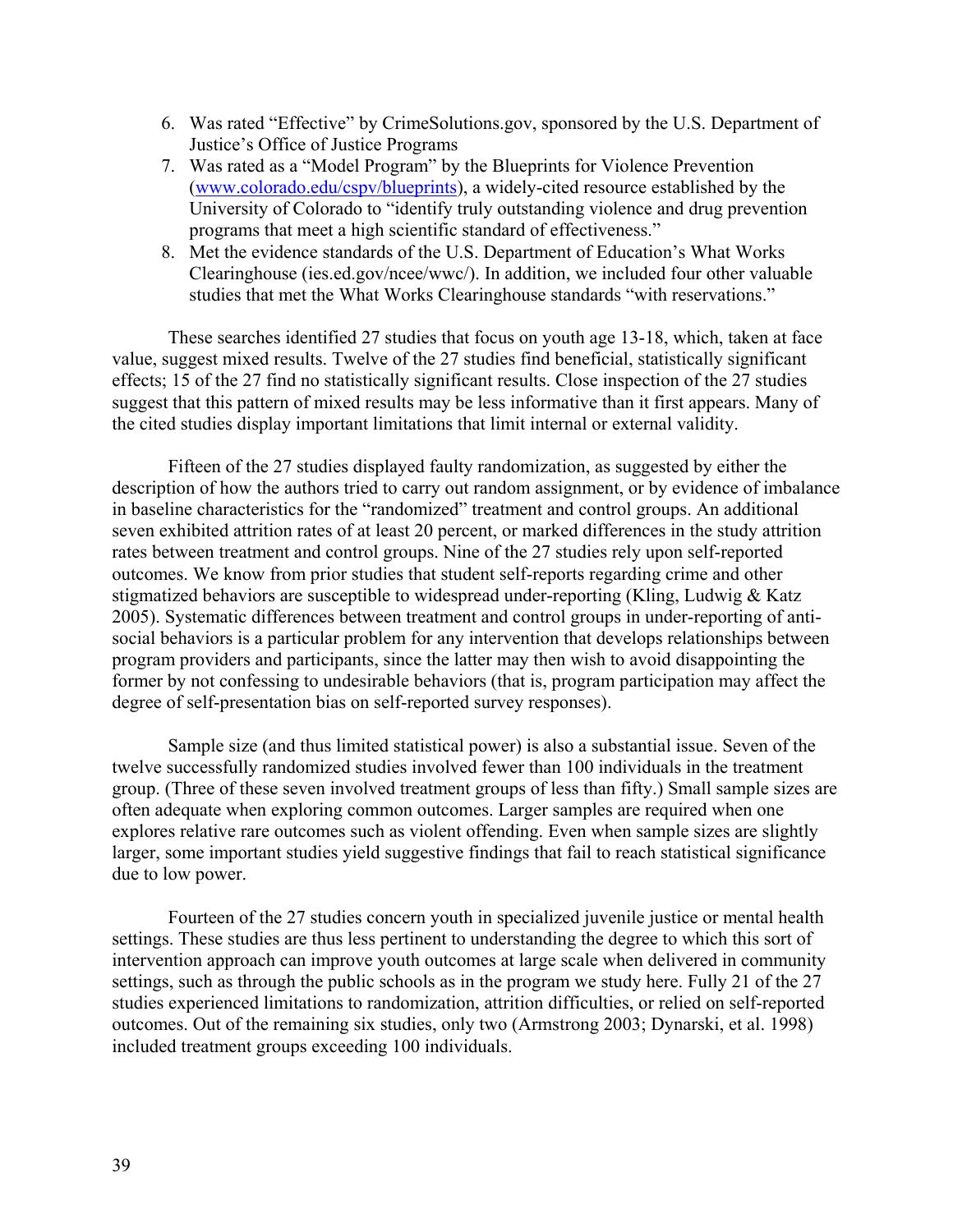6. Was rated "Effective" by CrimeSolutions.gov, sponsored by the U.S. Department of Justice's Office of Justice Programs
7. Was rated as a "Model Program" by the Blueprints for Violence Prevention (www.colorado.edu/cspv/blueprints), a widely-cited resource established by the University of Colorado to "identify truly outstanding violence and drug prevention programs that meet a high scientific standard of effectiveness."
8. Met the evidence standards of the U.S. Department of Education's What Works Clearinghouse (ies.ed.gov/ncee/wwc/). In addition, we included four other valuable studies that met the What Works Clearinghouse standards "with reservations."

These searches identified 27 studies that focus on youth age 13-18, which, taken at face value, suggest mixed results. Twelve of the 27 studies find beneficial, statistically significant effects; 15 of the 27 find no statistically significant results. Close inspection of the 27 studies suggest that this pattern of mixed results may be less informative than it first appears. Many of the cited studies display important limitations that limit internal or external validity.

Fifteen of the 27 studies displayed faulty randomization, as suggested by either the description of how the authors tried to carry out random assignment, or by evidence of imbalance in baseline characteristics for the "randomized" treatment and control groups. An additional seven exhibited attrition rates of at least 20 percent, or marked differences in the study attrition rates between treatment and control groups. Nine of the 27 studies rely upon self-reported outcomes. We know from prior studies that student self-reports regarding crime and other stigmatized behaviors are susceptible to widespread under-reporting (Kling, Ludwig & Katz 2005). Systematic differences between treatment and control groups in under-reporting of anti-social behaviors is a particular problem for any intervention that develops relationships between program providers and participants, since the latter may then wish to avoid disappointing the former by not confessing to undesirable behaviors (that is, program participation may affect the degree of self-presentation bias on self-reported survey responses).

Sample size (and thus limited statistical power) is also a substantial issue. Seven of the twelve successfully randomized studies involved fewer than 100 individuals in the treatment group. (Three of these seven involved treatment groups of less than fifty.) Small sample sizes are often adequate when exploring common outcomes. Larger samples are required when one explores relative rare outcomes such as violent offending. Even when sample sizes are slightly larger, some important studies yield suggestive findings that fail to reach statistical significance due to low power.

Fourteen of the 27 studies concern youth in specialized juvenile justice or mental health settings. These studies are thus less pertinent to understanding the degree to which this sort of intervention approach can improve youth outcomes at large scale when delivered in community settings, such as through the public schools as in the program we study here. Fully 21 of the 27 studies experienced limitations to randomization, attrition difficulties, or relied on self-reported outcomes. Out of the remaining six studies, only two (Armstrong 2003; Dynarski, et al. 1998) included treatment groups exceeding 100 individuals.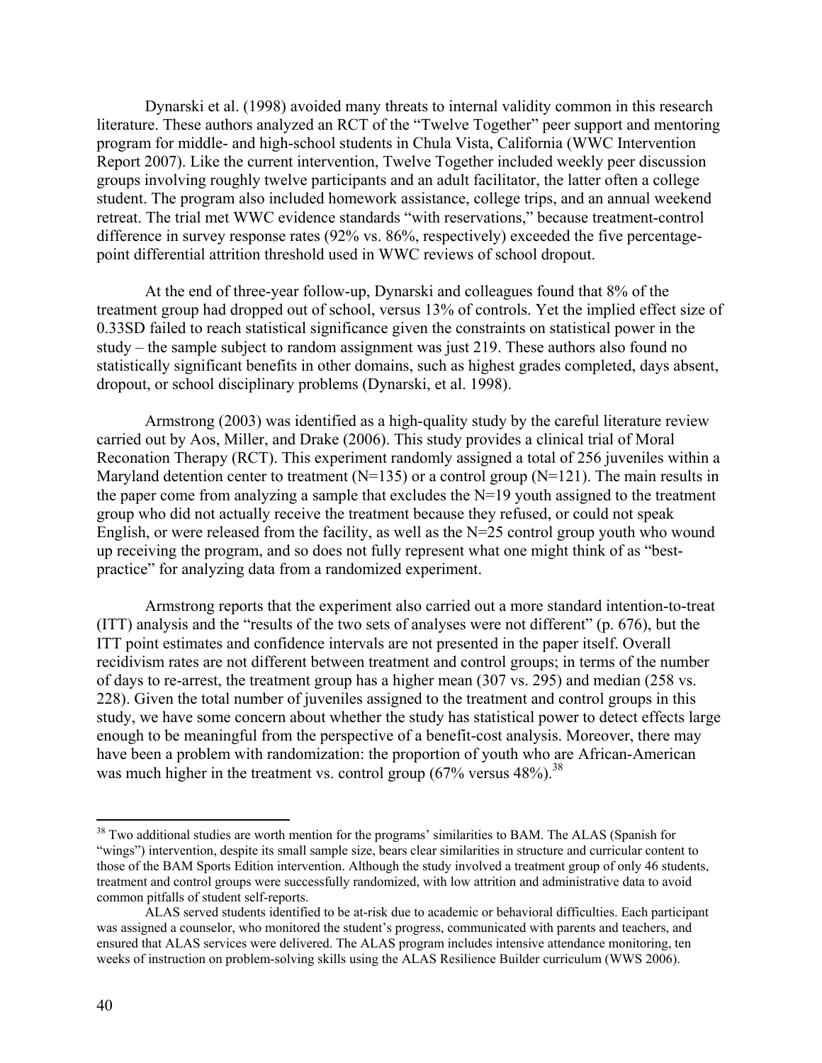Dynarski et al. (1998) avoided many threats to internal validity common in this research literature. These authors analyzed an RCT of the "Twelve Together" peer support and mentoring program for middle- and high-school students in Chula Vista, California (WWC Intervention Report 2007). Like the current intervention, Twelve Together included weekly peer discussion groups involving roughly twelve participants and an adult facilitator, the latter often a college student. The program also included homework assistance, college trips, and an annual weekend retreat. The trial met WWC evidence standards "with reservations," because treatment-control difference in survey response rates (92% vs. 86%, respectively) exceeded the five percentage-point differential attrition threshold used in WWC reviews of school dropout.

At the end of three-year follow-up, Dynarski and colleagues found that 8% of the treatment group had dropped out of school, versus 13% of controls. Yet the implied effect size of 0.33SD failed to reach statistical significance given the constraints on statistical power in the study – the sample subject to random assignment was just 219. These authors also found no statistically significant benefits in other domains, such as highest grades completed, days absent, dropout, or school disciplinary problems (Dynarski, et al. 1998).

Armstrong (2003) was identified as a high-quality study by the careful literature review carried out by Aos, Miller, and Drake (2006). This study provides a clinical trial of Moral Reconation Therapy (RCT). This experiment randomly assigned a total of 256 juveniles within a Maryland detention center to treatment (N=135) or a control group (N=121). The main results in the paper come from analyzing a sample that excludes the N=19 youth assigned to the treatment group who did not actually receive the treatment because they refused, or could not speak English, or were released from the facility, as well as the N=25 control group youth who wound up receiving the program, and so does not fully represent what one might think of as "best-practice" for analyzing data from a randomized experiment.

Armstrong reports that the experiment also carried out a more standard intention-to-treat (ITT) analysis and the "results of the two sets of analyses were not different" (p. 676), but the ITT point estimates and confidence intervals are not presented in the paper itself. Overall recidivism rates are not different between treatment and control groups; in terms of the number of days to re-arrest, the treatment group has a higher mean (307 vs. 295) and median (258 vs. 228). Given the total number of juveniles assigned to the treatment and control groups in this study, we have some concern about whether the study has statistical power to detect effects large enough to be meaningful from the perspective of a benefit-cost analysis. Moreover, there may have been a problem with randomization: the proportion of youth who are African-American was much higher in the treatment vs. control group (67% versus 48%).[38]

---

[38] Two additional studies are worth mention for the programs' similarities to BAM. The ALAS (Spanish for "wings") intervention, despite its small sample size, bears clear similarities in structure and curricular content to those of the BAM Sports Edition intervention. Although the study involved a treatment group of only 46 students, treatment and control groups were successfully randomized, with low attrition and administrative data to avoid common pitfalls of student self-reports.

ALAS served students identified to be at-risk due to academic or behavioral difficulties. Each participant was assigned a counselor, who monitored the student's progress, communicated with parents and teachers, and ensured that ALAS services were delivered. The ALAS program includes intensive attendance monitoring, ten weeks of instruction on problem-solving skills using the ALAS Resilience Builder curriculum (WWS 2006).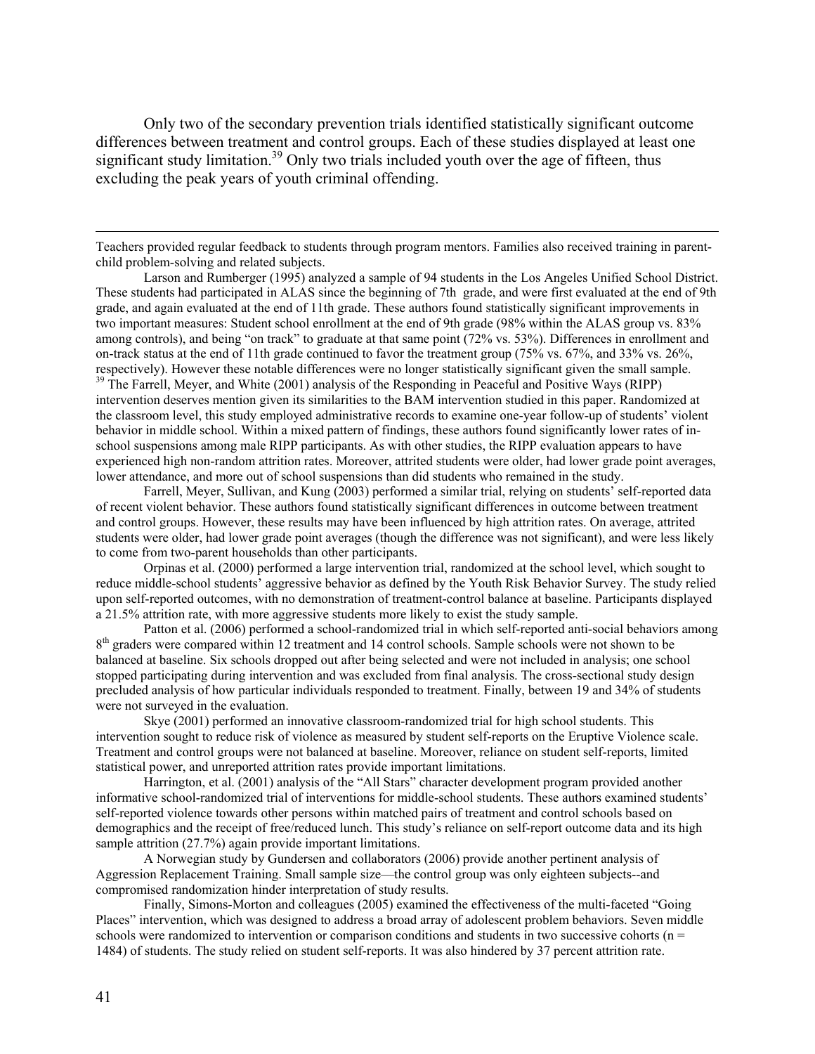Only two of the secondary prevention trials identified statistically significant outcome differences between treatment and control groups. Each of these studies displayed at least one significant study limitation.[39] Only two trials included youth over the age of fifteen, thus excluding the peak years of youth criminal offending.

---

Teachers provided regular feedback to students through program mentors. Families also received training in parent-child problem-solving and related subjects.

Larson and Rumberger (1995) analyzed a sample of 94 students in the Los Angeles Unified School District. These students had participated in ALAS since the beginning of 7th grade, and were first evaluated at the end of 9th grade, and again evaluated at the end of 11th grade. These authors found statistically significant improvements in two important measures: Student school enrollment at the end of 9th grade (98% within the ALAS group vs. 83% among controls), and being "on track" to graduate at that same point (72% vs. 53%). Differences in enrollment and on-track status at the end of 11th grade continued to favor the treatment group (75% vs. 67%, and 33% vs. 26%, respectively). However these notable differences were no longer statistically significant given the small sample.

[39] The Farrell, Meyer, and White (2001) analysis of the Responding in Peaceful and Positive Ways (RIPP) intervention deserves mention given its similarities to the BAM intervention studied in this paper. Randomized at the classroom level, this study employed administrative records to examine one-year follow-up of students' violent behavior in middle school. Within a mixed pattern of findings, these authors found significantly lower rates of in-school suspensions among male RIPP participants. As with other studies, the RIPP evaluation appears to have experienced high non-random attrition rates. Moreover, attrited students were older, had lower grade point averages, lower attendance, and more out of school suspensions than did students who remained in the study.

Farrell, Meyer, Sullivan, and Kung (2003) performed a similar trial, relying on students' self-reported data of recent violent behavior. These authors found statistically significant differences in outcome between treatment and control groups. However, these results may have been influenced by high attrition rates. On average, attrited students were older, had lower grade point averages (though the difference was not significant), and were less likely to come from two-parent households than other participants.

Orpinas et al. (2000) performed a large intervention trial, randomized at the school level, which sought to reduce middle-school students' aggressive behavior as defined by the Youth Risk Behavior Survey. The study relied upon self-reported outcomes, with no demonstration of treatment-control balance at baseline. Participants displayed a 21.5% attrition rate, with more aggressive students more likely to exist the study sample.

Patton et al. (2006) performed a school-randomized trial in which self-reported anti-social behaviors among 8th graders were compared within 12 treatment and 14 control schools. Sample schools were not shown to be balanced at baseline. Six schools dropped out after being selected and were not included in analysis; one school stopped participating during intervention and was excluded from final analysis. The cross-sectional study design precluded analysis of how particular individuals responded to treatment. Finally, between 19 and 34% of students were not surveyed in the evaluation.

Skye (2001) performed an innovative classroom-randomized trial for high school students. This intervention sought to reduce risk of violence as measured by student self-reports on the Eruptive Violence scale. Treatment and control groups were not balanced at baseline. Moreover, reliance on student self-reports, limited statistical power, and unreported attrition rates provide important limitations.

Harrington, et al. (2001) analysis of the "All Stars" character development program provided another informative school-randomized trial of interventions for middle-school students. These authors examined students' self-reported violence towards other persons within matched pairs of treatment and control schools based on demographics and the receipt of free/reduced lunch. This study's reliance on self-report outcome data and its high sample attrition (27.7%) again provide important limitations.

A Norwegian study by Gundersen and collaborators (2006) provide another pertinent analysis of Aggression Replacement Training. Small sample size—the control group was only eighteen subjects--and compromised randomization hinder interpretation of study results.

Finally, Simons-Morton and colleagues (2005) examined the effectiveness of the multi-faceted "Going Places" intervention, which was designed to address a broad array of adolescent problem behaviors. Seven middle schools were randomized to intervention or comparison conditions and students in two successive cohorts (n = 1484) of students. The study relied on student self-reports. It was also hindered by 37 percent attrition rate.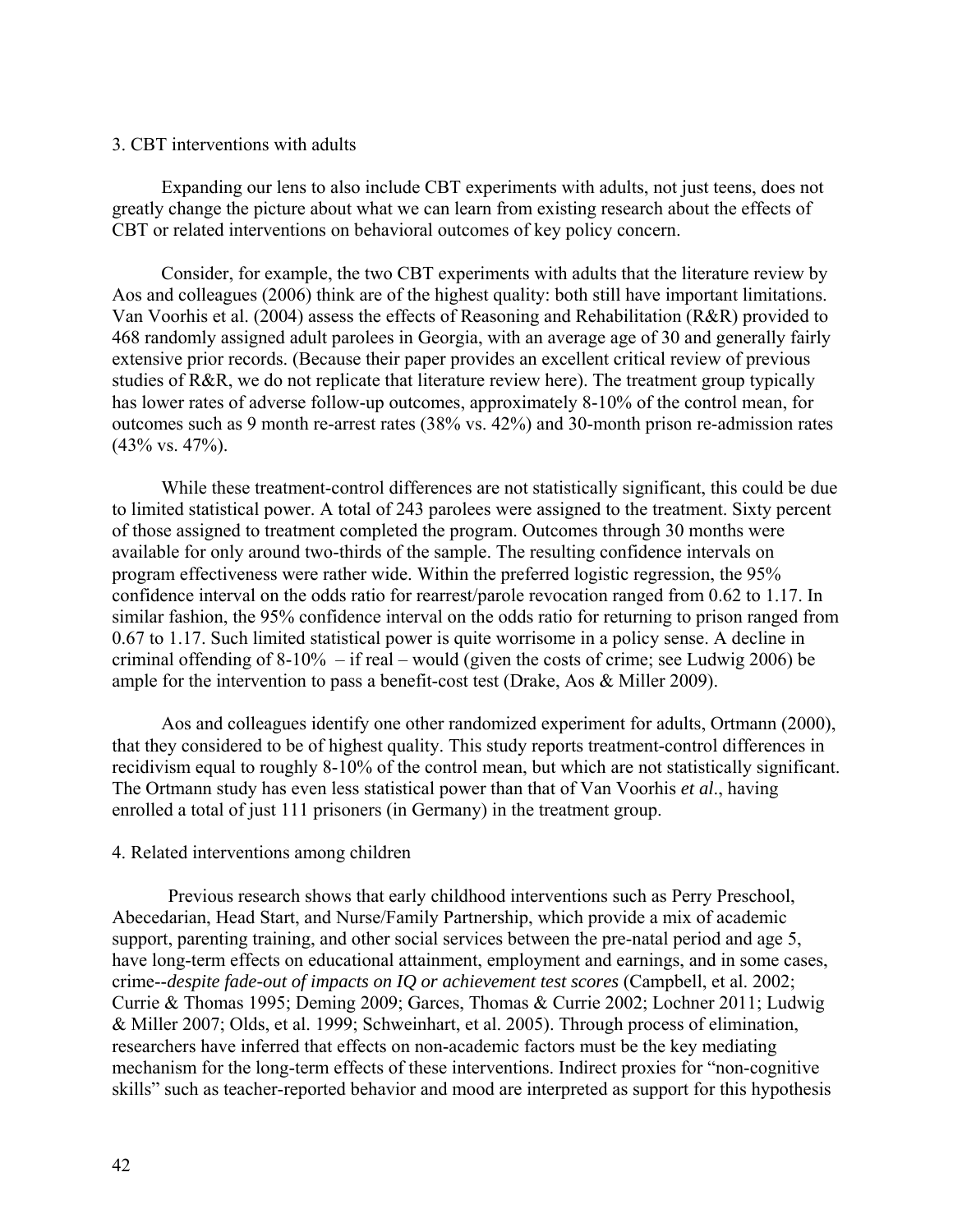### 3. CBT interventions with adults

Expanding our lens to also include CBT experiments with adults, not just teens, does not greatly change the picture about what we can learn from existing research about the effects of CBT or related interventions on behavioral outcomes of key policy concern.

Consider, for example, the two CBT experiments with adults that the literature review by Aos and colleagues (2006) think are of the highest quality: both still have important limitations. Van Voorhis et al. (2004) assess the effects of Reasoning and Rehabilitation (R&R) provided to 468 randomly assigned adult parolees in Georgia, with an average age of 30 and generally fairly extensive prior records. (Because their paper provides an excellent critical review of previous studies of R&R, we do not replicate that literature review here). The treatment group typically has lower rates of adverse follow-up outcomes, approximately 8-10% of the control mean, for outcomes such as 9 month re-arrest rates (38% vs. 42%) and 30-month prison re-admission rates (43% vs. 47%).

While these treatment-control differences are not statistically significant, this could be due to limited statistical power. A total of 243 parolees were assigned to the treatment. Sixty percent of those assigned to treatment completed the program. Outcomes through 30 months were available for only around two-thirds of the sample. The resulting confidence intervals on program effectiveness were rather wide. Within the preferred logistic regression, the 95% confidence interval on the odds ratio for rearrest/parole revocation ranged from 0.62 to 1.17. In similar fashion, the 95% confidence interval on the odds ratio for returning to prison ranged from 0.67 to 1.17. Such limited statistical power is quite worrisome in a policy sense. A decline in criminal offending of 8-10% – if real – would (given the costs of crime; see Ludwig 2006) be ample for the intervention to pass a benefit-cost test (Drake, Aos & Miller 2009).

Aos and colleagues identify one other randomized experiment for adults, Ortmann (2000), that they considered to be of highest quality. This study reports treatment-control differences in recidivism equal to roughly 8-10% of the control mean, but which are not statistically significant. The Ortmann study has even less statistical power than that of Van Voorhis *et al*., having enrolled a total of just 111 prisoners (in Germany) in the treatment group.

### 4. Related interventions among children

Previous research shows that early childhood interventions such as Perry Preschool, Abecedarian, Head Start, and Nurse/Family Partnership, which provide a mix of academic support, parenting training, and other social services between the pre-natal period and age 5, have long-term effects on educational attainment, employment and earnings, and in some cases, crime--*despite fade-out of impacts on IQ or achievement test scores* (Campbell, et al. 2002; Currie & Thomas 1995; Deming 2009; Garces, Thomas & Currie 2002; Lochner 2011; Ludwig & Miller 2007; Olds, et al. 1999; Schweinhart, et al. 2005). Through process of elimination, researchers have inferred that effects on non-academic factors must be the key mediating mechanism for the long-term effects of these interventions. Indirect proxies for "non-cognitive skills" such as teacher-reported behavior and mood are interpreted as support for this hypothesis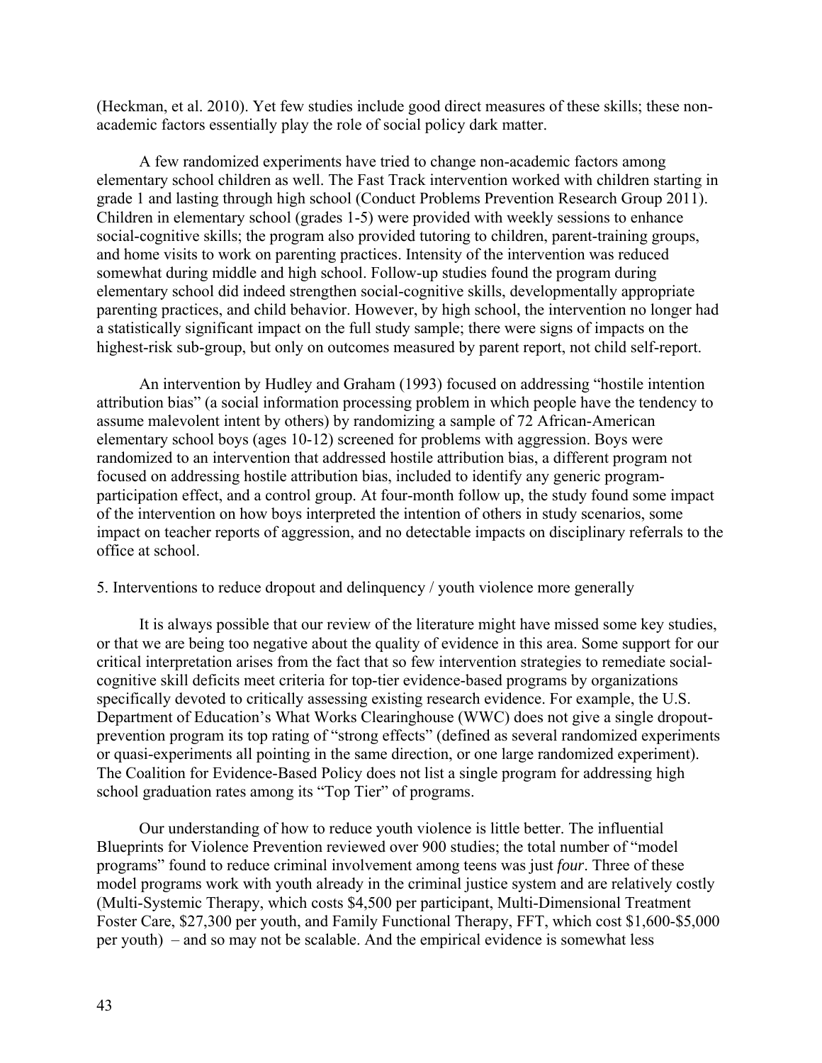(Heckman, et al. 2010). Yet few studies include good direct measures of these skills; these non-academic factors essentially play the role of social policy dark matter.

A few randomized experiments have tried to change non-academic factors among elementary school children as well. The Fast Track intervention worked with children starting in grade 1 and lasting through high school (Conduct Problems Prevention Research Group 2011). Children in elementary school (grades 1-5) were provided with weekly sessions to enhance social-cognitive skills; the program also provided tutoring to children, parent-training groups, and home visits to work on parenting practices. Intensity of the intervention was reduced somewhat during middle and high school. Follow-up studies found the program during elementary school did indeed strengthen social-cognitive skills, developmentally appropriate parenting practices, and child behavior. However, by high school, the intervention no longer had a statistically significant impact on the full study sample; there were signs of impacts on the highest-risk sub-group, but only on outcomes measured by parent report, not child self-report.

An intervention by Hudley and Graham (1993) focused on addressing "hostile intention attribution bias" (a social information processing problem in which people have the tendency to assume malevolent intent by others) by randomizing a sample of 72 African-American elementary school boys (ages 10-12) screened for problems with aggression. Boys were randomized to an intervention that addressed hostile attribution bias, a different program not focused on addressing hostile attribution bias, included to identify any generic program-participation effect, and a control group. At four-month follow up, the study found some impact of the intervention on how boys interpreted the intention of others in study scenarios, some impact on teacher reports of aggression, and no detectable impacts on disciplinary referrals to the office at school.

5. Interventions to reduce dropout and delinquency / youth violence more generally

It is always possible that our review of the literature might have missed some key studies, or that we are being too negative about the quality of evidence in this area. Some support for our critical interpretation arises from the fact that so few intervention strategies to remediate social-cognitive skill deficits meet criteria for top-tier evidence-based programs by organizations specifically devoted to critically assessing existing research evidence. For example, the U.S. Department of Education's What Works Clearinghouse (WWC) does not give a single dropout-prevention program its top rating of "strong effects" (defined as several randomized experiments or quasi-experiments all pointing in the same direction, or one large randomized experiment). The Coalition for Evidence-Based Policy does not list a single program for addressing high school graduation rates among its "Top Tier" of programs.

Our understanding of how to reduce youth violence is little better. The influential Blueprints for Violence Prevention reviewed over 900 studies; the total number of "model programs" found to reduce criminal involvement among teens was just *four*. Three of these model programs work with youth already in the criminal justice system and are relatively costly (Multi-Systemic Therapy, which costs $4,500 per participant, Multi-Dimensional Treatment Foster Care, $27,300 per youth, and Family Functional Therapy, FFT, which cost $1,600-$5,000 per youth) – and so may not be scalable. And the empirical evidence is somewhat less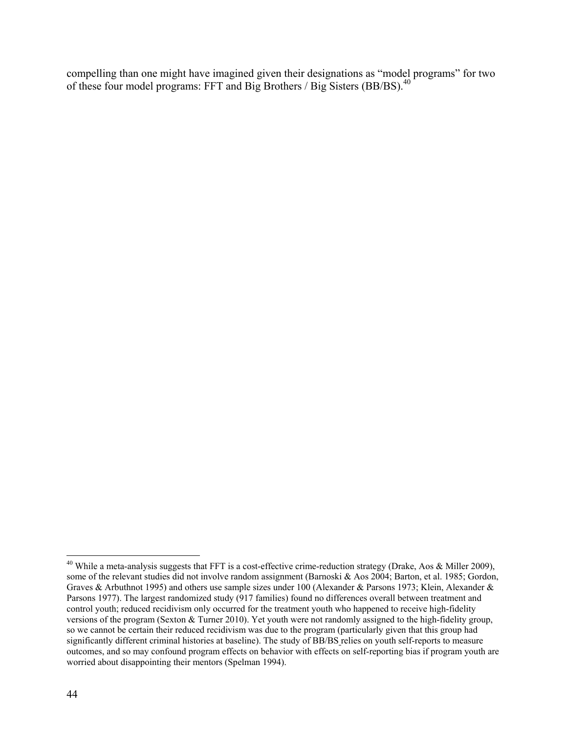compelling than one might have imagined given their designations as "model programs" for two of these four model programs: FFT and Big Brothers / Big Sisters (BB/BS).[40]

[40] While a meta-analysis suggests that FFT is a cost-effective crime-reduction strategy (Drake, Aos & Miller 2009), some of the relevant studies did not involve random assignment (Barnoski & Aos 2004; Barton, et al. 1985; Gordon, Graves & Arbuthnot 1995) and others use sample sizes under 100 (Alexander & Parsons 1973; Klein, Alexander & Parsons 1977). The largest randomized study (917 families) found no differences overall between treatment and control youth; reduced recidivism only occurred for the treatment youth who happened to receive high-fidelity versions of the program (Sexton & Turner 2010). Yet youth were not randomly assigned to the high-fidelity group, so we cannot be certain their reduced recidivism was due to the program (particularly given that this group had significantly different criminal histories at baseline). The study of BB/BS relies on youth self-reports to measure outcomes, and so may confound program effects on behavior with effects on self-reporting bias if program youth are worried about disappointing their mentors (Spelman 1994).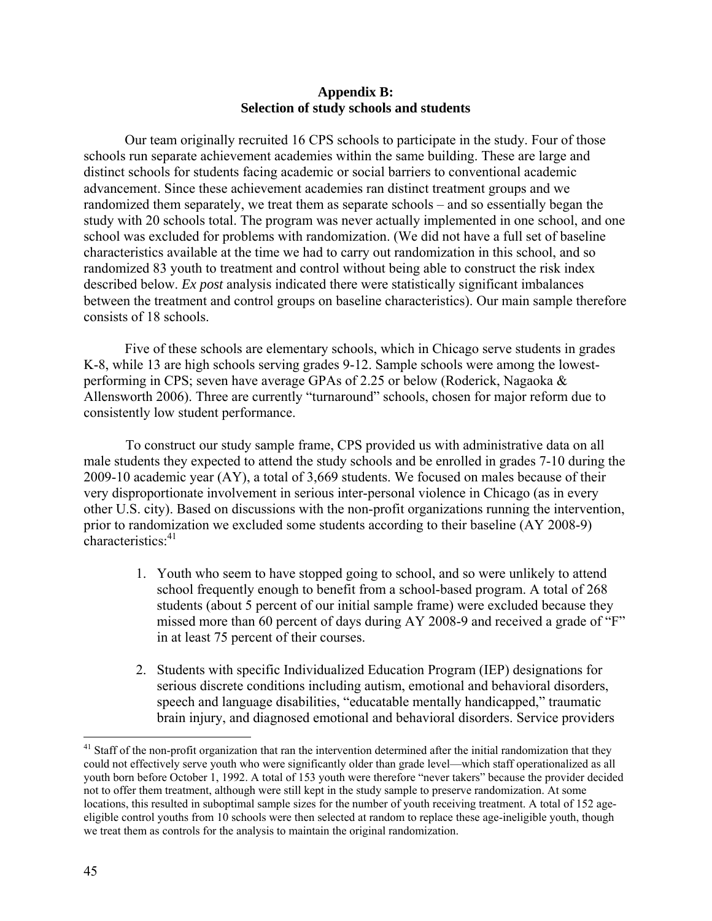## Appendix B:
## Selection of study schools and students

Our team originally recruited 16 CPS schools to participate in the study. Four of those schools run separate achievement academies within the same building. These are large and distinct schools for students facing academic or social barriers to conventional academic advancement. Since these achievement academies ran distinct treatment groups and we randomized them separately, we treat them as separate schools – and so essentially began the study with 20 schools total. The program was never actually implemented in one school, and one school was excluded for problems with randomization. (We did not have a full set of baseline characteristics available at the time we had to carry out randomization in this school, and so randomized 83 youth to treatment and control without being able to construct the risk index described below. *Ex post* analysis indicated there were statistically significant imbalances between the treatment and control groups on baseline characteristics). Our main sample therefore consists of 18 schools.

Five of these schools are elementary schools, which in Chicago serve students in grades K-8, while 13 are high schools serving grades 9-12. Sample schools were among the lowest-performing in CPS; seven have average GPAs of 2.25 or below (Roderick, Nagaoka & Allensworth 2006). Three are currently "turnaround" schools, chosen for major reform due to consistently low student performance.

To construct our study sample frame, CPS provided us with administrative data on all male students they expected to attend the study schools and be enrolled in grades 7-10 during the 2009-10 academic year (AY), a total of 3,669 students. We focused on males because of their very disproportionate involvement in serious inter-personal violence in Chicago (as in every other U.S. city). Based on discussions with the non-profit organizations running the intervention, prior to randomization we excluded some students according to their baseline (AY 2008-9) characteristics:[41]

1. Youth who seem to have stopped going to school, and so were unlikely to attend school frequently enough to benefit from a school-based program. A total of 268 students (about 5 percent of our initial sample frame) were excluded because they missed more than 60 percent of days during AY 2008-9 and received a grade of "F" in at least 75 percent of their courses.

2. Students with specific Individualized Education Program (IEP) designations for serious discrete conditions including autism, emotional and behavioral disorders, speech and language disabilities, "educatable mentally handicapped," traumatic brain injury, and diagnosed emotional and behavioral disorders. Service providers

[41] Staff of the non-profit organization that ran the intervention determined after the initial randomization that they could not effectively serve youth who were significantly older than grade level—which staff operationalized as all youth born before October 1, 1992. A total of 153 youth were therefore "never takers" because the provider decided not to offer them treatment, although were still kept in the study sample to preserve randomization. At some locations, this resulted in suboptimal sample sizes for the number of youth receiving treatment. A total of 152 age-eligible control youths from 10 schools were then selected at random to replace these age-ineligible youth, though we treat them as controls for the analysis to maintain the original randomization.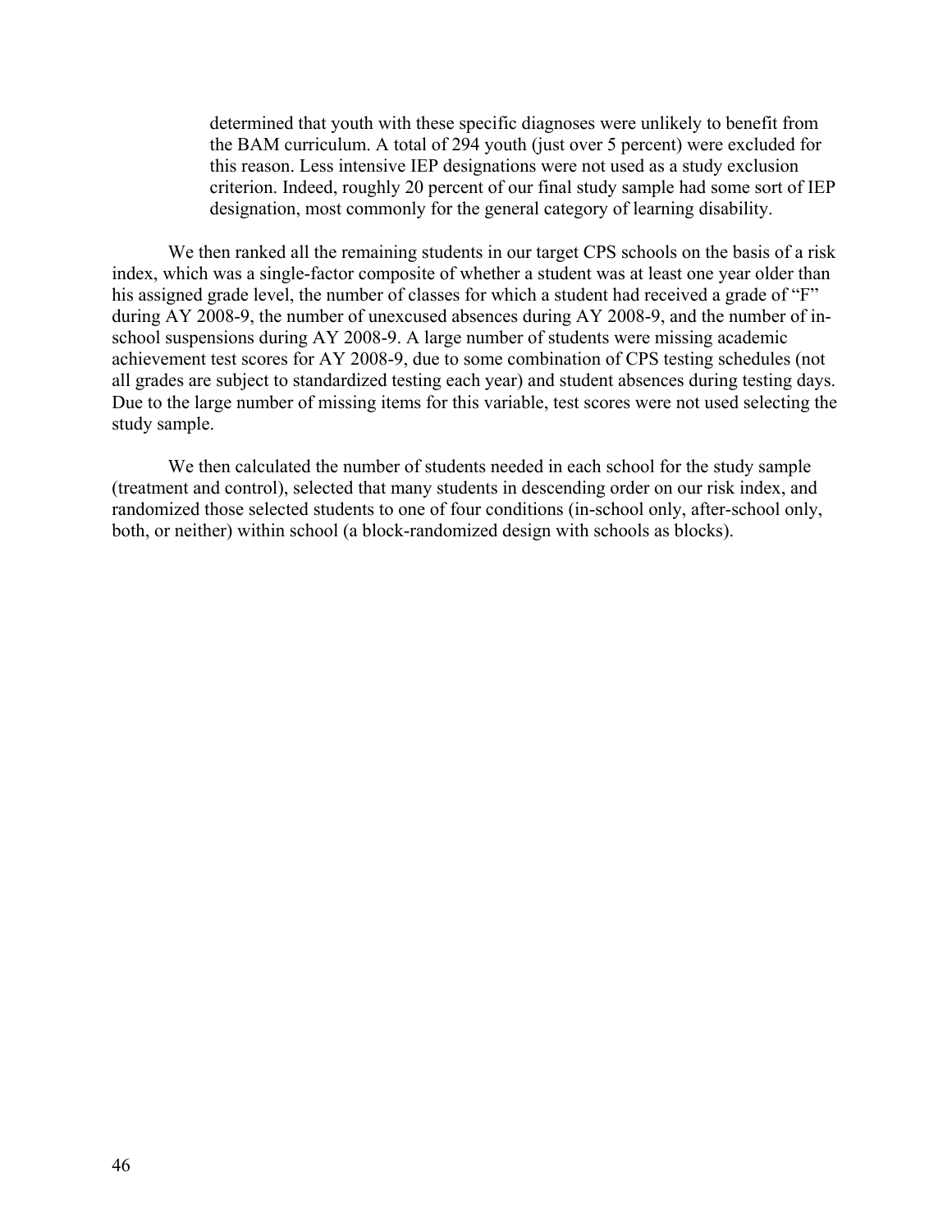> determined that youth with these specific diagnoses were unlikely to benefit from the BAM curriculum. A total of 294 youth (just over 5 percent) were excluded for this reason. Less intensive IEP designations were not used as a study exclusion criterion. Indeed, roughly 20 percent of our final study sample had some sort of IEP designation, most commonly for the general category of learning disability.

We then ranked all the remaining students in our target CPS schools on the basis of a risk index, which was a single-factor composite of whether a student was at least one year older than his assigned grade level, the number of classes for which a student had received a grade of "F" during AY 2008-9, the number of unexcused absences during AY 2008-9, and the number of in-school suspensions during AY 2008-9. A large number of students were missing academic achievement test scores for AY 2008-9, due to some combination of CPS testing schedules (not all grades are subject to standardized testing each year) and student absences during testing days. Due to the large number of missing items for this variable, test scores were not used selecting the study sample.

We then calculated the number of students needed in each school for the study sample (treatment and control), selected that many students in descending order on our risk index, and randomized those selected students to one of four conditions (in-school only, after-school only, both, or neither) within school (a block-randomized design with schools as blocks).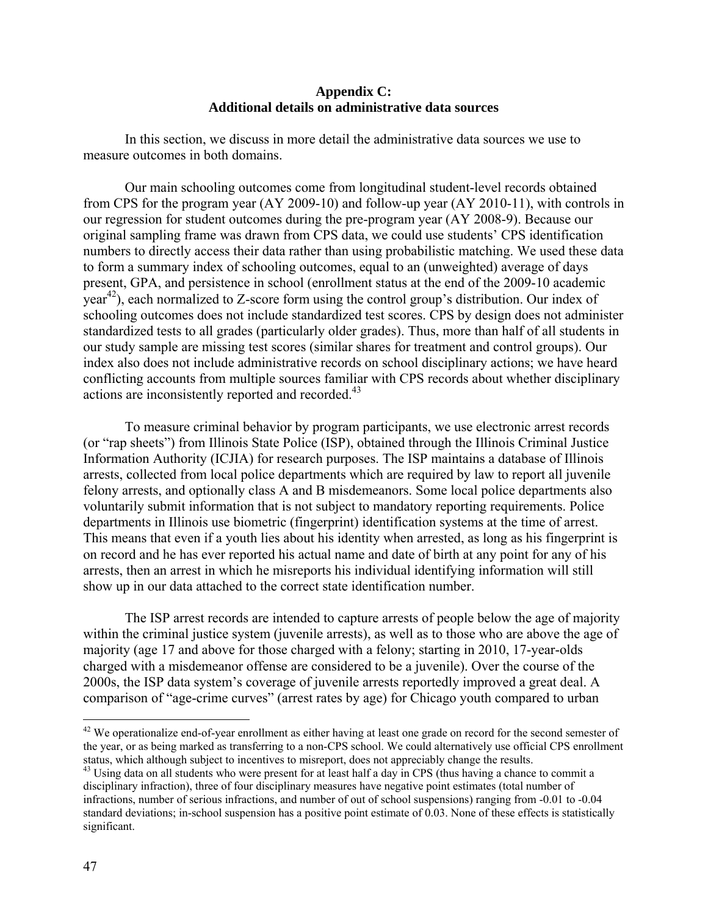## Appendix C:
## Additional details on administrative data sources

In this section, we discuss in more detail the administrative data sources we use to measure outcomes in both domains.

Our main schooling outcomes come from longitudinal student-level records obtained from CPS for the program year (AY 2009-10) and follow-up year (AY 2010-11), with controls in our regression for student outcomes during the pre-program year (AY 2008-9). Because our original sampling frame was drawn from CPS data, we could use students' CPS identification numbers to directly access their data rather than using probabilistic matching. We used these data to form a summary index of schooling outcomes, equal to an (unweighted) average of days present, GPA, and persistence in school (enrollment status at the end of the 2009-10 academic year[42]), each normalized to Z-score form using the control group's distribution. Our index of schooling outcomes does not include standardized test scores. CPS by design does not administer standardized tests to all grades (particularly older grades). Thus, more than half of all students in our study sample are missing test scores (similar shares for treatment and control groups). Our index also does not include administrative records on school disciplinary actions; we have heard conflicting accounts from multiple sources familiar with CPS records about whether disciplinary actions are inconsistently reported and recorded.[43]

To measure criminal behavior by program participants, we use electronic arrest records (or "rap sheets") from Illinois State Police (ISP), obtained through the Illinois Criminal Justice Information Authority (ICJIA) for research purposes. The ISP maintains a database of Illinois arrests, collected from local police departments which are required by law to report all juvenile felony arrests, and optionally class A and B misdemeanors. Some local police departments also voluntarily submit information that is not subject to mandatory reporting requirements. Police departments in Illinois use biometric (fingerprint) identification systems at the time of arrest. This means that even if a youth lies about his identity when arrested, as long as his fingerprint is on record and he has ever reported his actual name and date of birth at any point for any of his arrests, then an arrest in which he misreports his individual identifying information will still show up in our data attached to the correct state identification number.

The ISP arrest records are intended to capture arrests of people below the age of majority within the criminal justice system (juvenile arrests), as well as to those who are above the age of majority (age 17 and above for those charged with a felony; starting in 2010, 17-year-olds charged with a misdemeanor offense are considered to be a juvenile). Over the course of the 2000s, the ISP data system's coverage of juvenile arrests reportedly improved a great deal. A comparison of "age-crime curves" (arrest rates by age) for Chicago youth compared to urban

---

[42] We operationalize end-of-year enrollment as either having at least one grade on record for the second semester of the year, or as being marked as transferring to a non-CPS school. We could alternatively use official CPS enrollment status, which although subject to incentives to misreport, does not appreciably change the results.

[43] Using data on all students who were present for at least half a day in CPS (thus having a chance to commit a disciplinary infraction), three of four disciplinary measures have negative point estimates (total number of infractions, number of serious infractions, and number of out of school suspensions) ranging from -0.01 to -0.04 standard deviations; in-school suspension has a positive point estimate of 0.03. None of these effects is statistically significant.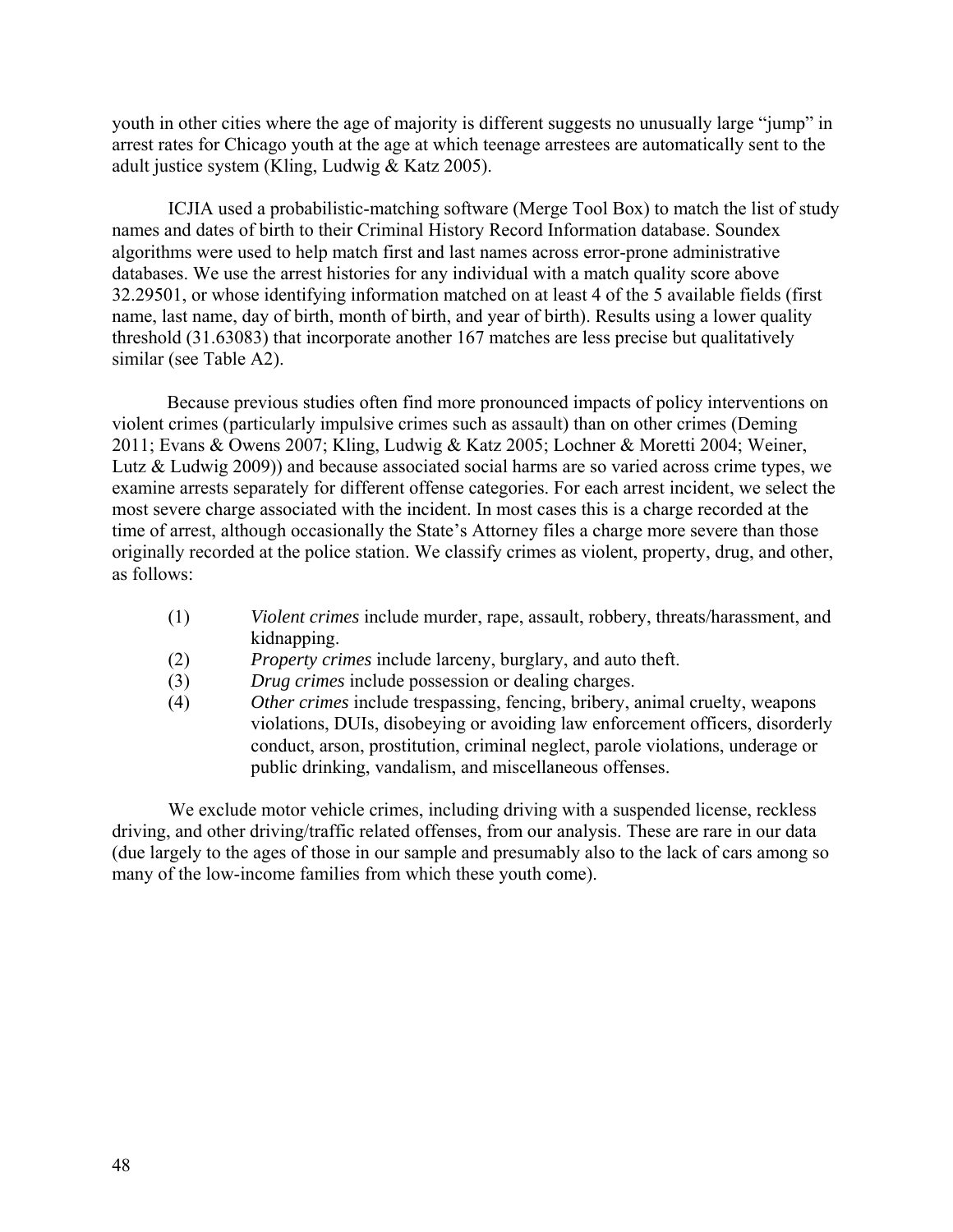youth in other cities where the age of majority is different suggests no unusually large "jump" in arrest rates for Chicago youth at the age at which teenage arrestees are automatically sent to the adult justice system (Kling, Ludwig & Katz 2005).

ICJIA used a probabilistic-matching software (Merge Tool Box) to match the list of study names and dates of birth to their Criminal History Record Information database. Soundex algorithms were used to help match first and last names across error-prone administrative databases. We use the arrest histories for any individual with a match quality score above 32.29501, or whose identifying information matched on at least 4 of the 5 available fields (first name, last name, day of birth, month of birth, and year of birth). Results using a lower quality threshold (31.63083) that incorporate another 167 matches are less precise but qualitatively similar (see Table A2).

Because previous studies often find more pronounced impacts of policy interventions on violent crimes (particularly impulsive crimes such as assault) than on other crimes (Deming 2011; Evans & Owens 2007; Kling, Ludwig & Katz 2005; Lochner & Moretti 2004; Weiner, Lutz & Ludwig 2009)) and because associated social harms are so varied across crime types, we examine arrests separately for different offense categories. For each arrest incident, we select the most severe charge associated with the incident. In most cases this is a charge recorded at the time of arrest, although occasionally the State's Attorney files a charge more severe than those originally recorded at the police station. We classify crimes as violent, property, drug, and other, as follows:

(1) *Violent crimes* include murder, rape, assault, robbery, threats/harassment, and kidnapping.
(2) *Property crimes* include larceny, burglary, and auto theft.
(3) *Drug crimes* include possession or dealing charges.
(4) *Other crimes* include trespassing, fencing, bribery, animal cruelty, weapons violations, DUIs, disobeying or avoiding law enforcement officers, disorderly conduct, arson, prostitution, criminal neglect, parole violations, underage or public drinking, vandalism, and miscellaneous offenses.

We exclude motor vehicle crimes, including driving with a suspended license, reckless driving, and other driving/traffic related offenses, from our analysis. These are rare in our data (due largely to the ages of those in our sample and presumably also to the lack of cars among so many of the low-income families from which these youth come).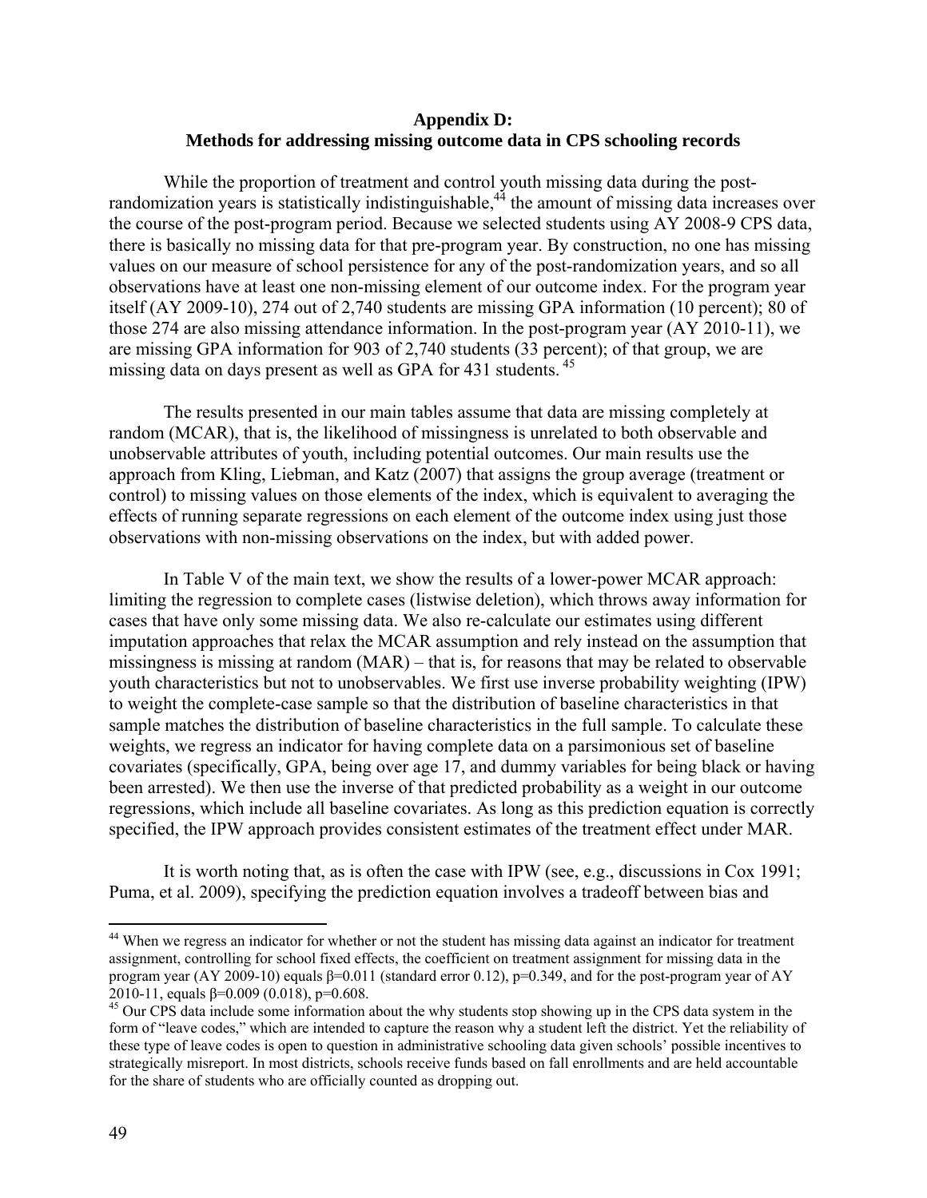# Appendix D:
## Methods for addressing missing outcome data in CPS schooling records

While the proportion of treatment and control youth missing data during the post-randomization years is statistically indistinguishable,[44] the amount of missing data increases over the course of the post-program period. Because we selected students using AY 2008-9 CPS data, there is basically no missing data for that pre-program year. By construction, no one has missing values on our measure of school persistence for any of the post-randomization years, and so all observations have at least one non-missing element of our outcome index. For the program year itself (AY 2009-10), 274 out of 2,740 students are missing GPA information (10 percent); 80 of those 274 are also missing attendance information. In the post-program year (AY 2010-11), we are missing GPA information for 903 of 2,740 students (33 percent); of that group, we are missing data on days present as well as GPA for 431 students.[45]

The results presented in our main tables assume that data are missing completely at random (MCAR), that is, the likelihood of missingness is unrelated to both observable and unobservable attributes of youth, including potential outcomes. Our main results use the approach from Kling, Liebman, and Katz (2007) that assigns the group average (treatment or control) to missing values on those elements of the index, which is equivalent to averaging the effects of running separate regressions on each element of the outcome index using just those observations with non-missing observations on the index, but with added power.

In Table V of the main text, we show the results of a lower-power MCAR approach: limiting the regression to complete cases (listwise deletion), which throws away information for cases that have only some missing data. We also re-calculate our estimates using different imputation approaches that relax the MCAR assumption and rely instead on the assumption that missingness is missing at random (MAR) – that is, for reasons that may be related to observable youth characteristics but not to unobservables. We first use inverse probability weighting (IPW) to weight the complete-case sample so that the distribution of baseline characteristics in that sample matches the distribution of baseline characteristics in the full sample. To calculate these weights, we regress an indicator for having complete data on a parsimonious set of baseline covariates (specifically, GPA, being over age 17, and dummy variables for being black or having been arrested). We then use the inverse of that predicted probability as a weight in our outcome regressions, which include all baseline covariates. As long as this prediction equation is correctly specified, the IPW approach provides consistent estimates of the treatment effect under MAR.

It is worth noting that, as is often the case with IPW (see, e.g., discussions in Cox 1991; Puma, et al. 2009), specifying the prediction equation involves a tradeoff between bias and

---

[44] When we regress an indicator for whether or not the student has missing data against an indicator for treatment assignment, controlling for school fixed effects, the coefficient on treatment assignment for missing data in the program year (AY 2009-10) equals $\beta$=0.011 (standard error 0.12), p=0.349, and for the post-program year of AY 2010-11, equals $\beta$=0.009 (0.018), p=0.608.

[45] Our CPS data include some information about the why students stop showing up in the CPS data system in the form of "leave codes," which are intended to capture the reason why a student left the district. Yet the reliability of these type of leave codes is open to question in administrative schooling data given schools' possible incentives to strategically misreport. In most districts, schools receive funds based on fall enrollments and are held accountable for the share of students who are officially counted as dropping out.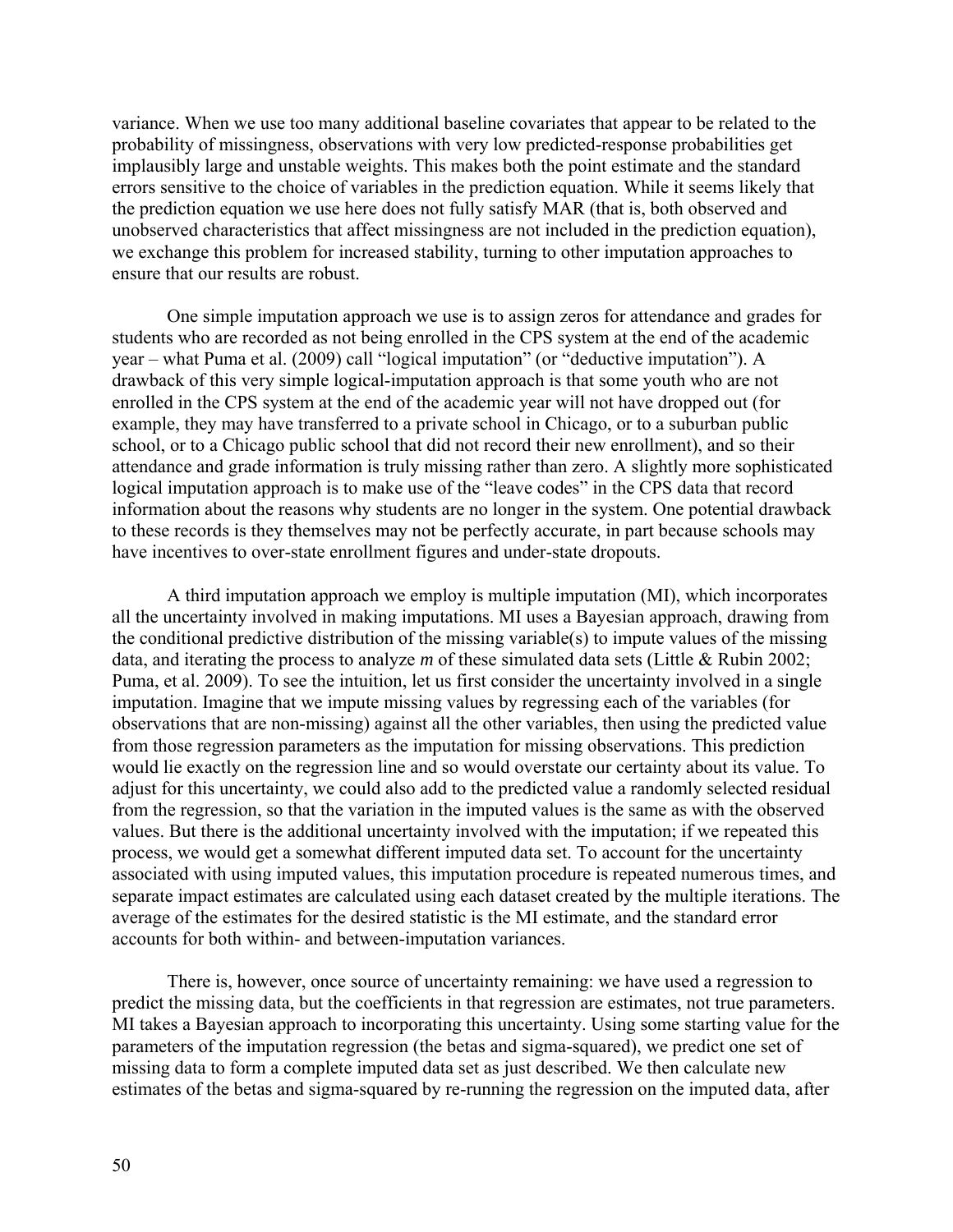variance. When we use too many additional baseline covariates that appear to be related to the probability of missingness, observations with very low predicted-response probabilities get implausibly large and unstable weights. This makes both the point estimate and the standard errors sensitive to the choice of variables in the prediction equation. While it seems likely that the prediction equation we use here does not fully satisfy MAR (that is, both observed and unobserved characteristics that affect missingness are not included in the prediction equation), we exchange this problem for increased stability, turning to other imputation approaches to ensure that our results are robust.

One simple imputation approach we use is to assign zeros for attendance and grades for students who are recorded as not being enrolled in the CPS system at the end of the academic year – what Puma et al. (2009) call "logical imputation" (or "deductive imputation"). A drawback of this very simple logical-imputation approach is that some youth who are not enrolled in the CPS system at the end of the academic year will not have dropped out (for example, they may have transferred to a private school in Chicago, or to a suburban public school, or to a Chicago public school that did not record their new enrollment), and so their attendance and grade information is truly missing rather than zero. A slightly more sophisticated logical imputation approach is to make use of the "leave codes" in the CPS data that record information about the reasons why students are no longer in the system. One potential drawback to these records is they themselves may not be perfectly accurate, in part because schools may have incentives to over-state enrollment figures and under-state dropouts.

A third imputation approach we employ is multiple imputation (MI), which incorporates all the uncertainty involved in making imputations. MI uses a Bayesian approach, drawing from the conditional predictive distribution of the missing variable(s) to impute values of the missing data, and iterating the process to analyze *m* of these simulated data sets (Little & Rubin 2002; Puma, et al. 2009). To see the intuition, let us first consider the uncertainty involved in a single imputation. Imagine that we impute missing values by regressing each of the variables (for observations that are non-missing) against all the other variables, then using the predicted value from those regression parameters as the imputation for missing observations. This prediction would lie exactly on the regression line and so would overstate our certainty about its value. To adjust for this uncertainty, we could also add to the predicted value a randomly selected residual from the regression, so that the variation in the imputed values is the same as with the observed values. But there is the additional uncertainty involved with the imputation; if we repeated this process, we would get a somewhat different imputed data set. To account for the uncertainty associated with using imputed values, this imputation procedure is repeated numerous times, and separate impact estimates are calculated using each dataset created by the multiple iterations. The average of the estimates for the desired statistic is the MI estimate, and the standard error accounts for both within- and between-imputation variances.

There is, however, once source of uncertainty remaining: we have used a regression to predict the missing data, but the coefficients in that regression are estimates, not true parameters. MI takes a Bayesian approach to incorporating this uncertainty. Using some starting value for the parameters of the imputation regression (the betas and sigma-squared), we predict one set of missing data to form a complete imputed data set as just described. We then calculate new estimates of the betas and sigma-squared by re-running the regression on the imputed data, after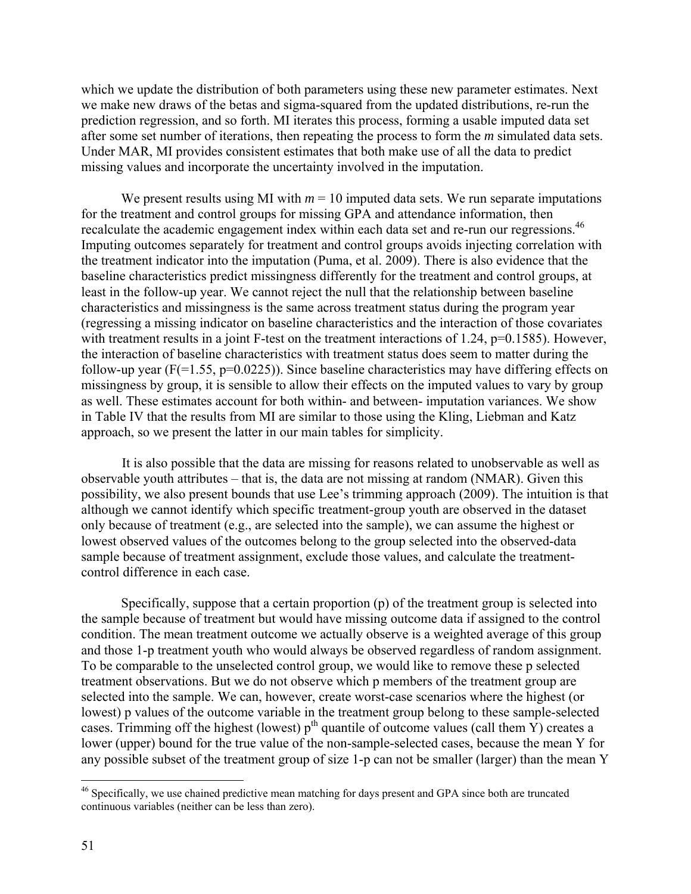which we update the distribution of both parameters using these new parameter estimates. Next we make new draws of the betas and sigma-squared from the updated distributions, re-run the prediction regression, and so forth. MI iterates this process, forming a usable imputed data set after some set number of iterations, then repeating the process to form the *m* simulated data sets. Under MAR, MI provides consistent estimates that both make use of all the data to predict missing values and incorporate the uncertainty involved in the imputation.

We present results using MI with $m = 10$ imputed data sets. We run separate imputations for the treatment and control groups for missing GPA and attendance information, then recalculate the academic engagement index within each data set and re-run our regressions.[46] Imputing outcomes separately for treatment and control groups avoids injecting correlation with the treatment indicator into the imputation (Puma, et al. 2009). There is also evidence that the baseline characteristics predict missingness differently for the treatment and control groups, at least in the follow-up year. We cannot reject the null that the relationship between baseline characteristics and missingness is the same across treatment status during the program year (regressing a missing indicator on baseline characteristics and the interaction of those covariates with treatment results in a joint F-test on the treatment interactions of 1.24, p=0.1585). However, the interaction of baseline characteristics with treatment status does seem to matter during the follow-up year (F(=1.55, p=0.0225)). Since baseline characteristics may have differing effects on missingness by group, it is sensible to allow their effects on the imputed values to vary by group as well. These estimates account for both within- and between- imputation variances. We show in Table IV that the results from MI are similar to those using the Kling, Liebman and Katz approach, so we present the latter in our main tables for simplicity.

It is also possible that the data are missing for reasons related to unobservable as well as observable youth attributes – that is, the data are not missing at random (NMAR). Given this possibility, we also present bounds that use Lee's trimming approach (2009). The intuition is that although we cannot identify which specific treatment-group youth are observed in the dataset only because of treatment (e.g., are selected into the sample), we can assume the highest or lowest observed values of the outcomes belong to the group selected into the observed-data sample because of treatment assignment, exclude those values, and calculate the treatment-control difference in each case.

Specifically, suppose that a certain proportion (p) of the treatment group is selected into the sample because of treatment but would have missing outcome data if assigned to the control condition. The mean treatment outcome we actually observe is a weighted average of this group and those 1-p treatment youth who would always be observed regardless of random assignment. To be comparable to the unselected control group, we would like to remove these p selected treatment observations. But we do not observe which p members of the treatment group are selected into the sample. We can, however, create worst-case scenarios where the highest (or lowest) p values of the outcome variable in the treatment group belong to these sample-selected cases. Trimming off the highest (lowest) $p^{th}$ quantile of outcome values (call them Y) creates a lower (upper) bound for the true value of the non-sample-selected cases, because the mean Y for any possible subset of the treatment group of size 1-p can not be smaller (larger) than the mean Y

---

[46] Specifically, we use chained predictive mean matching for days present and GPA since both are truncated continuous variables (neither can be less than zero).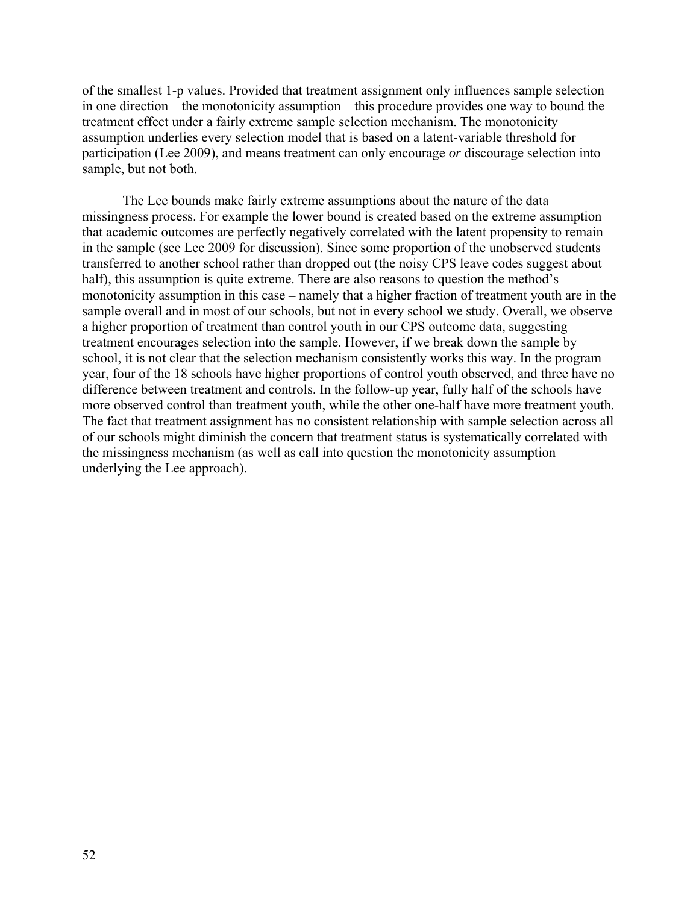of the smallest 1-p values. Provided that treatment assignment only influences sample selection in one direction – the monotonicity assumption – this procedure provides one way to bound the treatment effect under a fairly extreme sample selection mechanism. The monotonicity assumption underlies every selection model that is based on a latent-variable threshold for participation (Lee 2009), and means treatment can only encourage *or* discourage selection into sample, but not both.

The Lee bounds make fairly extreme assumptions about the nature of the data missingness process. For example the lower bound is created based on the extreme assumption that academic outcomes are perfectly negatively correlated with the latent propensity to remain in the sample (see Lee 2009 for discussion). Since some proportion of the unobserved students transferred to another school rather than dropped out (the noisy CPS leave codes suggest about half), this assumption is quite extreme. There are also reasons to question the method's monotonicity assumption in this case – namely that a higher fraction of treatment youth are in the sample overall and in most of our schools, but not in every school we study. Overall, we observe a higher proportion of treatment than control youth in our CPS outcome data, suggesting treatment encourages selection into the sample. However, if we break down the sample by school, it is not clear that the selection mechanism consistently works this way. In the program year, four of the 18 schools have higher proportions of control youth observed, and three have no difference between treatment and controls. In the follow-up year, fully half of the schools have more observed control than treatment youth, while the other one-half have more treatment youth. The fact that treatment assignment has no consistent relationship with sample selection across all of our schools might diminish the concern that treatment status is systematically correlated with the missingness mechanism (as well as call into question the monotonicity assumption underlying the Lee approach).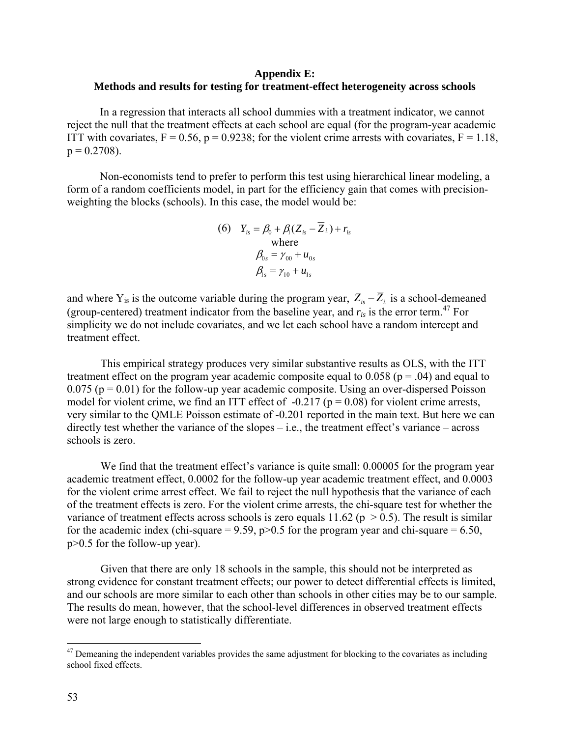## Appendix E: Methods and results for testing for treatment-effect heterogeneity across schools

In a regression that interacts all school dummies with a treatment indicator, we cannot reject the null that the treatment effects at each school are equal (for the program-year academic ITT with covariates, $F = 0.56$, $p = 0.9238$; for the violent crime arrests with covariates, $F = 1.18$, $p = 0.2708$).

Non-economists tend to prefer to perform this test using hierarchical linear modeling, a form of a random coefficients model, in part for the efficiency gain that comes with precision-weighting the blocks (schools). In this case, the model would be:

$$\text{(6)} \quad Y_{is} = \beta_0 + \beta_1 (Z_{is} - \overline{Z}_{i.}) + r_{is}$$

where

$$\beta_{0s} = \gamma_{00} + u_{0s}$$

$$\beta_{1s} = \gamma_{10} + u_{1s}$$

and where $Y_{is}$ is the outcome variable during the program year, $Z_{is} - \overline{Z}_{i.}$ is a school-demeaned (group-centered) treatment indicator from the baseline year, and $r_{is}$ is the error term.[47] For simplicity we do not include covariates, and we let each school have a random intercept and treatment effect.

This empirical strategy produces very similar substantive results as OLS, with the ITT treatment effect on the program year academic composite equal to 0.058 ($p = .04$) and equal to 0.075 ($p = 0.01$) for the follow-up year academic composite. Using an over-dispersed Poisson model for violent crime, we find an ITT effect of -0.217 ($p = 0.08$) for violent crime arrests, very similar to the QMLE Poisson estimate of -0.201 reported in the main text. But here we can directly test whether the variance of the slopes – i.e., the treatment effect's variance – across schools is zero.

We find that the treatment effect's variance is quite small: 0.00005 for the program year academic treatment effect, 0.0002 for the follow-up year academic treatment effect, and 0.0003 for the violent crime arrest effect. We fail to reject the null hypothesis that the variance of each of the treatment effects is zero. For the violent crime arrests, the chi-square test for whether the variance of treatment effects across schools is zero equals 11.62 ($p > 0.5$). The result is similar for the academic index (chi-square = 9.59, $p>0.5$ for the program year and chi-square = 6.50, $p>0.5$ for the follow-up year).

Given that there are only 18 schools in the sample, this should not be interpreted as strong evidence for constant treatment effects; our power to detect differential effects is limited, and our schools are more similar to each other than schools in other cities may be to our sample. The results do mean, however, that the school-level differences in observed treatment effects were not large enough to statistically differentiate.

[47] Demeaning the independent variables provides the same adjustment for blocking to the covariates as including school fixed effects.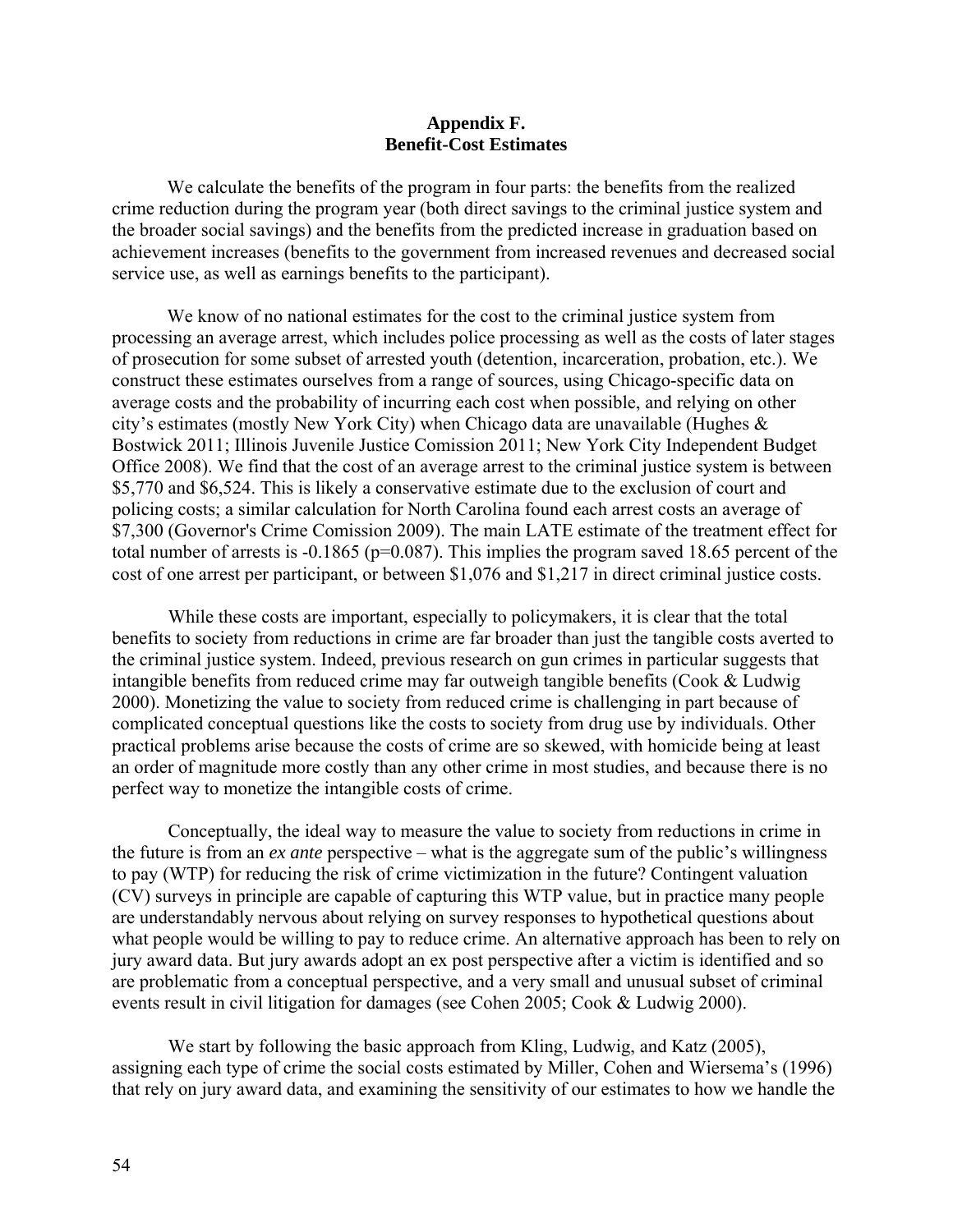## Appendix F. Benefit-Cost Estimates

We calculate the benefits of the program in four parts: the benefits from the realized crime reduction during the program year (both direct savings to the criminal justice system and the broader social savings) and the benefits from the predicted increase in graduation based on achievement increases (benefits to the government from increased revenues and decreased social service use, as well as earnings benefits to the participant).

We know of no national estimates for the cost to the criminal justice system from processing an average arrest, which includes police processing as well as the costs of later stages of prosecution for some subset of arrested youth (detention, incarceration, probation, etc.). We construct these estimates ourselves from a range of sources, using Chicago-specific data on average costs and the probability of incurring each cost when possible, and relying on other city's estimates (mostly New York City) when Chicago data are unavailable (Hughes & Bostwick 2011; Illinois Juvenile Justice Comission 2011; New York City Independent Budget Office 2008). We find that the cost of an average arrest to the criminal justice system is between $5,770 and $6,524. This is likely a conservative estimate due to the exclusion of court and policing costs; a similar calculation for North Carolina found each arrest costs an average of $7,300 (Governor's Crime Comission 2009). The main LATE estimate of the treatment effect for total number of arrests is -0.1865 (p=0.087). This implies the program saved 18.65 percent of the cost of one arrest per participant, or between $1,076 and $1,217 in direct criminal justice costs.

While these costs are important, especially to policymakers, it is clear that the total benefits to society from reductions in crime are far broader than just the tangible costs averted to the criminal justice system. Indeed, previous research on gun crimes in particular suggests that intangible benefits from reduced crime may far outweigh tangible benefits (Cook & Ludwig 2000). Monetizing the value to society from reduced crime is challenging in part because of complicated conceptual questions like the costs to society from drug use by individuals. Other practical problems arise because the costs of crime are so skewed, with homicide being at least an order of magnitude more costly than any other crime in most studies, and because there is no perfect way to monetize the intangible costs of crime.

Conceptually, the ideal way to measure the value to society from reductions in crime in the future is from an *ex ante* perspective – what is the aggregate sum of the public's willingness to pay (WTP) for reducing the risk of crime victimization in the future? Contingent valuation (CV) surveys in principle are capable of capturing this WTP value, but in practice many people are understandably nervous about relying on survey responses to hypothetical questions about what people would be willing to pay to reduce crime. An alternative approach has been to rely on jury award data. But jury awards adopt an ex post perspective after a victim is identified and so are problematic from a conceptual perspective, and a very small and unusual subset of criminal events result in civil litigation for damages (see Cohen 2005; Cook & Ludwig 2000).

We start by following the basic approach from Kling, Ludwig, and Katz (2005), assigning each type of crime the social costs estimated by Miller, Cohen and Wiersema's (1996) that rely on jury award data, and examining the sensitivity of our estimates to how we handle the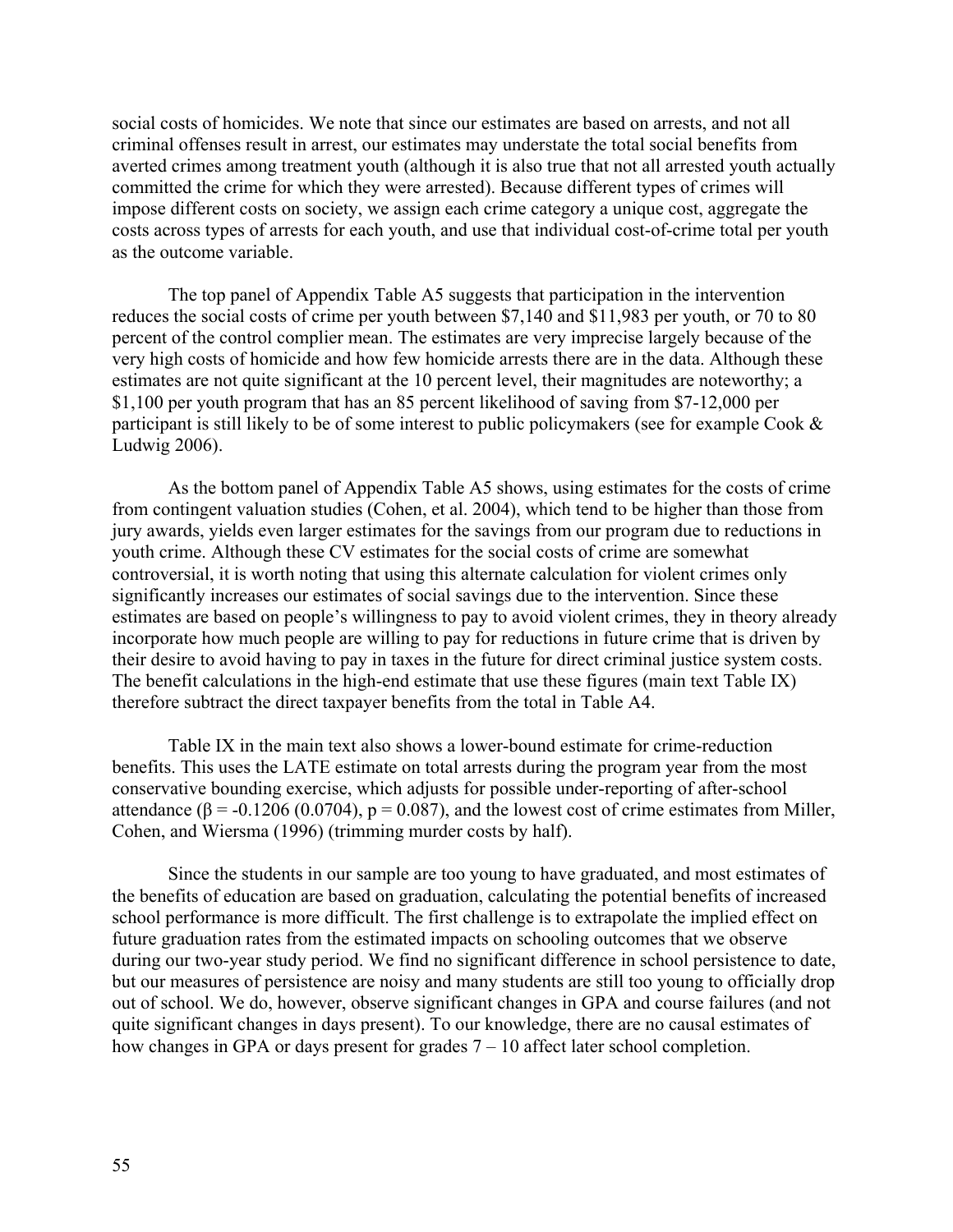social costs of homicides. We note that since our estimates are based on arrests, and not all criminal offenses result in arrest, our estimates may understate the total social benefits from averted crimes among treatment youth (although it is also true that not all arrested youth actually committed the crime for which they were arrested). Because different types of crimes will impose different costs on society, we assign each crime category a unique cost, aggregate the costs across types of arrests for each youth, and use that individual cost-of-crime total per youth as the outcome variable.

The top panel of Appendix Table A5 suggests that participation in the intervention reduces the social costs of crime per youth between $7,140 and $11,983 per youth, or 70 to 80 percent of the control complier mean. The estimates are very imprecise largely because of the very high costs of homicide and how few homicide arrests there are in the data. Although these estimates are not quite significant at the 10 percent level, their magnitudes are noteworthy; a $1,100 per youth program that has an 85 percent likelihood of saving from $7-12,000 per participant is still likely to be of some interest to public policymakers (see for example Cook & Ludwig 2006).

As the bottom panel of Appendix Table A5 shows, using estimates for the costs of crime from contingent valuation studies (Cohen, et al. 2004), which tend to be higher than those from jury awards, yields even larger estimates for the savings from our program due to reductions in youth crime. Although these CV estimates for the social costs of crime are somewhat controversial, it is worth noting that using this alternate calculation for violent crimes only significantly increases our estimates of social savings due to the intervention. Since these estimates are based on people's willingness to pay to avoid violent crimes, they in theory already incorporate how much people are willing to pay for reductions in future crime that is driven by their desire to avoid having to pay in taxes in the future for direct criminal justice system costs. The benefit calculations in the high-end estimate that use these figures (main text Table IX) therefore subtract the direct taxpayer benefits from the total in Table A4.

Table IX in the main text also shows a lower-bound estimate for crime-reduction benefits. This uses the LATE estimate on total arrests during the program year from the most conservative bounding exercise, which adjusts for possible under-reporting of after-school attendance ($\beta = -0.1206$ (0.0704), $p = 0.087$), and the lowest cost of crime estimates from Miller, Cohen, and Wiersma (1996) (trimming murder costs by half).

Since the students in our sample are too young to have graduated, and most estimates of the benefits of education are based on graduation, calculating the potential benefits of increased school performance is more difficult. The first challenge is to extrapolate the implied effect on future graduation rates from the estimated impacts on schooling outcomes that we observe during our two-year study period. We find no significant difference in school persistence to date, but our measures of persistence are noisy and many students are still too young to officially drop out of school. We do, however, observe significant changes in GPA and course failures (and not quite significant changes in days present). To our knowledge, there are no causal estimates of how changes in GPA or days present for grades 7 – 10 affect later school completion.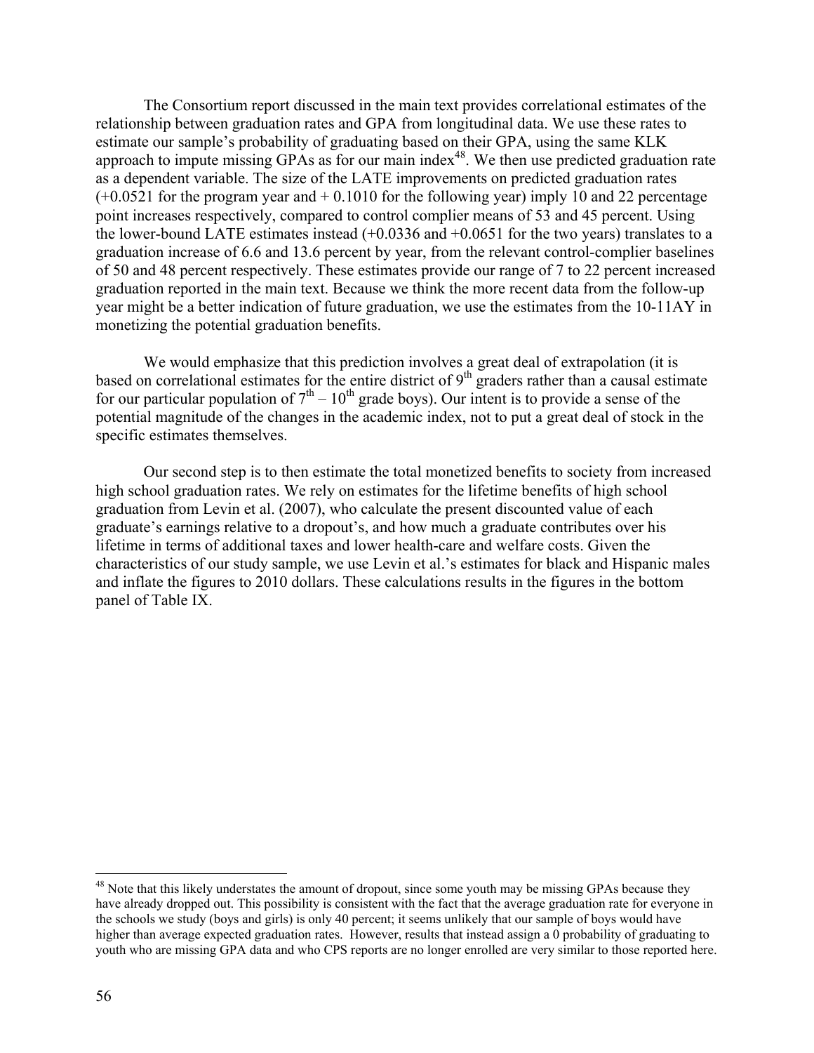The Consortium report discussed in the main text provides correlational estimates of the relationship between graduation rates and GPA from longitudinal data. We use these rates to estimate our sample's probability of graduating based on their GPA, using the same KLK approach to impute missing GPAs as for our main index[48]. We then use predicted graduation rate as a dependent variable. The size of the LATE improvements on predicted graduation rates (+0.0521 for the program year and + 0.1010 for the following year) imply 10 and 22 percentage point increases respectively, compared to control complier means of 53 and 45 percent. Using the lower-bound LATE estimates instead (+0.0336 and +0.0651 for the two years) translates to a graduation increase of 6.6 and 13.6 percent by year, from the relevant control-complier baselines of 50 and 48 percent respectively. These estimates provide our range of 7 to 22 percent increased graduation reported in the main text. Because we think the more recent data from the follow-up year might be a better indication of future graduation, we use the estimates from the 10-11AY in monetizing the potential graduation benefits.

We would emphasize that this prediction involves a great deal of extrapolation (it is based on correlational estimates for the entire district of 9th graders rather than a causal estimate for our particular population of 7th – 10th grade boys). Our intent is to provide a sense of the potential magnitude of the changes in the academic index, not to put a great deal of stock in the specific estimates themselves.

Our second step is to then estimate the total monetized benefits to society from increased high school graduation rates. We rely on estimates for the lifetime benefits of high school graduation from Levin et al. (2007), who calculate the present discounted value of each graduate's earnings relative to a dropout's, and how much a graduate contributes over his lifetime in terms of additional taxes and lower health-care and welfare costs. Given the characteristics of our study sample, we use Levin et al.'s estimates for black and Hispanic males and inflate the figures to 2010 dollars. These calculations results in the figures in the bottom panel of Table IX.

[48] Note that this likely understates the amount of dropout, since some youth may be missing GPAs because they have already dropped out. This possibility is consistent with the fact that the average graduation rate for everyone in the schools we study (boys and girls) is only 40 percent; it seems unlikely that our sample of boys would have higher than average expected graduation rates. However, results that instead assign a 0 probability of graduating to youth who are missing GPA data and who CPS reports are no longer enrolled are very similar to those reported here.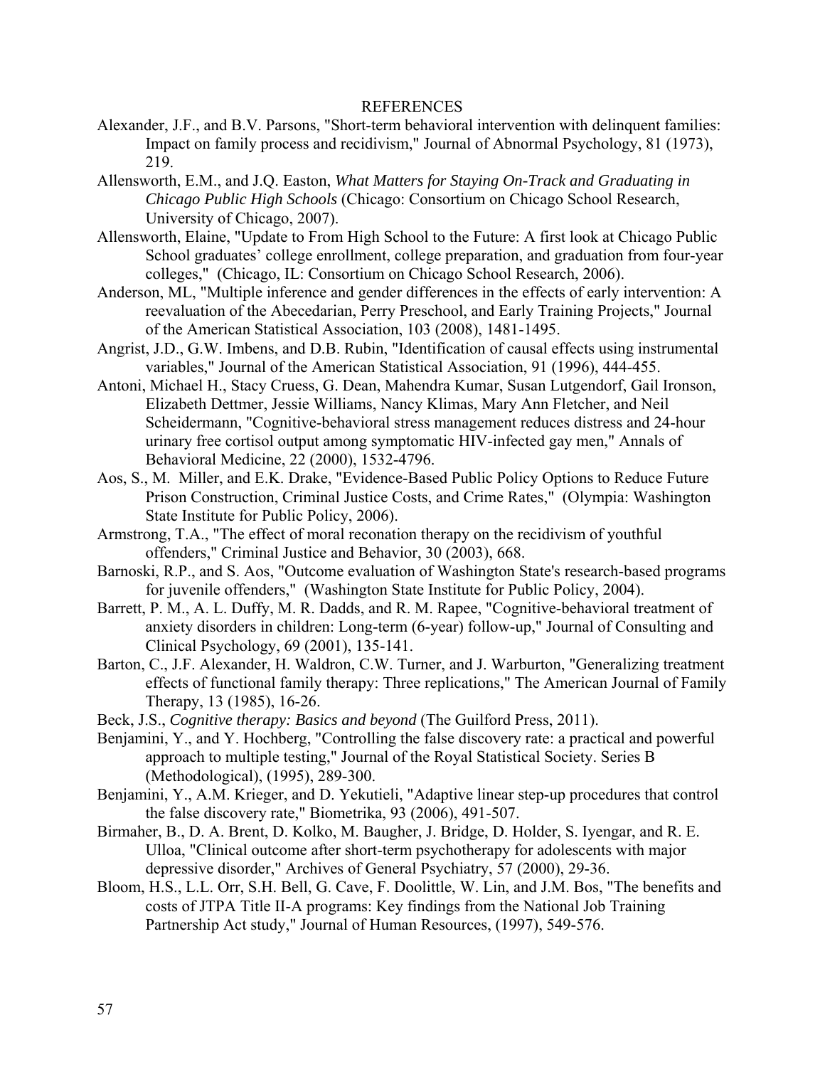# REFERENCES

Alexander, J.F., and B.V. Parsons, "Short-term behavioral intervention with delinquent families: Impact on family process and recidivism," Journal of Abnormal Psychology, 81 (1973), 219.

Allensworth, E.M., and J.Q. Easton, *What Matters for Staying On-Track and Graduating in Chicago Public High Schools* (Chicago: Consortium on Chicago School Research, University of Chicago, 2007).

Allensworth, Elaine, "Update to From High School to the Future: A first look at Chicago Public School graduates' college enrollment, college preparation, and graduation from four-year colleges," (Chicago, IL: Consortium on Chicago School Research, 2006).

Anderson, ML, "Multiple inference and gender differences in the effects of early intervention: A reevaluation of the Abecedarian, Perry Preschool, and Early Training Projects," Journal of the American Statistical Association, 103 (2008), 1481-1495.

Angrist, J.D., G.W. Imbens, and D.B. Rubin, "Identification of causal effects using instrumental variables," Journal of the American Statistical Association, 91 (1996), 444-455.

Antoni, Michael H., Stacy Cruess, G. Dean, Mahendra Kumar, Susan Lutgendorf, Gail Ironson, Elizabeth Dettmer, Jessie Williams, Nancy Klimas, Mary Ann Fletcher, and Neil Scheidermann, "Cognitive-behavioral stress management reduces distress and 24-hour urinary free cortisol output among symptomatic HIV-infected gay men," Annals of Behavioral Medicine, 22 (2000), 1532-4796.

Aos, S., M. Miller, and E.K. Drake, "Evidence-Based Public Policy Options to Reduce Future Prison Construction, Criminal Justice Costs, and Crime Rates," (Olympia: Washington State Institute for Public Policy, 2006).

Armstrong, T.A., "The effect of moral reconation therapy on the recidivism of youthful offenders," Criminal Justice and Behavior, 30 (2003), 668.

Barnoski, R.P., and S. Aos, "Outcome evaluation of Washington State's research-based programs for juvenile offenders," (Washington State Institute for Public Policy, 2004).

Barrett, P. M., A. L. Duffy, M. R. Dadds, and R. M. Rapee, "Cognitive-behavioral treatment of anxiety disorders in children: Long-term (6-year) follow-up," Journal of Consulting and Clinical Psychology, 69 (2001), 135-141.

Barton, C., J.F. Alexander, H. Waldron, C.W. Turner, and J. Warburton, "Generalizing treatment effects of functional family therapy: Three replications," The American Journal of Family Therapy, 13 (1985), 16-26.

Beck, J.S., *Cognitive therapy: Basics and beyond* (The Guilford Press, 2011).

Benjamini, Y., and Y. Hochberg, "Controlling the false discovery rate: a practical and powerful approach to multiple testing," Journal of the Royal Statistical Society. Series B (Methodological), (1995), 289-300.

Benjamini, Y., A.M. Krieger, and D. Yekutieli, "Adaptive linear step-up procedures that control the false discovery rate," Biometrika, 93 (2006), 491-507.

Birmaher, B., D. A. Brent, D. Kolko, M. Baugher, J. Bridge, D. Holder, S. Iyengar, and R. E. Ulloa, "Clinical outcome after short-term psychotherapy for adolescents with major depressive disorder," Archives of General Psychiatry, 57 (2000), 29-36.

Bloom, H.S., L.L. Orr, S.H. Bell, G. Cave, F. Doolittle, W. Lin, and J.M. Bos, "The benefits and costs of JTPA Title II-A programs: Key findings from the National Job Training Partnership Act study," Journal of Human Resources, (1997), 549-576.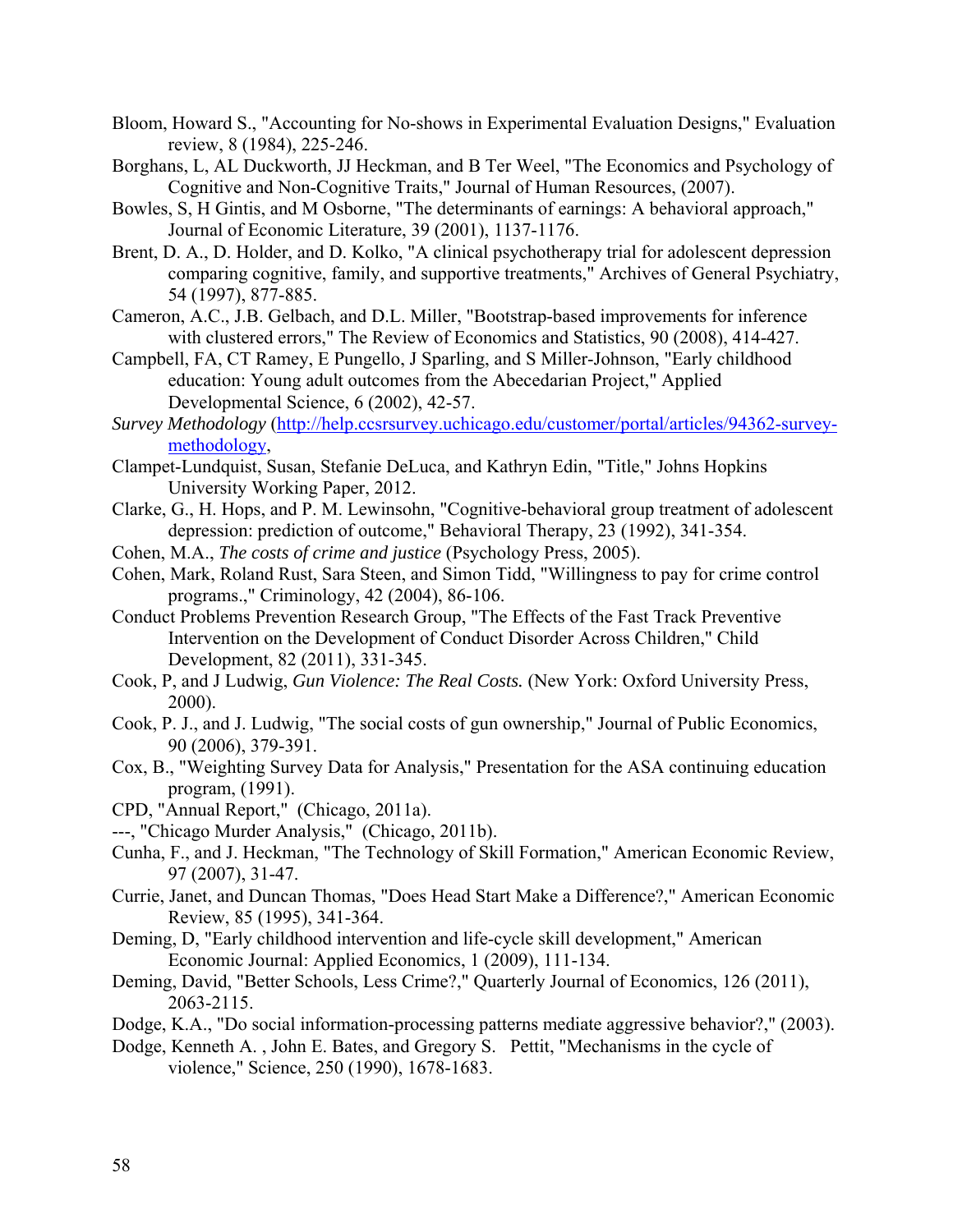Bloom, Howard S., "Accounting for No-shows in Experimental Evaluation Designs," Evaluation review, 8 (1984), 225-246.

Borghans, L, AL Duckworth, JJ Heckman, and B Ter Weel, "The Economics and Psychology of Cognitive and Non-Cognitive Traits," Journal of Human Resources, (2007).

Bowles, S, H Gintis, and M Osborne, "The determinants of earnings: A behavioral approach," Journal of Economic Literature, 39 (2001), 1137-1176.

Brent, D. A., D. Holder, and D. Kolko, "A clinical psychotherapy trial for adolescent depression comparing cognitive, family, and supportive treatments," Archives of General Psychiatry, 54 (1997), 877-885.

Cameron, A.C., J.B. Gelbach, and D.L. Miller, "Bootstrap-based improvements for inference with clustered errors," The Review of Economics and Statistics, 90 (2008), 414-427.

Campbell, FA, CT Ramey, E Pungello, J Sparling, and S Miller-Johnson, "Early childhood education: Young adult outcomes from the Abecedarian Project," Applied Developmental Science, 6 (2002), 42-57.

*Survey Methodology* (http://help.ccsrsurvey.uchicago.edu/customer/portal/articles/94362-survey-methodology,

Clampet-Lundquist, Susan, Stefanie DeLuca, and Kathryn Edin, "Title," Johns Hopkins University Working Paper, 2012.

Clarke, G., H. Hops, and P. M. Lewinsohn, "Cognitive-behavioral group treatment of adolescent depression: prediction of outcome," Behavioral Therapy, 23 (1992), 341-354.

Cohen, M.A., *The costs of crime and justice* (Psychology Press, 2005).

Cohen, Mark, Roland Rust, Sara Steen, and Simon Tidd, "Willingness to pay for crime control programs.," Criminology, 42 (2004), 86-106.

Conduct Problems Prevention Research Group, "The Effects of the Fast Track Preventive Intervention on the Development of Conduct Disorder Across Children," Child Development, 82 (2011), 331-345.

Cook, P, and J Ludwig, *Gun Violence: The Real Costs.* (New York: Oxford University Press, 2000).

Cook, P. J., and J. Ludwig, "The social costs of gun ownership," Journal of Public Economics, 90 (2006), 379-391.

Cox, B., "Weighting Survey Data for Analysis," Presentation for the ASA continuing education program, (1991).

CPD, "Annual Report," (Chicago, 2011a).

---, "Chicago Murder Analysis," (Chicago, 2011b).

Cunha, F., and J. Heckman, "The Technology of Skill Formation," American Economic Review, 97 (2007), 31-47.

Currie, Janet, and Duncan Thomas, "Does Head Start Make a Difference?," American Economic Review, 85 (1995), 341-364.

Deming, D, "Early childhood intervention and life-cycle skill development," American Economic Journal: Applied Economics, 1 (2009), 111-134.

Deming, David, "Better Schools, Less Crime?," Quarterly Journal of Economics, 126 (2011), 2063-2115.

Dodge, K.A., "Do social information-processing patterns mediate aggressive behavior?," (2003).

Dodge, Kenneth A. , John E. Bates, and Gregory S. Pettit, "Mechanisms in the cycle of violence," Science, 250 (1990), 1678-1683.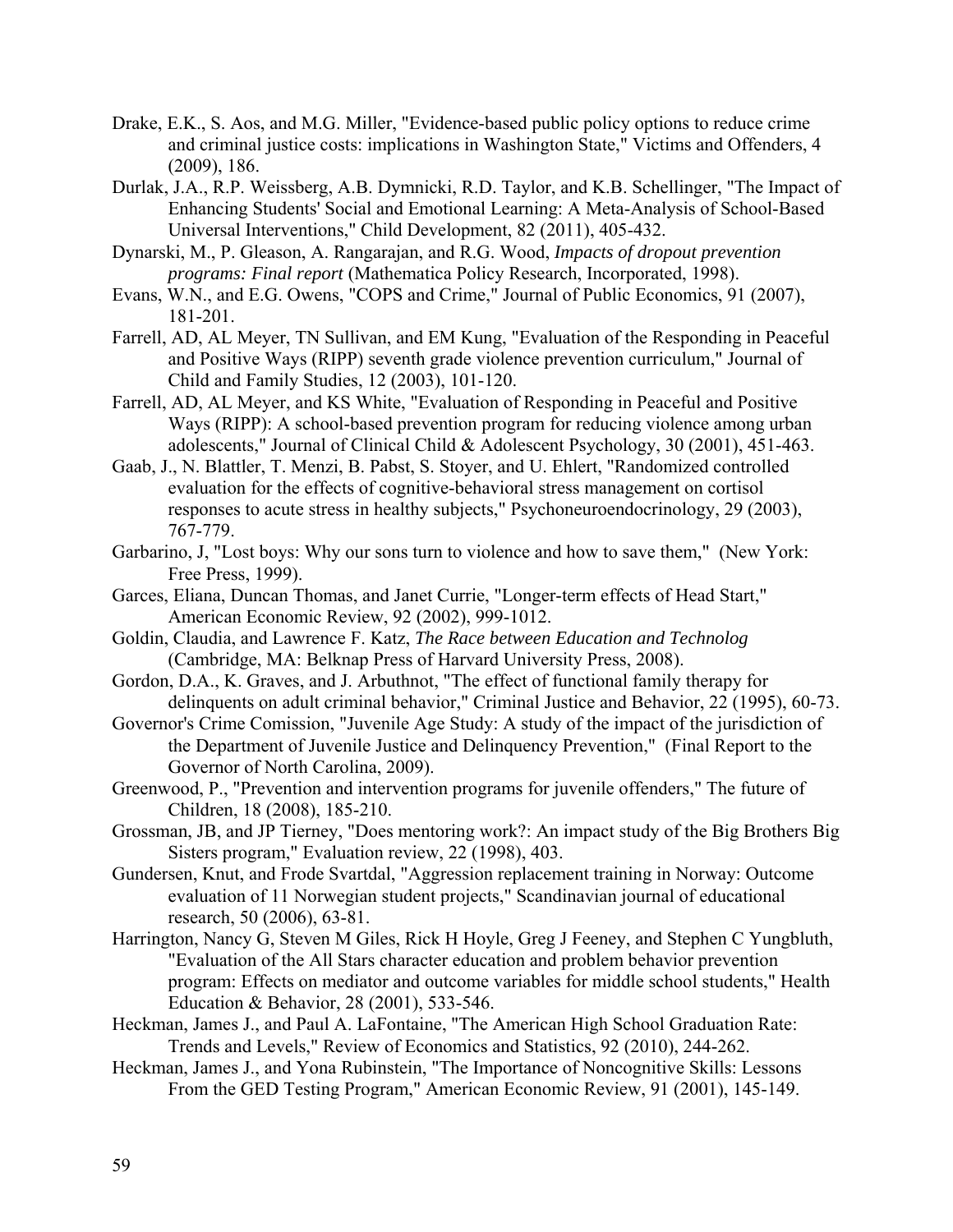Drake, E.K., S. Aos, and M.G. Miller, "Evidence-based public policy options to reduce crime and criminal justice costs: implications in Washington State," Victims and Offenders, 4 (2009), 186.

Durlak, J.A., R.P. Weissberg, A.B. Dymnicki, R.D. Taylor, and K.B. Schellinger, "The Impact of Enhancing Students' Social and Emotional Learning: A Meta-Analysis of School-Based Universal Interventions," Child Development, 82 (2011), 405-432.

Dynarski, M., P. Gleason, A. Rangarajan, and R.G. Wood, *Impacts of dropout prevention programs: Final report* (Mathematica Policy Research, Incorporated, 1998).

Evans, W.N., and E.G. Owens, "COPS and Crime," Journal of Public Economics, 91 (2007), 181-201.

Farrell, AD, AL Meyer, TN Sullivan, and EM Kung, "Evaluation of the Responding in Peaceful and Positive Ways (RIPP) seventh grade violence prevention curriculum," Journal of Child and Family Studies, 12 (2003), 101-120.

Farrell, AD, AL Meyer, and KS White, "Evaluation of Responding in Peaceful and Positive Ways (RIPP): A school-based prevention program for reducing violence among urban adolescents," Journal of Clinical Child & Adolescent Psychology, 30 (2001), 451-463.

Gaab, J., N. Blattler, T. Menzi, B. Pabst, S. Stoyer, and U. Ehlert, "Randomized controlled evaluation for the effects of cognitive-behavioral stress management on cortisol responses to acute stress in healthy subjects," Psychoneuroendocrinology, 29 (2003), 767-779.

Garbarino, J, "Lost boys: Why our sons turn to violence and how to save them," (New York: Free Press, 1999).

Garces, Eliana, Duncan Thomas, and Janet Currie, "Longer-term effects of Head Start," American Economic Review, 92 (2002), 999-1012.

Goldin, Claudia, and Lawrence F. Katz, *The Race between Education and Technolog* (Cambridge, MA: Belknap Press of Harvard University Press, 2008).

Gordon, D.A., K. Graves, and J. Arbuthnot, "The effect of functional family therapy for delinquents on adult criminal behavior," Criminal Justice and Behavior, 22 (1995), 60-73.

Governor's Crime Comission, "Juvenile Age Study: A study of the impact of the jurisdiction of the Department of Juvenile Justice and Delinquency Prevention," (Final Report to the Governor of North Carolina, 2009).

Greenwood, P., "Prevention and intervention programs for juvenile offenders," The future of Children, 18 (2008), 185-210.

Grossman, JB, and JP Tierney, "Does mentoring work?: An impact study of the Big Brothers Big Sisters program," Evaluation review, 22 (1998), 403.

Gundersen, Knut, and Frode Svartdal, "Aggression replacement training in Norway: Outcome evaluation of 11 Norwegian student projects," Scandinavian journal of educational research, 50 (2006), 63-81.

Harrington, Nancy G, Steven M Giles, Rick H Hoyle, Greg J Feeney, and Stephen C Yungbluth, "Evaluation of the All Stars character education and problem behavior prevention program: Effects on mediator and outcome variables for middle school students," Health Education & Behavior, 28 (2001), 533-546.

Heckman, James J., and Paul A. LaFontaine, "The American High School Graduation Rate: Trends and Levels," Review of Economics and Statistics, 92 (2010), 244-262.

Heckman, James J., and Yona Rubinstein, "The Importance of Noncognitive Skills: Lessons From the GED Testing Program," American Economic Review, 91 (2001), 145-149.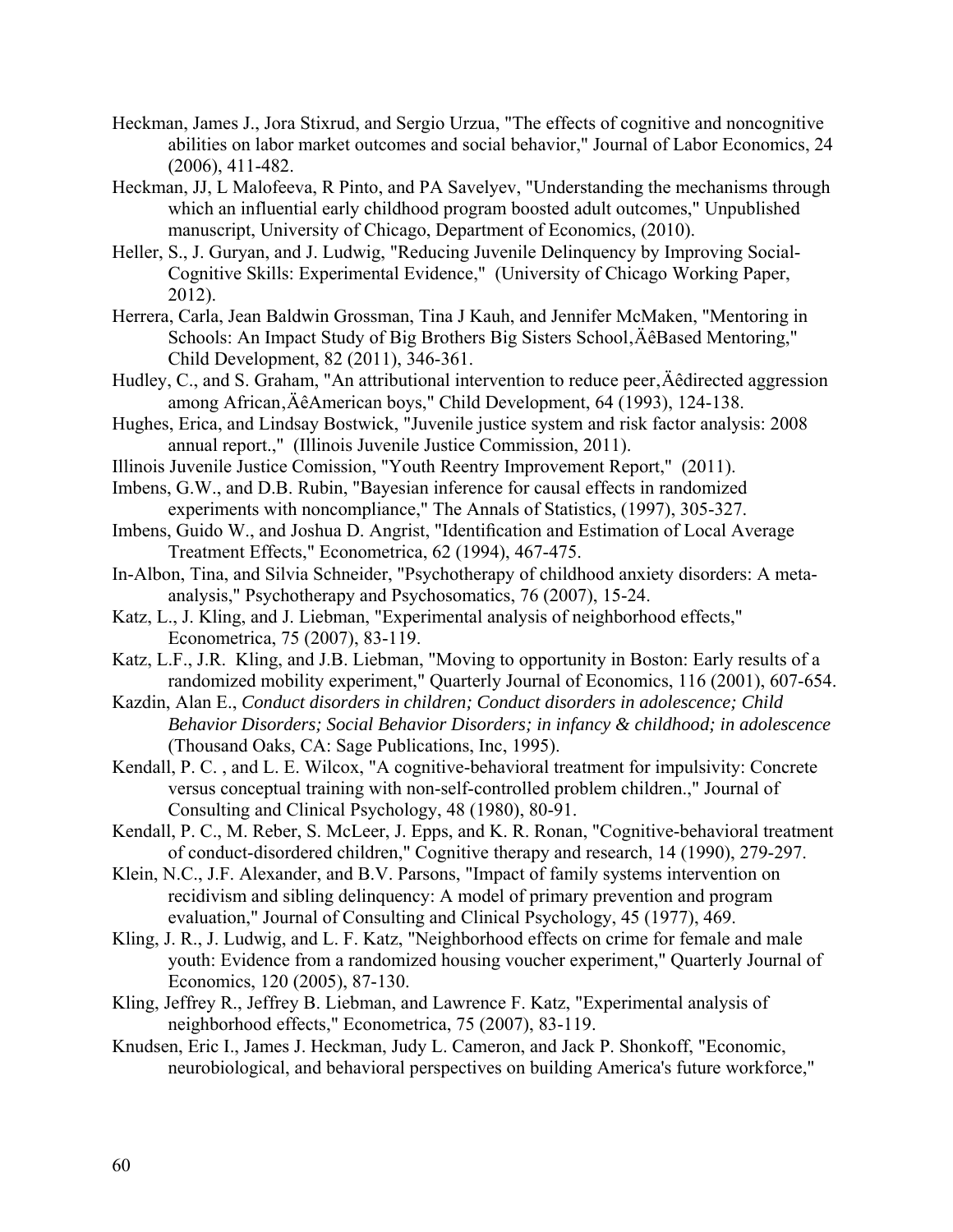Heckman, James J., Jora Stixrud, and Sergio Urzua, "The effects of cognitive and noncognitive abilities on labor market outcomes and social behavior," Journal of Labor Economics, 24 (2006), 411-482.

Heckman, JJ, L Malofeeva, R Pinto, and PA Savelyev, "Understanding the mechanisms through which an influential early childhood program boosted adult outcomes," Unpublished manuscript, University of Chicago, Department of Economics, (2010).

Heller, S., J. Guryan, and J. Ludwig, "Reducing Juvenile Delinquency by Improving Social-Cognitive Skills: Experimental Evidence," (University of Chicago Working Paper, 2012).

Herrera, Carla, Jean Baldwin Grossman, Tina J Kauh, and Jennifer McMaken, "Mentoring in Schools: An Impact Study of Big Brothers Big Sisters School‚ÄêBased Mentoring," Child Development, 82 (2011), 346-361.

Hudley, C., and S. Graham, "An attributional intervention to reduce peer‚Äêdirected aggression among African‚ÄêAmerican boys," Child Development, 64 (1993), 124-138.

Hughes, Erica, and Lindsay Bostwick, "Juvenile justice system and risk factor analysis: 2008 annual report.," (Illinois Juvenile Justice Commission, 2011).

Illinois Juvenile Justice Comission, "Youth Reentry Improvement Report," (2011).

Imbens, G.W., and D.B. Rubin, "Bayesian inference for causal effects in randomized experiments with noncompliance," The Annals of Statistics, (1997), 305-327.

Imbens, Guido W., and Joshua D. Angrist, "Identification and Estimation of Local Average Treatment Effects," Econometrica, 62 (1994), 467-475.

In-Albon, Tina, and Silvia Schneider, "Psychotherapy of childhood anxiety disorders: A meta-analysis," Psychotherapy and Psychosomatics, 76 (2007), 15-24.

Katz, L., J. Kling, and J. Liebman, "Experimental analysis of neighborhood effects," Econometrica, 75 (2007), 83-119.

Katz, L.F., J.R. Kling, and J.B. Liebman, "Moving to opportunity in Boston: Early results of a randomized mobility experiment," Quarterly Journal of Economics, 116 (2001), 607-654.

Kazdin, Alan E., *Conduct disorders in children; Conduct disorders in adolescence; Child Behavior Disorders; Social Behavior Disorders; in infancy & childhood; in adolescence* (Thousand Oaks, CA: Sage Publications, Inc, 1995).

Kendall, P. C. , and L. E. Wilcox, "A cognitive-behavioral treatment for impulsivity: Concrete versus conceptual training with non-self-controlled problem children.," Journal of Consulting and Clinical Psychology, 48 (1980), 80-91.

Kendall, P. C., M. Reber, S. McLeer, J. Epps, and K. R. Ronan, "Cognitive-behavioral treatment of conduct-disordered children," Cognitive therapy and research, 14 (1990), 279-297.

Klein, N.C., J.F. Alexander, and B.V. Parsons, "Impact of family systems intervention on recidivism and sibling delinquency: A model of primary prevention and program evaluation," Journal of Consulting and Clinical Psychology, 45 (1977), 469.

Kling, J. R., J. Ludwig, and L. F. Katz, "Neighborhood effects on crime for female and male youth: Evidence from a randomized housing voucher experiment," Quarterly Journal of Economics, 120 (2005), 87-130.

Kling, Jeffrey R., Jeffrey B. Liebman, and Lawrence F. Katz, "Experimental analysis of neighborhood effects," Econometrica, 75 (2007), 83-119.

Knudsen, Eric I., James J. Heckman, Judy L. Cameron, and Jack P. Shonkoff, "Economic, neurobiological, and behavioral perspectives on building America's future workforce,"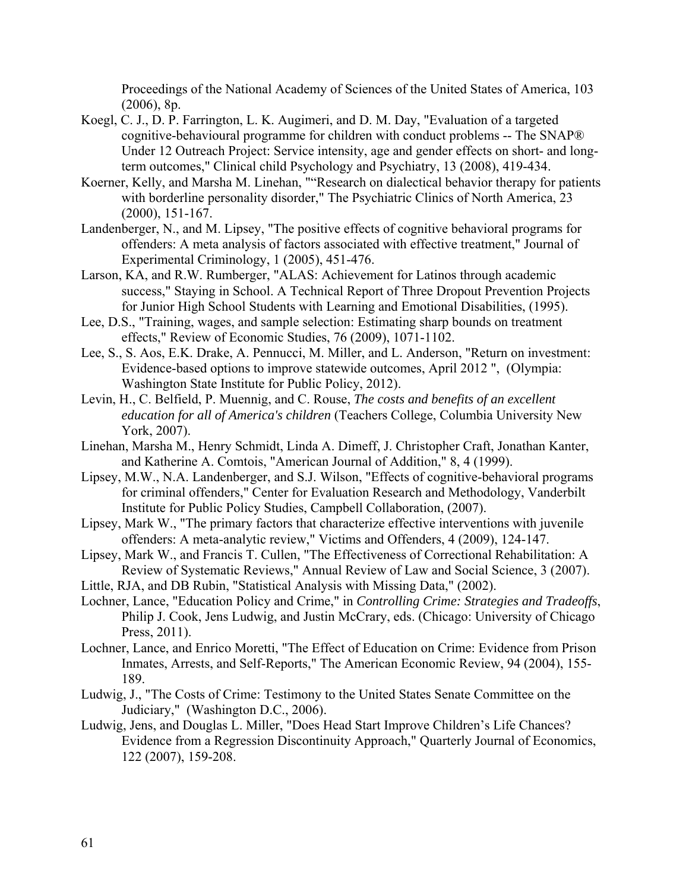Proceedings of the National Academy of Sciences of the United States of America, 103 (2006), 8p.

Koegl, C. J., D. P. Farrington, L. K. Augimeri, and D. M. Day, "Evaluation of a targeted cognitive-behavioural programme for children with conduct problems -- The SNAP® Under 12 Outreach Project: Service intensity, age and gender effects on short- and long-term outcomes," Clinical child Psychology and Psychiatry, 13 (2008), 419-434.

Koerner, Kelly, and Marsha M. Linehan, ""Research on dialectical behavior therapy for patients with borderline personality disorder," The Psychiatric Clinics of North America, 23 (2000), 151-167.

Landenberger, N., and M. Lipsey, "The positive effects of cognitive behavioral programs for offenders: A meta analysis of factors associated with effective treatment," Journal of Experimental Criminology, 1 (2005), 451-476.

Larson, KA, and R.W. Rumberger, "ALAS: Achievement for Latinos through academic success," Staying in School. A Technical Report of Three Dropout Prevention Projects for Junior High School Students with Learning and Emotional Disabilities, (1995).

Lee, D.S., "Training, wages, and sample selection: Estimating sharp bounds on treatment effects," Review of Economic Studies, 76 (2009), 1071-1102.

Lee, S., S. Aos, E.K. Drake, A. Pennucci, M. Miller, and L. Anderson, "Return on investment: Evidence-based options to improve statewide outcomes, April 2012 ", (Olympia: Washington State Institute for Public Policy, 2012).

Levin, H., C. Belfield, P. Muennig, and C. Rouse, *The costs and benefits of an excellent education for all of America's children* (Teachers College, Columbia University New York, 2007).

Linehan, Marsha M., Henry Schmidt, Linda A. Dimeff, J. Christopher Craft, Jonathan Kanter, and Katherine A. Comtois, "American Journal of Addition," 8, 4 (1999).

Lipsey, M.W., N.A. Landenberger, and S.J. Wilson, "Effects of cognitive-behavioral programs for criminal offenders," Center for Evaluation Research and Methodology, Vanderbilt Institute for Public Policy Studies, Campbell Collaboration, (2007).

Lipsey, Mark W., "The primary factors that characterize effective interventions with juvenile offenders: A meta-analytic review," Victims and Offenders, 4 (2009), 124-147.

Lipsey, Mark W., and Francis T. Cullen, "The Effectiveness of Correctional Rehabilitation: A Review of Systematic Reviews," Annual Review of Law and Social Science, 3 (2007).

Little, RJA, and DB Rubin, "Statistical Analysis with Missing Data," (2002).

Lochner, Lance, "Education Policy and Crime," in *Controlling Crime: Strategies and Tradeoffs*, Philip J. Cook, Jens Ludwig, and Justin McCrary, eds. (Chicago: University of Chicago Press, 2011).

Lochner, Lance, and Enrico Moretti, "The Effect of Education on Crime: Evidence from Prison Inmates, Arrests, and Self-Reports," The American Economic Review, 94 (2004), 155-189.

Ludwig, J., "The Costs of Crime: Testimony to the United States Senate Committee on the Judiciary," (Washington D.C., 2006).

Ludwig, Jens, and Douglas L. Miller, "Does Head Start Improve Children's Life Chances? Evidence from a Regression Discontinuity Approach," Quarterly Journal of Economics, 122 (2007), 159-208.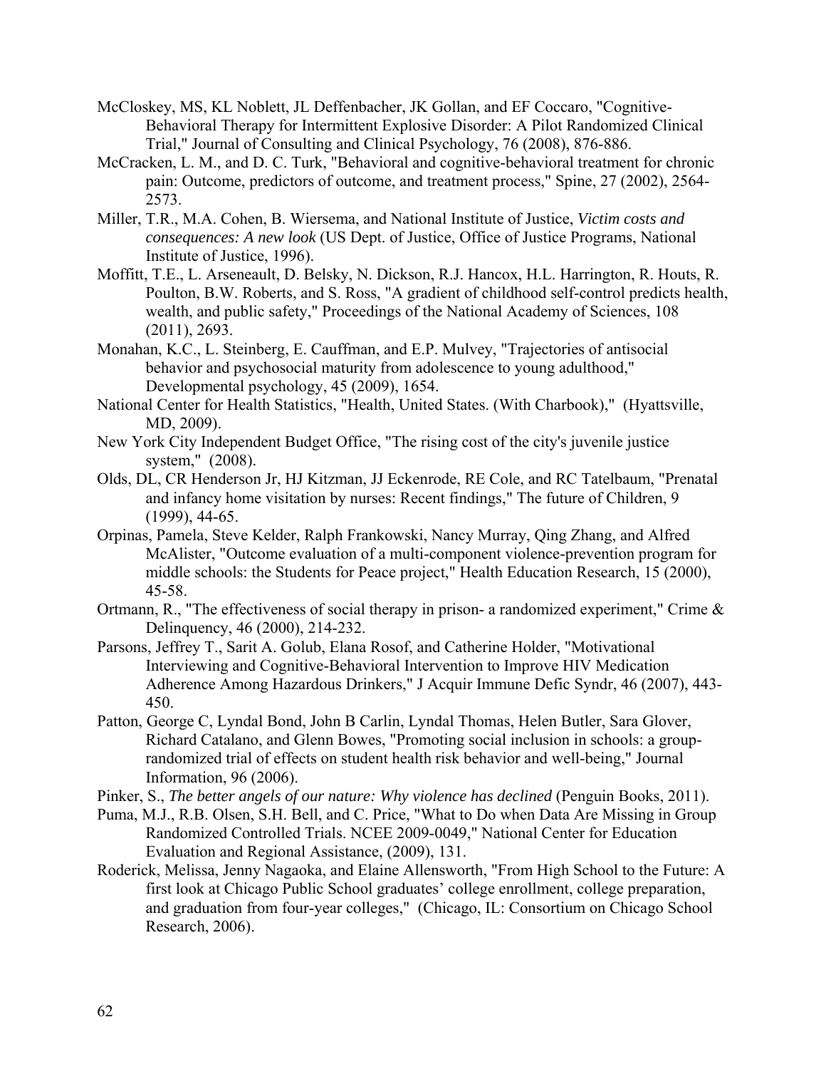McCloskey, MS, KL Noblett, JL Deffenbacher, JK Gollan, and EF Coccaro, "Cognitive-Behavioral Therapy for Intermittent Explosive Disorder: A Pilot Randomized Clinical Trial," Journal of Consulting and Clinical Psychology, 76 (2008), 876-886.

McCracken, L. M., and D. C. Turk, "Behavioral and cognitive-behavioral treatment for chronic pain: Outcome, predictors of outcome, and treatment process," Spine, 27 (2002), 2564-2573.

Miller, T.R., M.A. Cohen, B. Wiersema, and National Institute of Justice, *Victim costs and consequences: A new look* (US Dept. of Justice, Office of Justice Programs, National Institute of Justice, 1996).

Moffitt, T.E., L. Arseneault, D. Belsky, N. Dickson, R.J. Hancox, H.L. Harrington, R. Houts, R. Poulton, B.W. Roberts, and S. Ross, "A gradient of childhood self-control predicts health, wealth, and public safety," Proceedings of the National Academy of Sciences, 108 (2011), 2693.

Monahan, K.C., L. Steinberg, E. Cauffman, and E.P. Mulvey, "Trajectories of antisocial behavior and psychosocial maturity from adolescence to young adulthood," Developmental psychology, 45 (2009), 1654.

National Center for Health Statistics, "Health, United States. (With Charbook)," (Hyattsville, MD, 2009).

New York City Independent Budget Office, "The rising cost of the city's juvenile justice system," (2008).

Olds, DL, CR Henderson Jr, HJ Kitzman, JJ Eckenrode, RE Cole, and RC Tatelbaum, "Prenatal and infancy home visitation by nurses: Recent findings," The future of Children, 9 (1999), 44-65.

Orpinas, Pamela, Steve Kelder, Ralph Frankowski, Nancy Murray, Qing Zhang, and Alfred McAlister, "Outcome evaluation of a multi-component violence-prevention program for middle schools: the Students for Peace project," Health Education Research, 15 (2000), 45-58.

Ortmann, R., "The effectiveness of social therapy in prison- a randomized experiment," Crime & Delinquency, 46 (2000), 214-232.

Parsons, Jeffrey T., Sarit A. Golub, Elana Rosof, and Catherine Holder, "Motivational Interviewing and Cognitive-Behavioral Intervention to Improve HIV Medication Adherence Among Hazardous Drinkers," J Acquir Immune Defic Syndr, 46 (2007), 443-450.

Patton, George C, Lyndal Bond, John B Carlin, Lyndal Thomas, Helen Butler, Sara Glover, Richard Catalano, and Glenn Bowes, "Promoting social inclusion in schools: a group-randomized trial of effects on student health risk behavior and well-being," Journal Information, 96 (2006).

Pinker, S., *The better angels of our nature: Why violence has declined* (Penguin Books, 2011).

Puma, M.J., R.B. Olsen, S.H. Bell, and C. Price, "What to Do when Data Are Missing in Group Randomized Controlled Trials. NCEE 2009-0049," National Center for Education Evaluation and Regional Assistance, (2009), 131.

Roderick, Melissa, Jenny Nagaoka, and Elaine Allensworth, "From High School to the Future: A first look at Chicago Public School graduates' college enrollment, college preparation, and graduation from four-year colleges," (Chicago, IL: Consortium on Chicago School Research, 2006).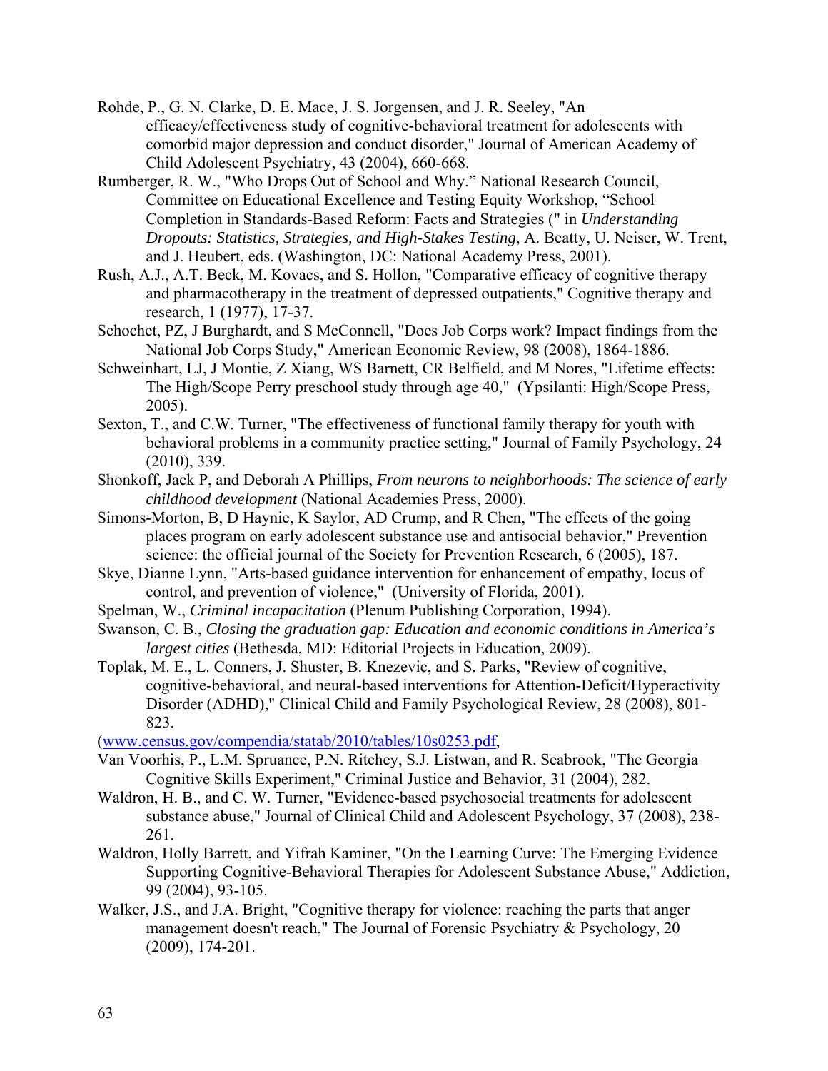Rohde, P., G. N. Clarke, D. E. Mace, J. S. Jorgensen, and J. R. Seeley, "An efficacy/effectiveness study of cognitive-behavioral treatment for adolescents with comorbid major depression and conduct disorder," Journal of American Academy of Child Adolescent Psychiatry, 43 (2004), 660-668.

Rumberger, R. W., "Who Drops Out of School and Why." National Research Council, Committee on Educational Excellence and Testing Equity Workshop, "School Completion in Standards-Based Reform: Facts and Strategies (" in *Understanding Dropouts: Statistics, Strategies, and High-Stakes Testing*, A. Beatty, U. Neiser, W. Trent, and J. Heubert, eds. (Washington, DC: National Academy Press, 2001).

Rush, A.J., A.T. Beck, M. Kovacs, and S. Hollon, "Comparative efficacy of cognitive therapy and pharmacotherapy in the treatment of depressed outpatients," Cognitive therapy and research, 1 (1977), 17-37.

Schochet, PZ, J Burghardt, and S McConnell, "Does Job Corps work? Impact findings from the National Job Corps Study," American Economic Review, 98 (2008), 1864-1886.

Schweinhart, LJ, J Montie, Z Xiang, WS Barnett, CR Belfield, and M Nores, "Lifetime effects: The High/Scope Perry preschool study through age 40," (Ypsilanti: High/Scope Press, 2005).

Sexton, T., and C.W. Turner, "The effectiveness of functional family therapy for youth with behavioral problems in a community practice setting," Journal of Family Psychology, 24 (2010), 339.

Shonkoff, Jack P, and Deborah A Phillips, *From neurons to neighborhoods: The science of early childhood development* (National Academies Press, 2000).

Simons-Morton, B, D Haynie, K Saylor, AD Crump, and R Chen, "The effects of the going places program on early adolescent substance use and antisocial behavior," Prevention science: the official journal of the Society for Prevention Research, 6 (2005), 187.

Skye, Dianne Lynn, "Arts-based guidance intervention for enhancement of empathy, locus of control, and prevention of violence," (University of Florida, 2001).

Spelman, W., *Criminal incapacitation* (Plenum Publishing Corporation, 1994).

Swanson, C. B., *Closing the graduation gap: Education and economic conditions in America's largest cities* (Bethesda, MD: Editorial Projects in Education, 2009).

Toplak, M. E., L. Conners, J. Shuster, B. Knezevic, and S. Parks, "Review of cognitive, cognitive-behavioral, and neural-based interventions for Attention-Deficit/Hyperactivity Disorder (ADHD)," Clinical Child and Family Psychological Review, 28 (2008), 801-823.

(www.census.gov/compendia/statab/2010/tables/10s0253.pdf,

Van Voorhis, P., L.M. Spruance, P.N. Ritchey, S.J. Listwan, and R. Seabrook, "The Georgia Cognitive Skills Experiment," Criminal Justice and Behavior, 31 (2004), 282.

Waldron, H. B., and C. W. Turner, "Evidence-based psychosocial treatments for adolescent substance abuse," Journal of Clinical Child and Adolescent Psychology, 37 (2008), 238-261.

Waldron, Holly Barrett, and Yifrah Kaminer, "On the Learning Curve: The Emerging Evidence Supporting Cognitive-Behavioral Therapies for Adolescent Substance Abuse," Addiction, 99 (2004), 93-105.

Walker, J.S., and J.A. Bright, "Cognitive therapy for violence: reaching the parts that anger management doesn't reach," The Journal of Forensic Psychiatry & Psychology, 20 (2009), 174-201.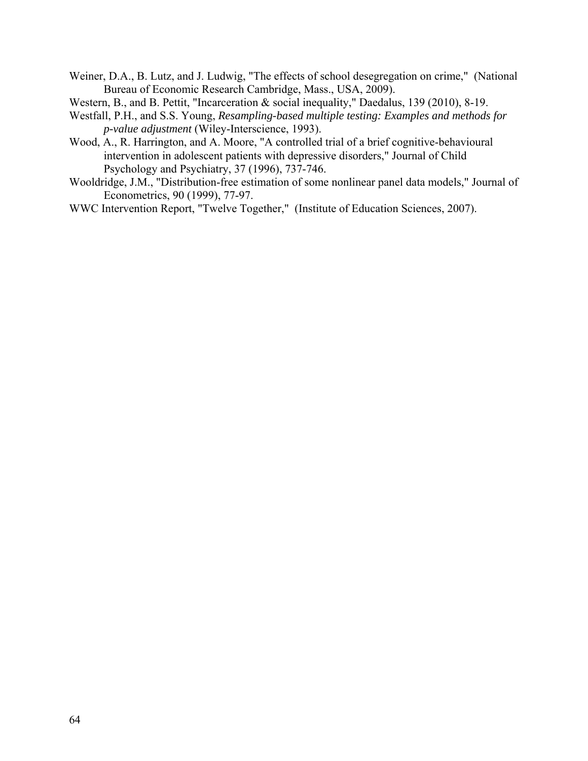Weiner, D.A., B. Lutz, and J. Ludwig, "The effects of school desegregation on crime," (National Bureau of Economic Research Cambridge, Mass., USA, 2009).

Western, B., and B. Pettit, "Incarceration & social inequality," Daedalus, 139 (2010), 8-19.

Westfall, P.H., and S.S. Young, *Resampling-based multiple testing: Examples and methods for p-value adjustment* (Wiley-Interscience, 1993).

Wood, A., R. Harrington, and A. Moore, "A controlled trial of a brief cognitive-behavioural intervention in adolescent patients with depressive disorders," Journal of Child Psychology and Psychiatry, 37 (1996), 737-746.

Wooldridge, J.M., "Distribution-free estimation of some nonlinear panel data models," Journal of Econometrics, 90 (1999), 77-97.

WWC Intervention Report, "Twelve Together," (Institute of Education Sciences, 2007).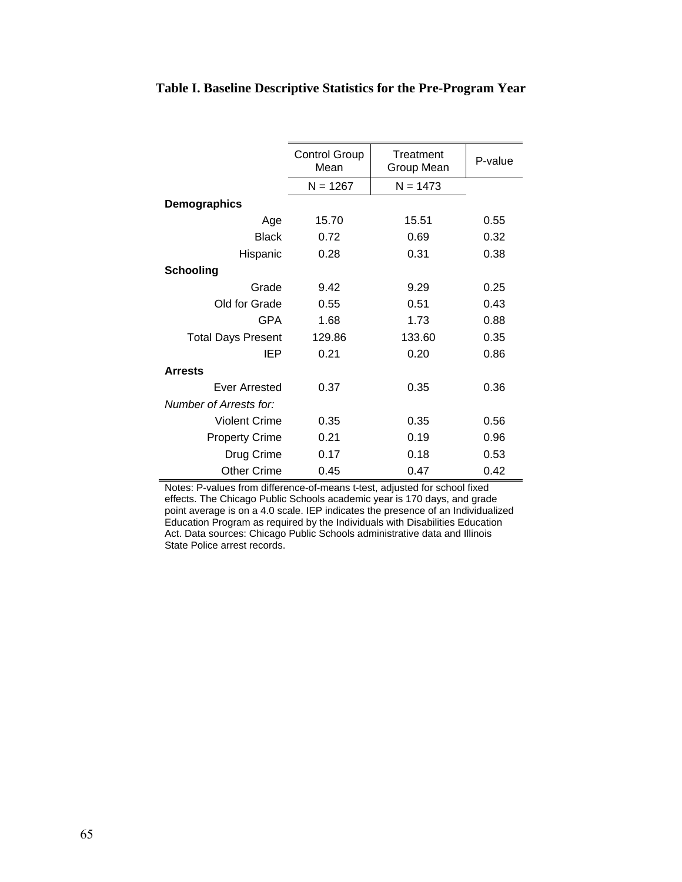**Table I. Baseline Descriptive Statistics for the Pre-Program Year**

| | Control Group Mean | Treatment Group Mean | P-value |
|---|---|---|---|
| | N = 1267 | N = 1473 | |
| **Demographics** | | | |
| Age | 15.70 | 15.51 | 0.55 |
| Black | 0.72 | 0.69 | 0.32 |
| Hispanic | 0.28 | 0.31 | 0.38 |
| **Schooling** | | | |
| Grade | 9.42 | 9.29 | 0.25 |
| Old for Grade | 0.55 | 0.51 | 0.43 |
| GPA | 1.68 | 1.73 | 0.88 |
| Total Days Present | 129.86 | 133.60 | 0.35 |
| IEP | 0.21 | 0.20 | 0.86 |
| **Arrests** | | | |
| Ever Arrested | 0.37 | 0.35 | 0.36 |
| *Number of Arrests for:* | | | |
| Violent Crime | 0.35 | 0.35 | 0.56 |
| Property Crime | 0.21 | 0.19 | 0.96 |
| Drug Crime | 0.17 | 0.18 | 0.53 |
| Other Crime | 0.45 | 0.47 | 0.42 |

Notes: P-values from difference-of-means t-test, adjusted for school fixed effects. The Chicago Public Schools academic year is 170 days, and grade point average is on a 4.0 scale. IEP indicates the presence of an Individualized Education Program as required by the Individuals with Disabilities Education Act. Data sources: Chicago Public Schools administrative data and Illinois State Police arrest records.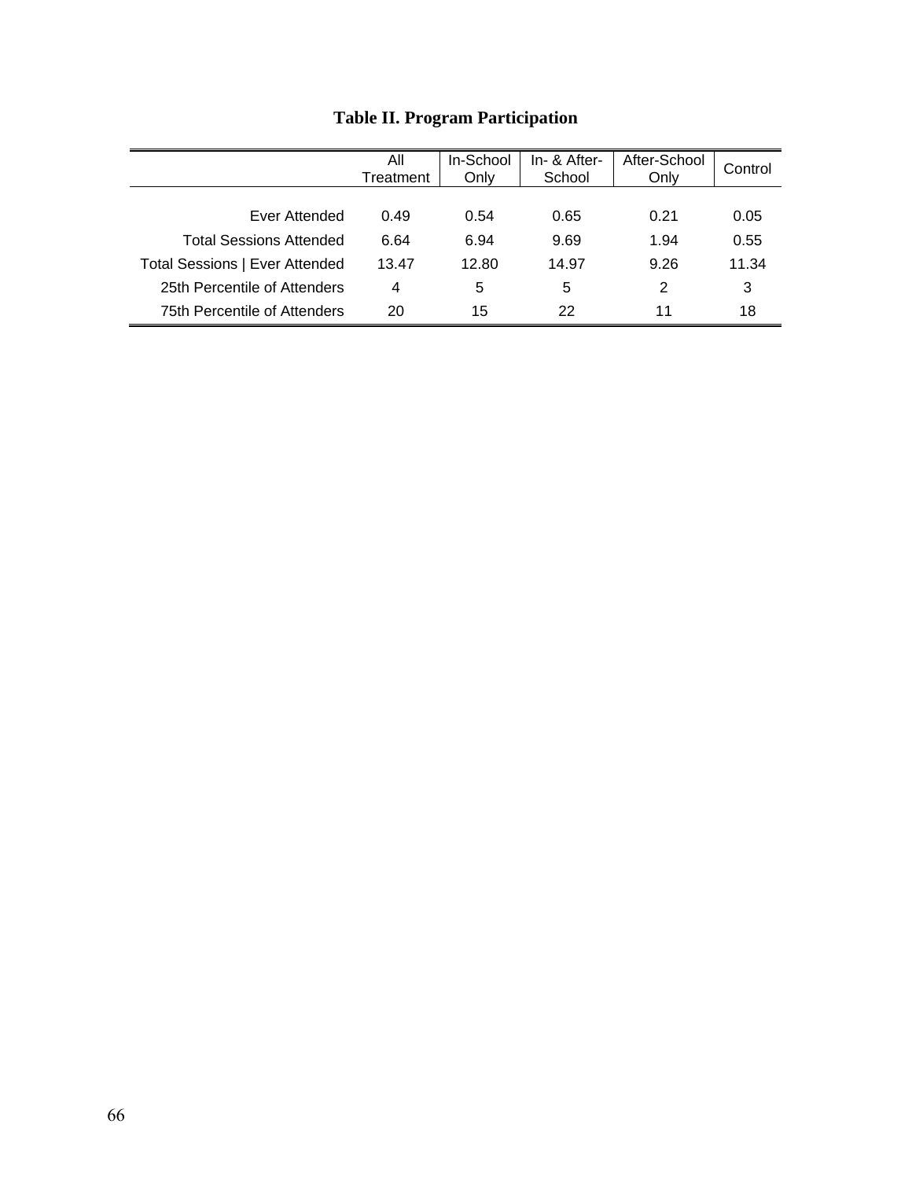**Table II. Program Participation**

| | All Treatment | In-School Only | In- & After-School | After-School Only | Control |
|---|---|---|---|---|---|
| Ever Attended | 0.49 | 0.54 | 0.65 | 0.21 | 0.05 |
| Total Sessions Attended | 6.64 | 6.94 | 9.69 | 1.94 | 0.55 |
| Total Sessions \| Ever Attended | 13.47 | 12.80 | 14.97 | 9.26 | 11.34 |
| 25th Percentile of Attenders | 4 | 5 | 5 | 2 | 3 |
| 75th Percentile of Attenders | 20 | 15 | 22 | 11 | 18 |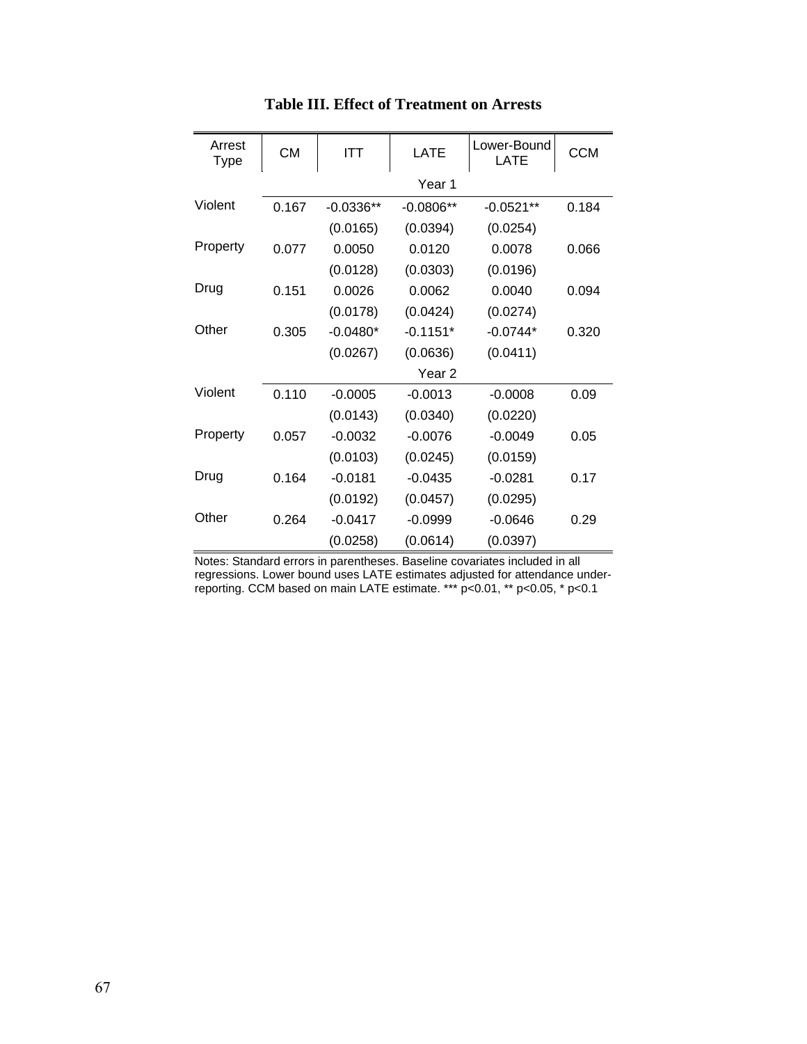**Table III. Effect of Treatment on Arrests**

| Arrest Type | CM | ITT | LATE | Lower-Bound LATE | CCM |
|---|---|---|---|---|---|
| | | | Year 1 | | |
| Violent | 0.167 | -0.0336** | -0.0806** | -0.0521** | 0.184 |
| | | (0.0165) | (0.0394) | (0.0254) | |
| Property | 0.077 | 0.0050 | 0.0120 | 0.0078 | 0.066 |
| | | (0.0128) | (0.0303) | (0.0196) | |
| Drug | 0.151 | 0.0026 | 0.0062 | 0.0040 | 0.094 |
| | | (0.0178) | (0.0424) | (0.0274) | |
| Other | 0.305 | -0.0480* | -0.1151* | -0.0744* | 0.320 |
| | | (0.0267) | (0.0636) | (0.0411) | |
| | | | Year 2 | | |
| Violent | 0.110 | -0.0005 | -0.0013 | -0.0008 | 0.09 |
| | | (0.0143) | (0.0340) | (0.0220) | |
| Property | 0.057 | -0.0032 | -0.0076 | -0.0049 | 0.05 |
| | | (0.0103) | (0.0245) | (0.0159) | |
| Drug | 0.164 | -0.0181 | -0.0435 | -0.0281 | 0.17 |
| | | (0.0192) | (0.0457) | (0.0295) | |
| Other | 0.264 | -0.0417 | -0.0999 | -0.0646 | 0.29 |
| | | (0.0258) | (0.0614) | (0.0397) | |

Notes: Standard errors in parentheses. Baseline covariates included in all regressions. Lower bound uses LATE estimates adjusted for attendance under-reporting. CCM based on main LATE estimate. *** p<0.01, ** p<0.05, * p<0.1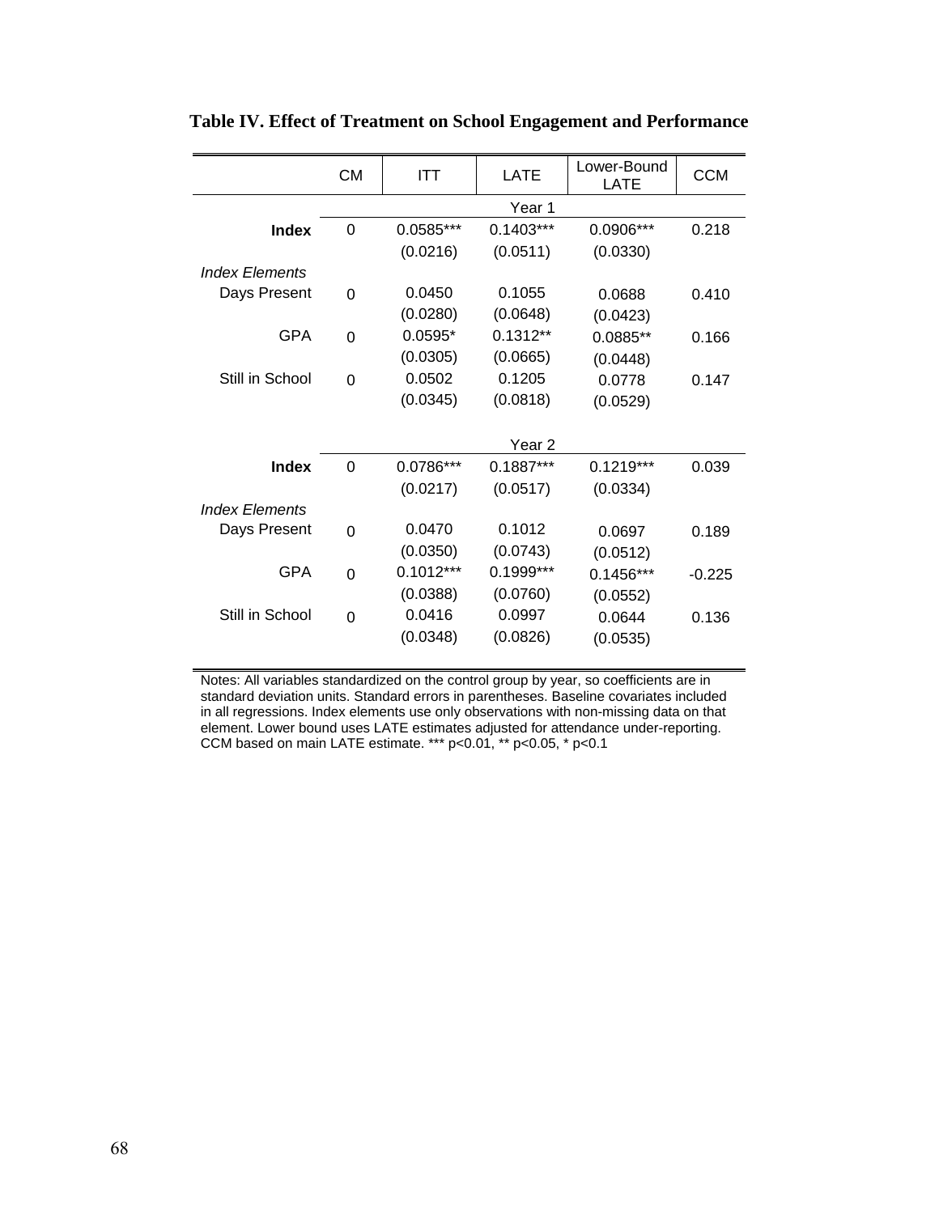**Table IV. Effect of Treatment on School Engagement and Performance**

| | CM | ITT | LATE | Lower-Bound LATE | CCM |
|---|---|---|---|---|---|
| | | | Year 1 | | |
| **Index** | 0 | 0.0585*** | 0.1403*** | 0.0906*** | 0.218 |
| | | (0.0216) | (0.0511) | (0.0330) | |
| *Index Elements* | | | | | |
| Days Present | 0 | 0.0450 | 0.1055 | 0.0688 | 0.410 |
| | | (0.0280) | (0.0648) | (0.0423) | |
| GPA | 0 | 0.0595* | 0.1312** | 0.0885** | 0.166 |
| | | (0.0305) | (0.0665) | (0.0448) | |
| Still in School | 0 | 0.0502 | 0.1205 | 0.0778 | 0.147 |
| | | (0.0345) | (0.0818) | (0.0529) | |
| | | | Year 2 | | |
| **Index** | 0 | 0.0786*** | 0.1887*** | 0.1219*** | 0.039 |
| | | (0.0217) | (0.0517) | (0.0334) | |
| *Index Elements* | | | | | |
| Days Present | 0 | 0.0470 | 0.1012 | 0.0697 | 0.189 |
| | | (0.0350) | (0.0743) | (0.0512) | |
| GPA | 0 | 0.1012*** | 0.1999*** | 0.1456*** | -0.225 |
| | | (0.0388) | (0.0760) | (0.0552) | |
| Still in School | 0 | 0.0416 | 0.0997 | 0.0644 | 0.136 |
| | | (0.0348) | (0.0826) | (0.0535) | |

Notes: All variables standardized on the control group by year, so coefficients are in standard deviation units. Standard errors in parentheses. Baseline covariates included in all regressions. Index elements use only observations with non-missing data on that element. Lower bound uses LATE estimates adjusted for attendance under-reporting. CCM based on main LATE estimate. *** $p<0.01$, ** $p<0.05$, * $p<0.1$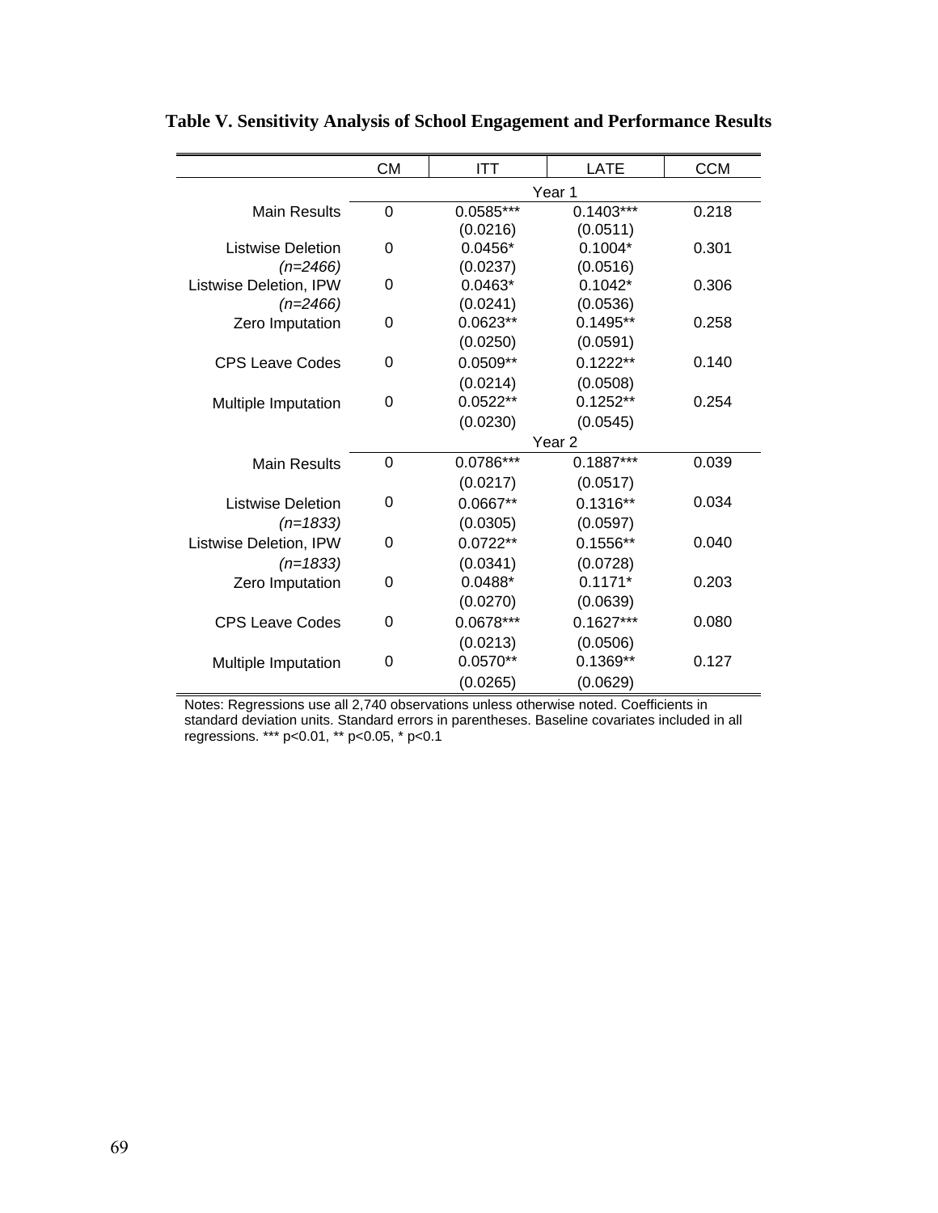**Table V. Sensitivity Analysis of School Engagement and Performance Results**

| | CM | ITT | LATE | CCM |
|---|---|---|---|---|
| | | Year 1 | | |
| Main Results | 0 | 0.0585*** | 0.1403*** | 0.218 |
| | | (0.0216) | (0.0511) | |
| Listwise Deletion *(n=2466)* | 0 | 0.0456* | 0.1004* | 0.301 |
| | | (0.0237) | (0.0516) | |
| Listwise Deletion, IPW *(n=2466)* | 0 | 0.0463* | 0.1042* | 0.306 |
| | | (0.0241) | (0.0536) | |
| Zero Imputation | 0 | 0.0623** | 0.1495** | 0.258 |
| | | (0.0250) | (0.0591) | |
| CPS Leave Codes | 0 | 0.0509** | 0.1222** | 0.140 |
| | | (0.0214) | (0.0508) | |
| Multiple Imputation | 0 | 0.0522** | 0.1252** | 0.254 |
| | | (0.0230) | (0.0545) | |
| | | Year 2 | | |
| Main Results | 0 | 0.0786*** | 0.1887*** | 0.039 |
| | | (0.0217) | (0.0517) | |
| Listwise Deletion *(n=1833)* | 0 | 0.0667** | 0.1316** | 0.034 |
| | | (0.0305) | (0.0597) | |
| Listwise Deletion, IPW *(n=1833)* | 0 | 0.0722** | 0.1556** | 0.040 |
| | | (0.0341) | (0.0728) | |
| Zero Imputation | 0 | 0.0488* | 0.1171* | 0.203 |
| | | (0.0270) | (0.0639) | |
| CPS Leave Codes | 0 | 0.0678*** | 0.1627*** | 0.080 |
| | | (0.0213) | (0.0506) | |
| Multiple Imputation | 0 | 0.0570** | 0.1369** | 0.127 |
| | | (0.0265) | (0.0629) | |

Notes: Regressions use all 2,740 observations unless otherwise noted. Coefficients in standard deviation units. Standard errors in parentheses. Baseline covariates included in all regressions. *** p<0.01, ** p<0.05, * p<0.1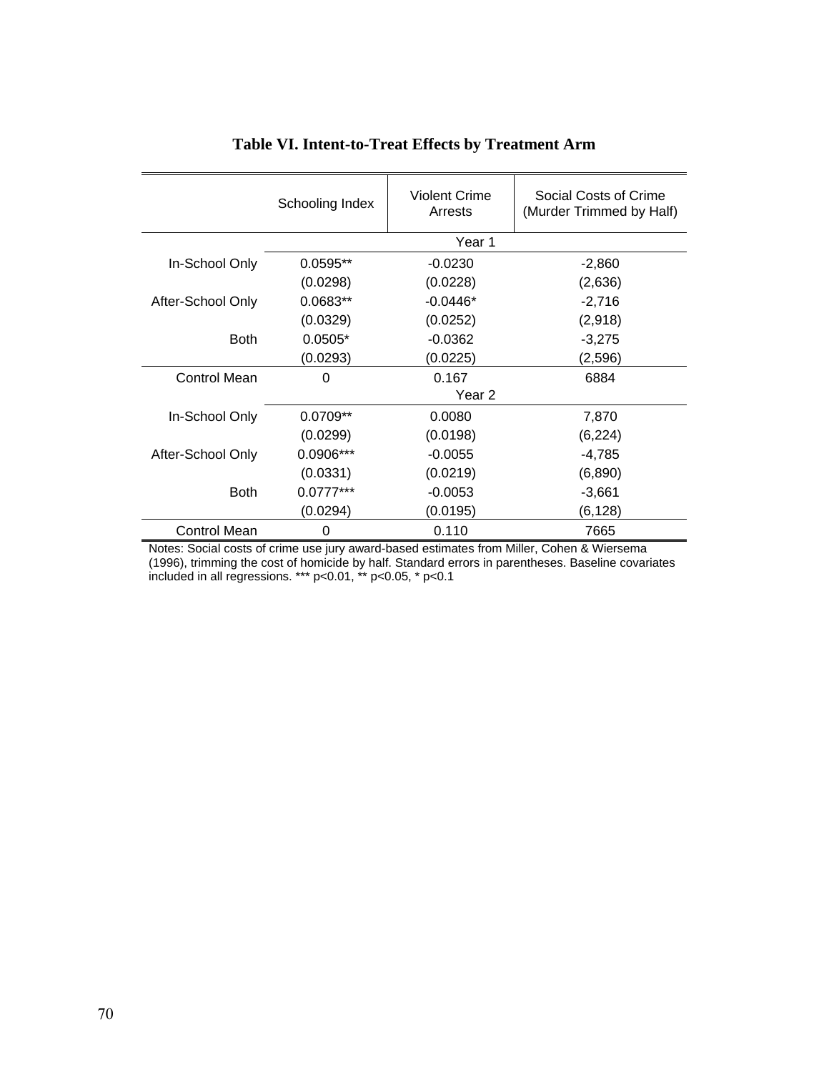**Table VI. Intent-to-Treat Effects by Treatment Arm**

| | Schooling Index | Violent Crime Arrests | Social Costs of Crime (Murder Trimmed by Half) |
|---|---|---|---|
| | | Year 1 | |
| In-School Only | 0.0595** | -0.0230 | -2,860 |
| | (0.0298) | (0.0228) | (2,636) |
| After-School Only | 0.0683** | -0.0446* | -2,716 |
| | (0.0329) | (0.0252) | (2,918) |
| Both | 0.0505* | -0.0362 | -3,275 |
| | (0.0293) | (0.0225) | (2,596) |
| Control Mean | 0 | 0.167 | 6884 |
| | | Year 2 | |
| In-School Only | 0.0709** | 0.0080 | 7,870 |
| | (0.0299) | (0.0198) | (6,224) |
| After-School Only | 0.0906*** | -0.0055 | -4,785 |
| | (0.0331) | (0.0219) | (6,890) |
| Both | 0.0777*** | -0.0053 | -3,661 |
| | (0.0294) | (0.0195) | (6,128) |
| Control Mean | 0 | 0.110 | 7665 |

Notes: Social costs of crime use jury award-based estimates from Miller, Cohen & Wiersema (1996), trimming the cost of homicide by half. Standard errors in parentheses. Baseline covariates included in all regressions. *** p<0.01, ** p<0.05, * p<0.1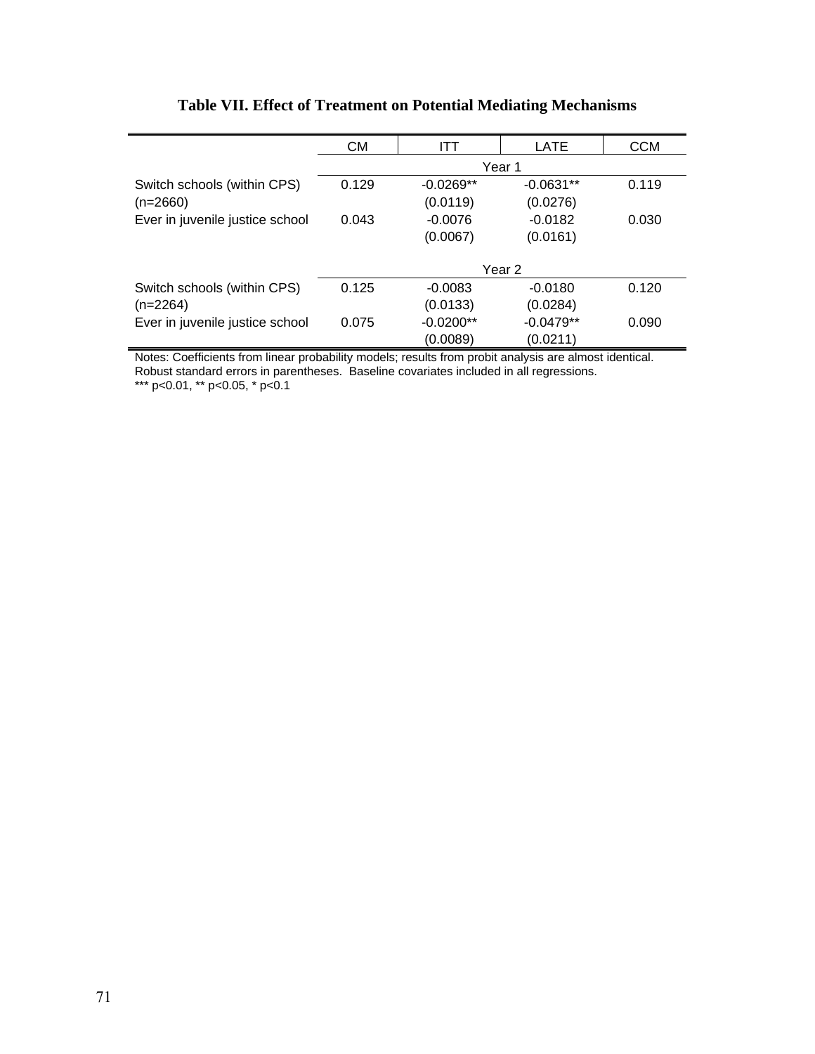**Table VII. Effect of Treatment on Potential Mediating Mechanisms**

| | CM | ITT | LATE | CCM |
|---|---|---|---|---|
| | Year 1 | | | |
| Switch schools (within CPS) | 0.129 | -0.0269** | -0.0631** | 0.119 |
| (n=2660) | | (0.0119) | (0.0276) | |
| Ever in juvenile justice school | 0.043 | -0.0076 | -0.0182 | 0.030 |
| | | (0.0067) | (0.0161) | |
| | Year 2 | | | |
| Switch schools (within CPS) | 0.125 | -0.0083 | -0.0180 | 0.120 |
| (n=2264) | | (0.0133) | (0.0284) | |
| Ever in juvenile justice school | 0.075 | -0.0200** | -0.0479** | 0.090 |
| | | (0.0089) | (0.0211) | |

Notes: Coefficients from linear probability models; results from probit analysis are almost identical. Robust standard errors in parentheses. Baseline covariates included in all regressions.
*** p<0.01, ** p<0.05, * p<0.1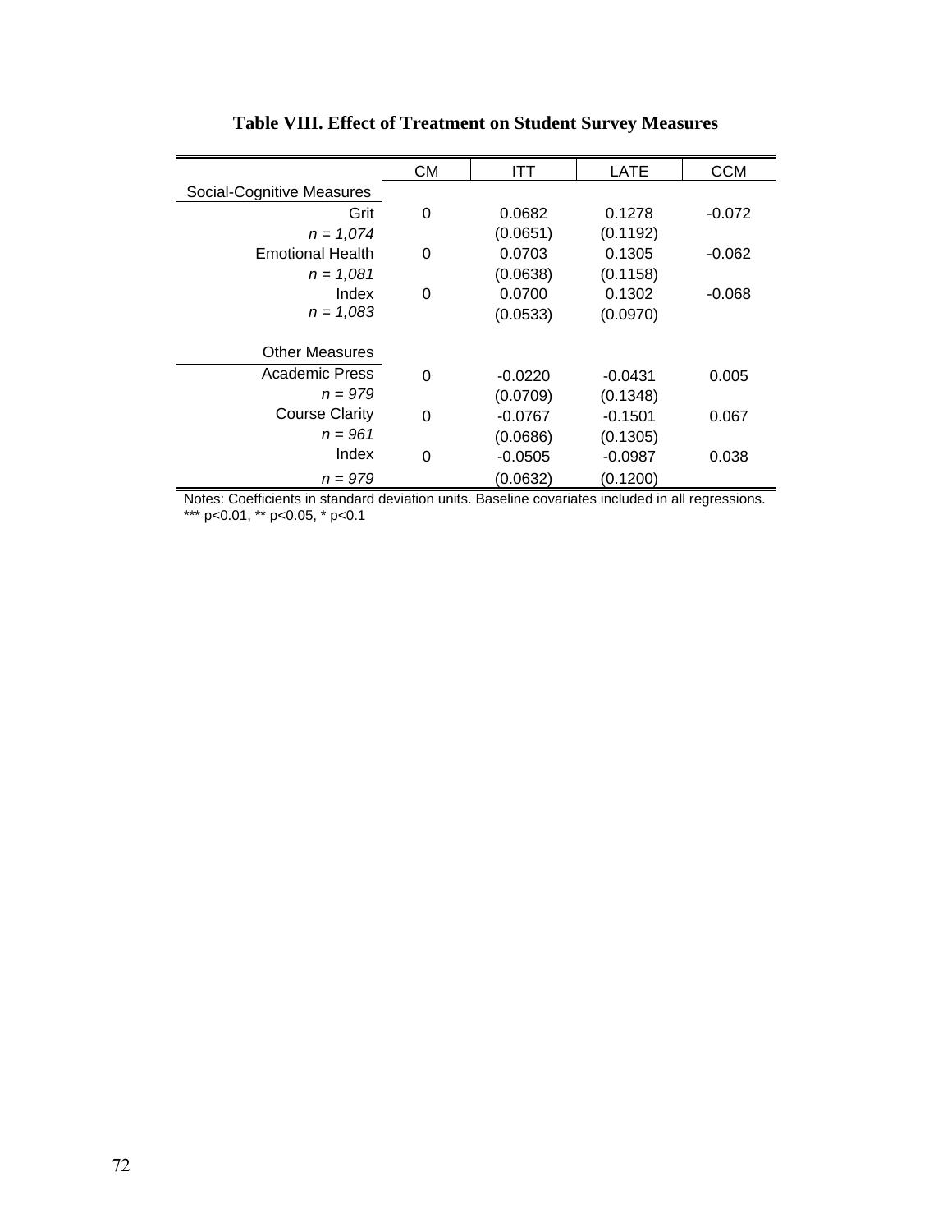**Table VIII. Effect of Treatment on Student Survey Measures**

| | CM | ITT | LATE | CCM |
|---|---|---|---|---|
| Social-Cognitive Measures | | | | |
| Grit | 0 | 0.0682 | 0.1278 | -0.072 |
| *n = 1,074* | | (0.0651) | (0.1192) | |
| Emotional Health | 0 | 0.0703 | 0.1305 | -0.062 |
| *n = 1,081* | | (0.0638) | (0.1158) | |
| Index | 0 | 0.0700 | 0.1302 | -0.068 |
| *n = 1,083* | | (0.0533) | (0.0970) | |
| Other Measures | | | | |
| Academic Press | 0 | -0.0220 | -0.0431 | 0.005 |
| *n = 979* | | (0.0709) | (0.1348) | |
| Course Clarity | 0 | -0.0767 | -0.1501 | 0.067 |
| *n = 961* | | (0.0686) | (0.1305) | |
| Index | 0 | -0.0505 | -0.0987 | 0.038 |
| *n = 979* | | (0.0632) | (0.1200) | |

Notes: Coefficients in standard deviation units. Baseline covariates included in all regressions.
*** p<0.01, ** p<0.05, * p<0.1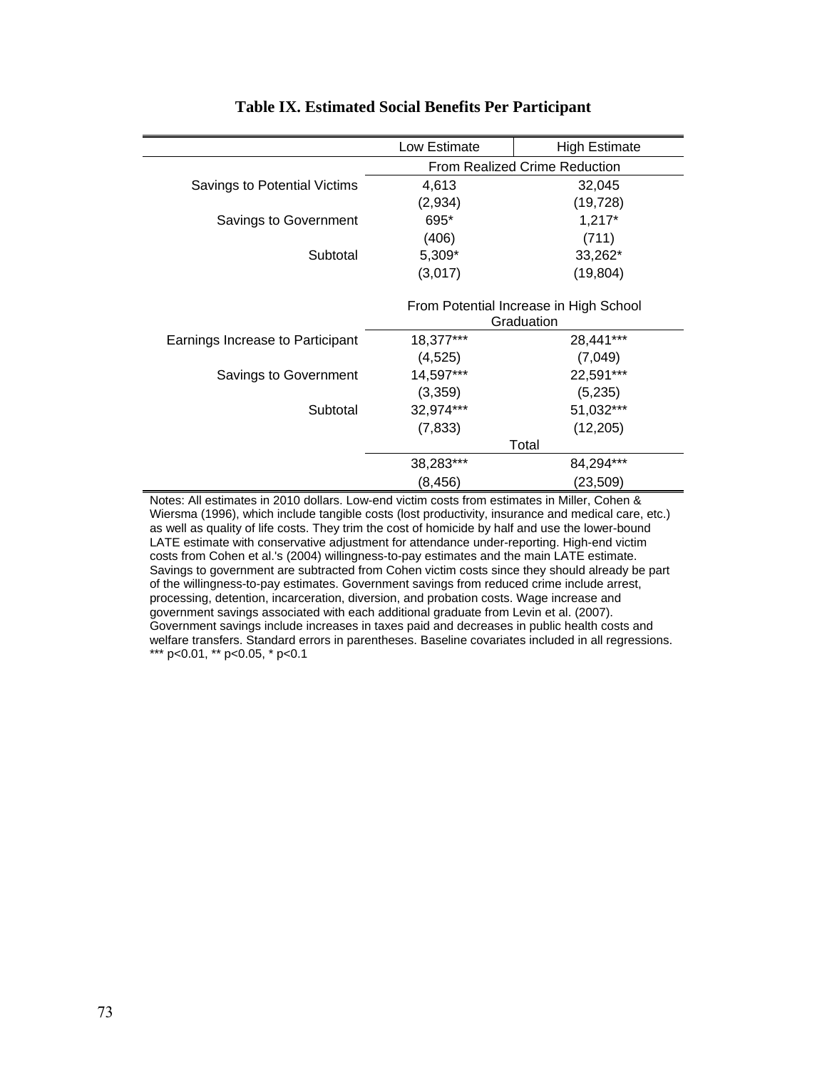## Table IX. Estimated Social Benefits Per Participant

| | Low Estimate | High Estimate |
|---|---|---|
| | From Realized Crime Reduction | |
| Savings to Potential Victims | 4,613 | 32,045 |
| | (2,934) | (19,728) |
| Savings to Government | 695* | 1,217* |
| | (406) | (711) |
| Subtotal | 5,309* | 33,262* |
| | (3,017) | (19,804) |
| | From Potential Increase in High School Graduation | |
| Earnings Increase to Participant | 18,377*** | 28,441*** |
| | (4,525) | (7,049) |
| Savings to Government | 14,597*** | 22,591*** |
| | (3,359) | (5,235) |
| Subtotal | 32,974*** | 51,032*** |
| | (7,833) | (12,205) |
| | Total | |
| | 38,283*** | 84,294*** |
| | (8,456) | (23,509) |

Notes: All estimates in 2010 dollars. Low-end victim costs from estimates in Miller, Cohen & Wiersma (1996), which include tangible costs (lost productivity, insurance and medical care, etc.) as well as quality of life costs. They trim the cost of homicide by half and use the lower-bound LATE estimate with conservative adjustment for attendance under-reporting. High-end victim costs from Cohen et al.'s (2004) willingness-to-pay estimates and the main LATE estimate. Savings to government are subtracted from Cohen victim costs since they should already be part of the willingness-to-pay estimates. Government savings from reduced crime include arrest, processing, detention, incarceration, diversion, and probation costs. Wage increase and government savings associated with each additional graduate from Levin et al. (2007). Government savings include increases in taxes paid and decreases in public health costs and welfare transfers. Standard errors in parentheses. Baseline covariates included in all regressions. *** p<0.01, ** p<0.05, * p<0.1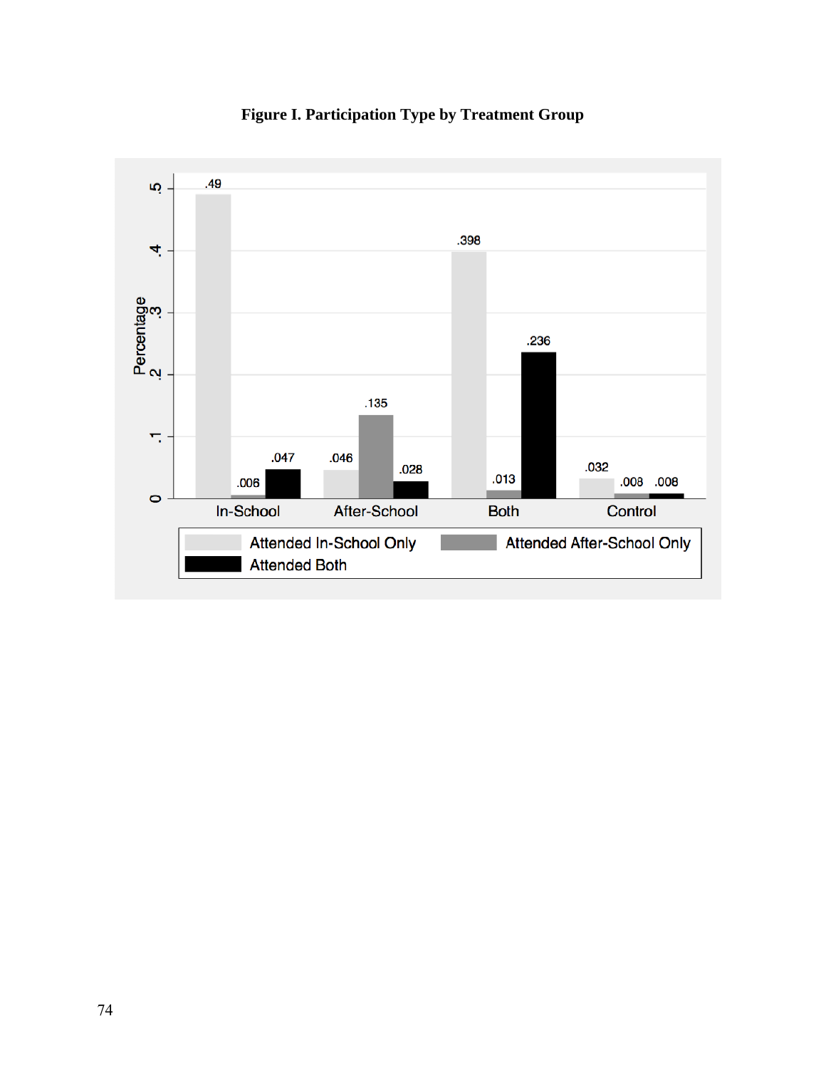**Figure I. Participation Type by Treatment Group**

| Treatment Group | Attended In-School Only | Attended After-School Only | Attended Both |
|---|---|---|---|
| In-School | .49 | .006 | .047 |
| After-School | .046 | .135 | .028 |
| Both | .398 | .013 | .236 |
| Control | .032 | .008 | .008 |

*Y-axis: Percentage (0 to .5)*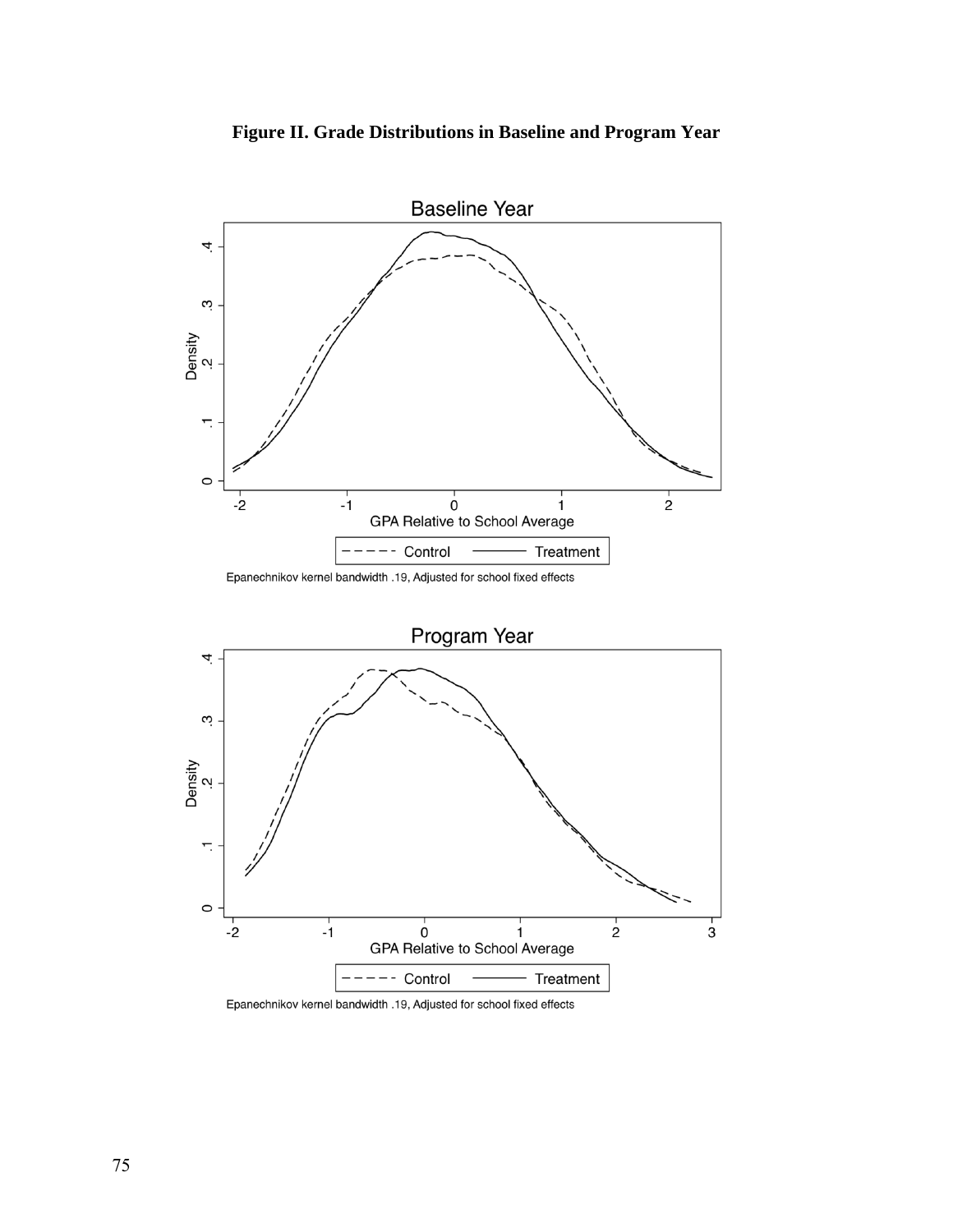**Figure II. Grade Distributions in Baseline and Program Year**

Baseline Year

Epanechnikov kernel bandwidth .19, Adjusted for school fixed effects

Program Year

Epanechnikov kernel bandwidth .19, Adjusted for school fixed effects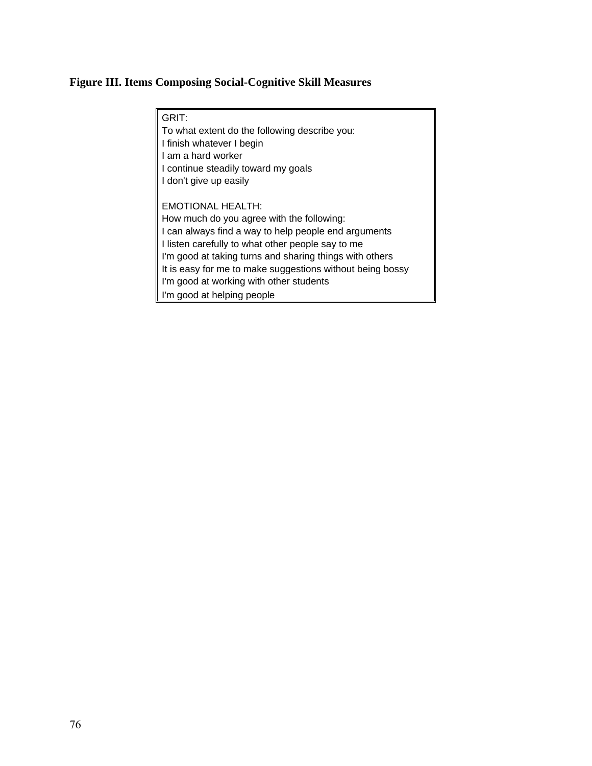**Figure III. Items Composing Social-Cognitive Skill Measures**

GRIT:
To what extent do the following describe you:
I finish whatever I begin
I am a hard worker
I continue steadily toward my goals
I don't give up easily

EMOTIONAL HEALTH:
How much do you agree with the following:
I can always find a way to help people end arguments
I listen carefully to what other people say to me
I'm good at taking turns and sharing things with others
It is easy for me to make suggestions without being bossy
I'm good at working with other students
I'm good at helping people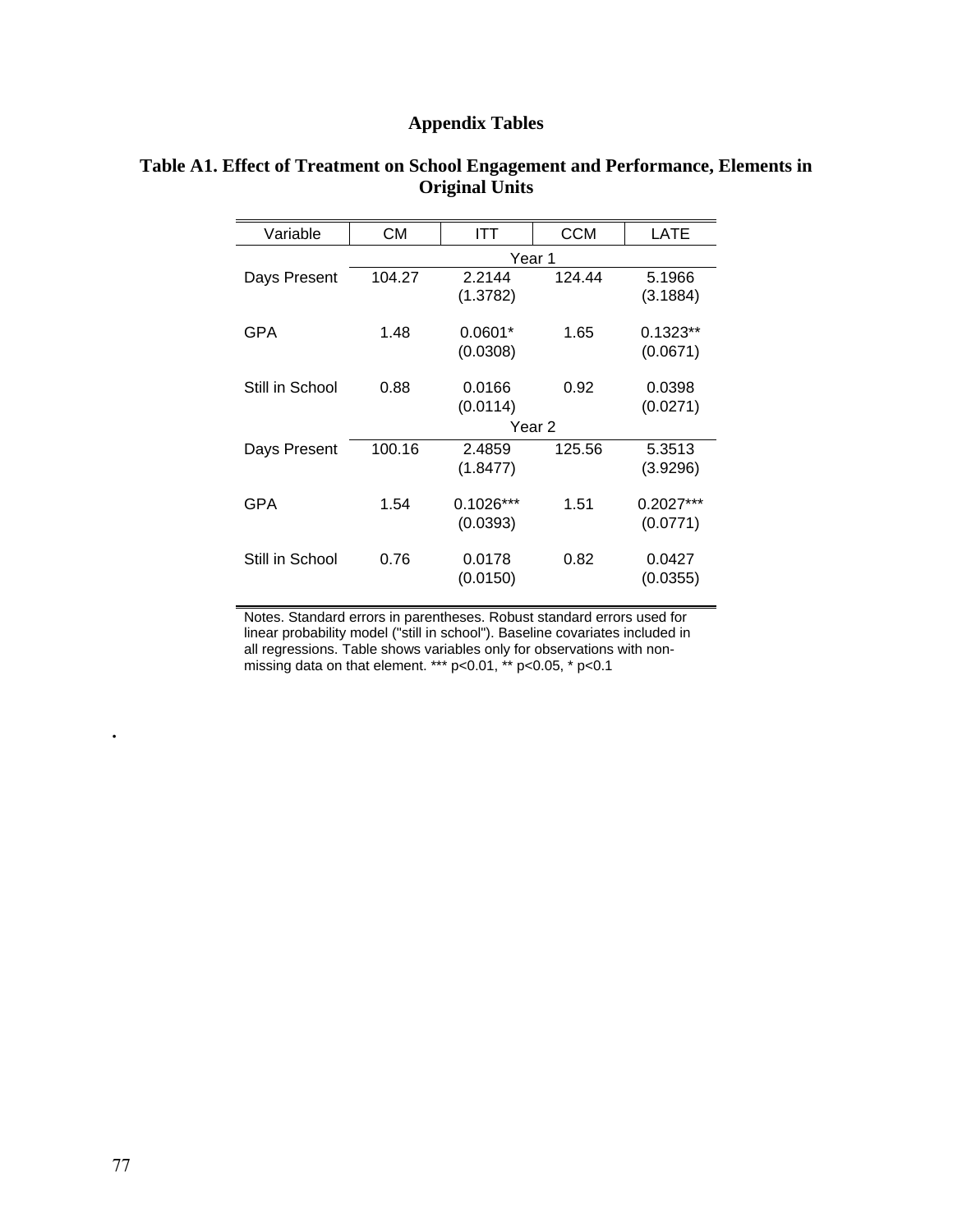# Appendix Tables

## Table A1. Effect of Treatment on School Engagement and Performance, Elements in Original Units

| Variable | CM | ITT | CCM | LATE |
|---|---|---|---|---|
| | Year 1 | | | |
| Days Present | 104.27 | 2.2144 | 124.44 | 5.1966 |
| | | (1.3782) | | (3.1884) |
| GPA | 1.48 | 0.0601* | 1.65 | 0.1323** |
| | | (0.0308) | | (0.0671) |
| Still in School | 0.88 | 0.0166 | 0.92 | 0.0398 |
| | | (0.0114) | | (0.0271) |
| | Year 2 | | | |
| Days Present | 100.16 | 2.4859 | 125.56 | 5.3513 |
| | | (1.8477) | | (3.9296) |
| GPA | 1.54 | 0.1026*** | 1.51 | 0.2027*** |
| | | (0.0393) | | (0.0771) |
| Still in School | 0.76 | 0.0178 | 0.82 | 0.0427 |
| | | (0.0150) | | (0.0355) |

Notes. Standard errors in parentheses. Robust standard errors used for linear probability model ("still in school"). Baseline covariates included in all regressions. Table shows variables only for observations with non-missing data on that element. *** p<0.01, ** p<0.05, * p<0.1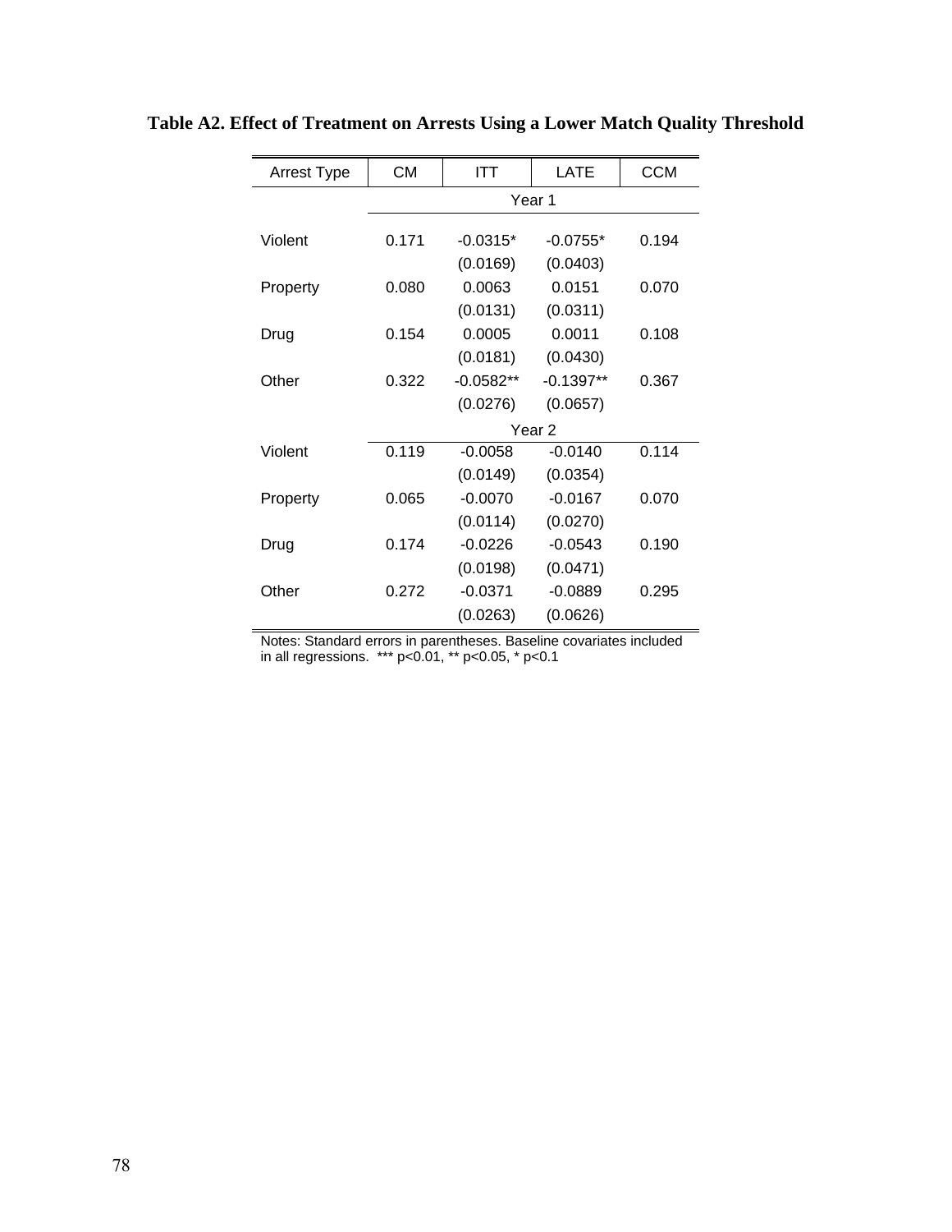**Table A2. Effect of Treatment on Arrests Using a Lower Match Quality Threshold**

| Arrest Type | CM | ITT | LATE | CCM |
|---|---|---|---|---|
| | Year 1 | | | |
| Violent | 0.171 | -0.0315* | -0.0755* | 0.194 |
| | | (0.0169) | (0.0403) | |
| Property | 0.080 | 0.0063 | 0.0151 | 0.070 |
| | | (0.0131) | (0.0311) | |
| Drug | 0.154 | 0.0005 | 0.0011 | 0.108 |
| | | (0.0181) | (0.0430) | |
| Other | 0.322 | -0.0582** | -0.1397** | 0.367 |
| | | (0.0276) | (0.0657) | |
| | Year 2 | | | |
| Violent | 0.119 | -0.0058 | -0.0140 | 0.114 |
| | | (0.0149) | (0.0354) | |
| Property | 0.065 | -0.0070 | -0.0167 | 0.070 |
| | | (0.0114) | (0.0270) | |
| Drug | 0.174 | -0.0226 | -0.0543 | 0.190 |
| | | (0.0198) | (0.0471) | |
| Other | 0.272 | -0.0371 | -0.0889 | 0.295 |
| | | (0.0263) | (0.0626) | |

Notes: Standard errors in parentheses. Baseline covariates included in all regressions. *** p<0.01, ** p<0.05, * p<0.1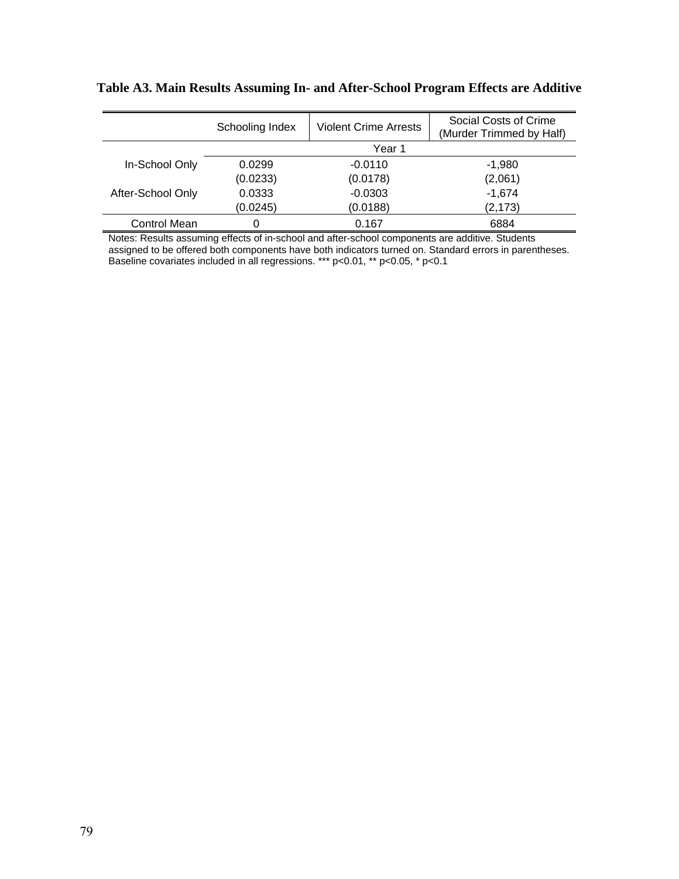**Table A3. Main Results Assuming In- and After-School Program Effects are Additive**

| | Schooling Index | Violent Crime Arrests | Social Costs of Crime (Murder Trimmed by Half) |
|---|---|---|---|
| | Year 1 | | |
| In-School Only | 0.0299 | -0.0110 | -1,980 |
| | (0.0233) | (0.0178) | (2,061) |
| After-School Only | 0.0333 | -0.0303 | -1,674 |
| | (0.0245) | (0.0188) | (2,173) |
| Control Mean | 0 | 0.167 | 6884 |

Notes: Results assuming effects of in-school and after-school components are additive. Students assigned to be offered both components have both indicators turned on. Standard errors in parentheses. Baseline covariates included in all regressions. *** p<0.01, ** p<0.05, * p<0.1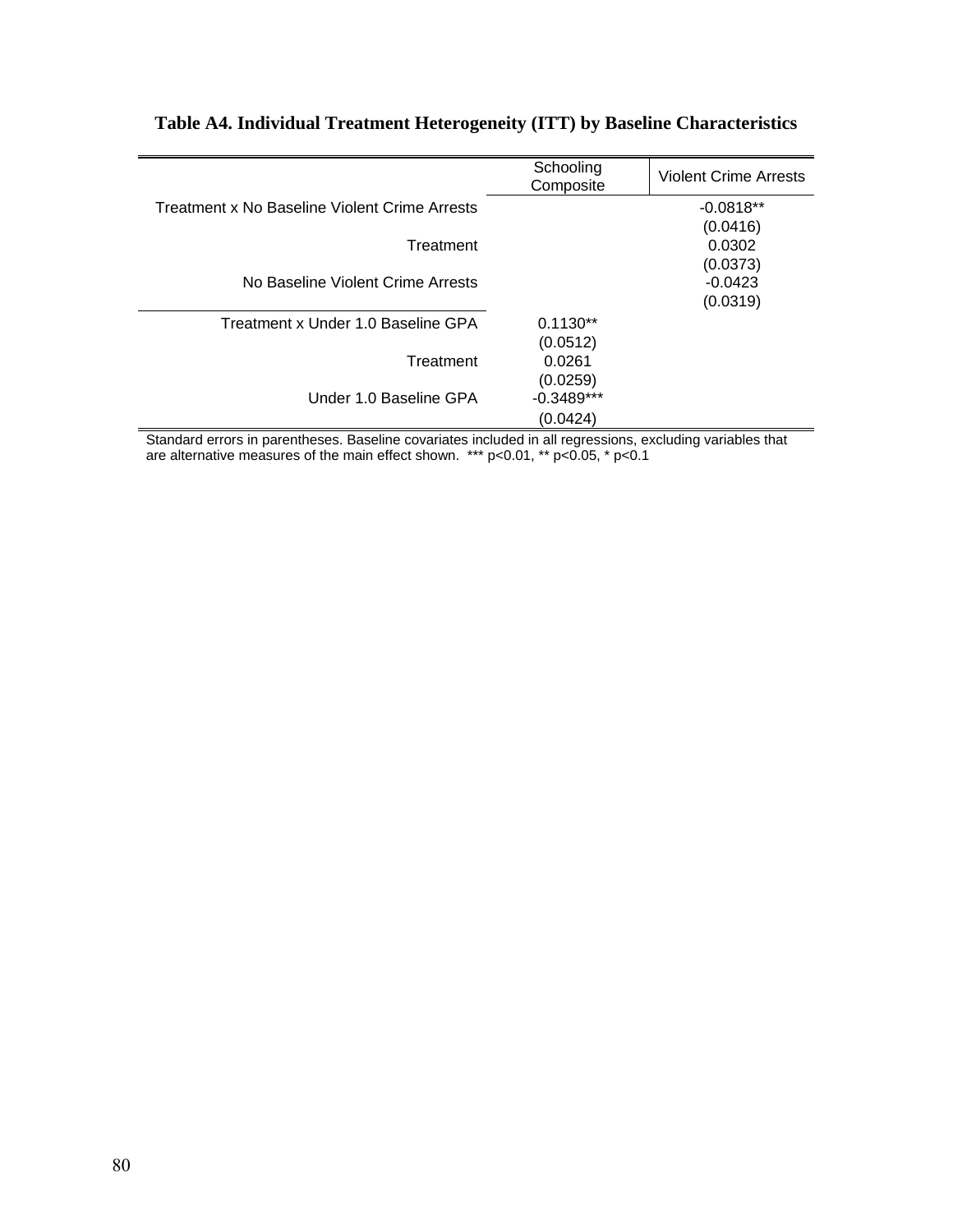**Table A4. Individual Treatment Heterogeneity (ITT) by Baseline Characteristics**

| | Schooling Composite | Violent Crime Arrests |
|---|---|---|
| Treatment x No Baseline Violent Crime Arrests | | -0.0818** |
| | | (0.0416) |
| Treatment | | 0.0302 |
| | | (0.0373) |
| No Baseline Violent Crime Arrests | | -0.0423 |
| | | (0.0319) |
| Treatment x Under 1.0 Baseline GPA | 0.1130** | |
| | (0.0512) | |
| Treatment | 0.0261 | |
| | (0.0259) | |
| Under 1.0 Baseline GPA | -0.3489*** | |
| | (0.0424) | |

Standard errors in parentheses. Baseline covariates included in all regressions, excluding variables that are alternative measures of the main effect shown. *** p<0.01, ** p<0.05, * p<0.1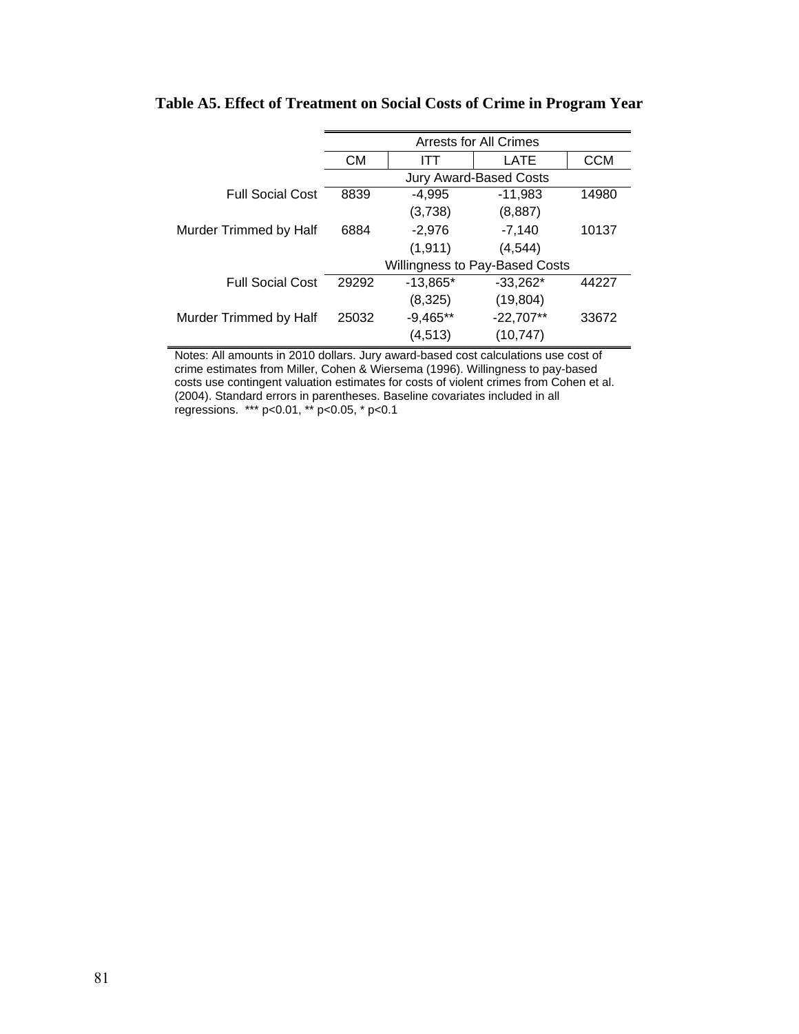**Table A5. Effect of Treatment on Social Costs of Crime in Program Year**

| | Arrests for All Crimes | | | |
|---|---|---|---|---|
| | CM | ITT | LATE | CCM |
| | Jury Award-Based Costs | | | |
| Full Social Cost | 8839 | -4,995 | -11,983 | 14980 |
| | | (3,738) | (8,887) | |
| Murder Trimmed by Half | 6884 | -2,976 | -7,140 | 10137 |
| | | (1,911) | (4,544) | |
| | Willingness to Pay-Based Costs | | | |
| Full Social Cost | 29292 | -13,865* | -33,262* | 44227 |
| | | (8,325) | (19,804) | |
| Murder Trimmed by Half | 25032 | -9,465** | -22,707** | 33672 |
| | | (4,513) | (10,747) | |

Notes: All amounts in 2010 dollars. Jury award-based cost calculations use cost of crime estimates from Miller, Cohen & Wiersema (1996). Willingness to pay-based costs use contingent valuation estimates for costs of violent crimes from Cohen et al. (2004). Standard errors in parentheses. Baseline covariates included in all regressions. *** $p<0.01$, ** $p<0.05$, * $p<0.1$